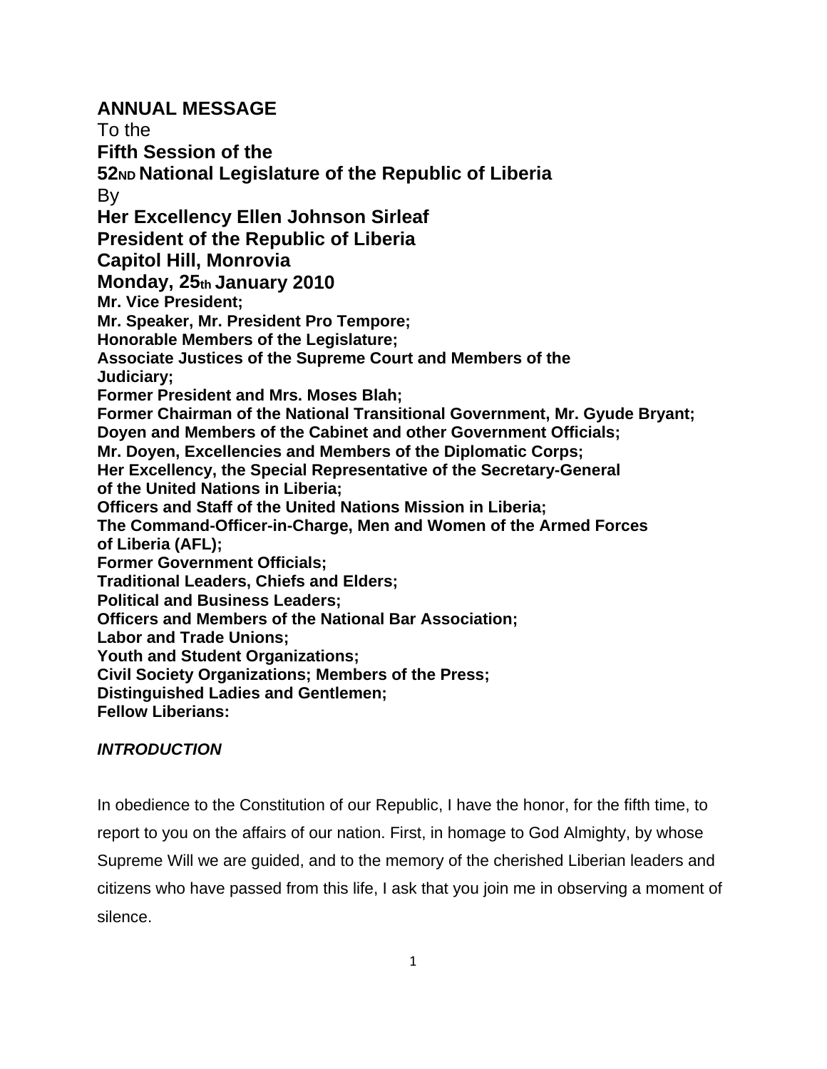**ANNUAL MESSAGE**

To the

**Fifth Session of the**

**52ND National Legislature of the Republic of Liberia**

By

**Her Excellency Ellen Johnson Sirleaf**

**President of the Republic of Liberia**

**Capitol Hill, Monrovia**

**Monday, 25th January 2010**

**Mr. Vice President;**
**Mr. Speaker, Mr. President Pro Tempore;**
**Honorable Members of the Legislature;**
**Associate Justices of the Supreme Court and Members of the Judiciary;**
**Former President and Mrs. Moses Blah;**
**Former Chairman of the National Transitional Government, Mr. Gyude Bryant;**
**Doyen and Members of the Cabinet and other Government Officials;**
**Mr. Doyen, Excellencies and Members of the Diplomatic Corps;**
**Her Excellency, the Special Representative of the Secretary-General of the United Nations in Liberia;**
**Officers and Staff of the United Nations Mission in Liberia;**
**The Command-Officer-in-Charge, Men and Women of the Armed Forces of Liberia (AFL);**
**Former Government Officials;**
**Traditional Leaders, Chiefs and Elders;**
**Political and Business Leaders;**
**Officers and Members of the National Bar Association;**
**Labor and Trade Unions;**
**Youth and Student Organizations;**
**Civil Society Organizations; Members of the Press;**
**Distinguished Ladies and Gentlemen;**
**Fellow Liberians:**

***INTRODUCTION***

In obedience to the Constitution of our Republic, I have the honor, for the fifth time, to report to you on the affairs of our nation. First, in homage to God Almighty, by whose Supreme Will we are guided, and to the memory of the cherished Liberian leaders and citizens who have passed from this life, I ask that you join me in observing a moment of silence.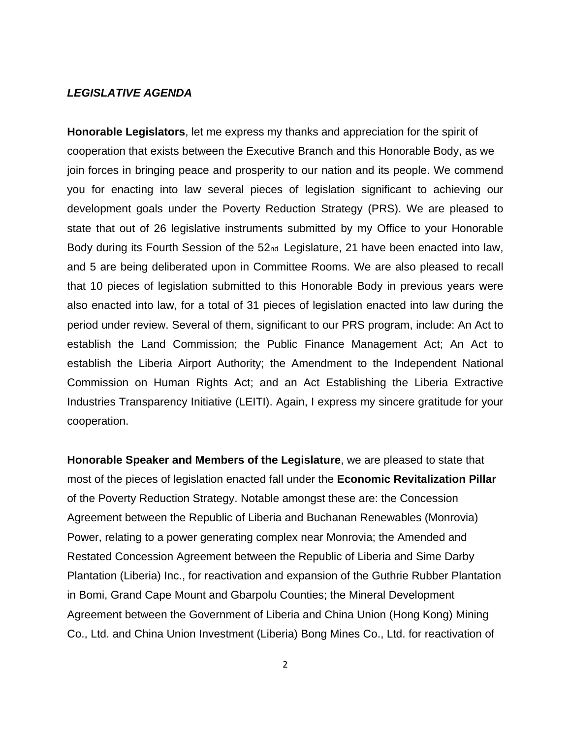***LEGISLATIVE AGENDA***

**Honorable Legislators**, let me express my thanks and appreciation for the spirit of cooperation that exists between the Executive Branch and this Honorable Body, as we join forces in bringing peace and prosperity to our nation and its people. We commend you for enacting into law several pieces of legislation significant to achieving our development goals under the Poverty Reduction Strategy (PRS). We are pleased to state that out of 26 legislative instruments submitted by my Office to your Honorable Body during its Fourth Session of the 52nd Legislature, 21 have been enacted into law, and 5 are being deliberated upon in Committee Rooms. We are also pleased to recall that 10 pieces of legislation submitted to this Honorable Body in previous years were also enacted into law, for a total of 31 pieces of legislation enacted into law during the period under review. Several of them, significant to our PRS program, include: An Act to establish the Land Commission; the Public Finance Management Act; An Act to establish the Liberia Airport Authority; the Amendment to the Independent National Commission on Human Rights Act; and an Act Establishing the Liberia Extractive Industries Transparency Initiative (LEITI). Again, I express my sincere gratitude for your cooperation.

**Honorable Speaker and Members of the Legislature**, we are pleased to state that most of the pieces of legislation enacted fall under the **Economic Revitalization Pillar** of the Poverty Reduction Strategy. Notable amongst these are: the Concession Agreement between the Republic of Liberia and Buchanan Renewables (Monrovia) Power, relating to a power generating complex near Monrovia; the Amended and Restated Concession Agreement between the Republic of Liberia and Sime Darby Plantation (Liberia) Inc., for reactivation and expansion of the Guthrie Rubber Plantation in Bomi, Grand Cape Mount and Gbarpolu Counties; the Mineral Development Agreement between the Government of Liberia and China Union (Hong Kong) Mining Co., Ltd. and China Union Investment (Liberia) Bong Mines Co., Ltd. for reactivation of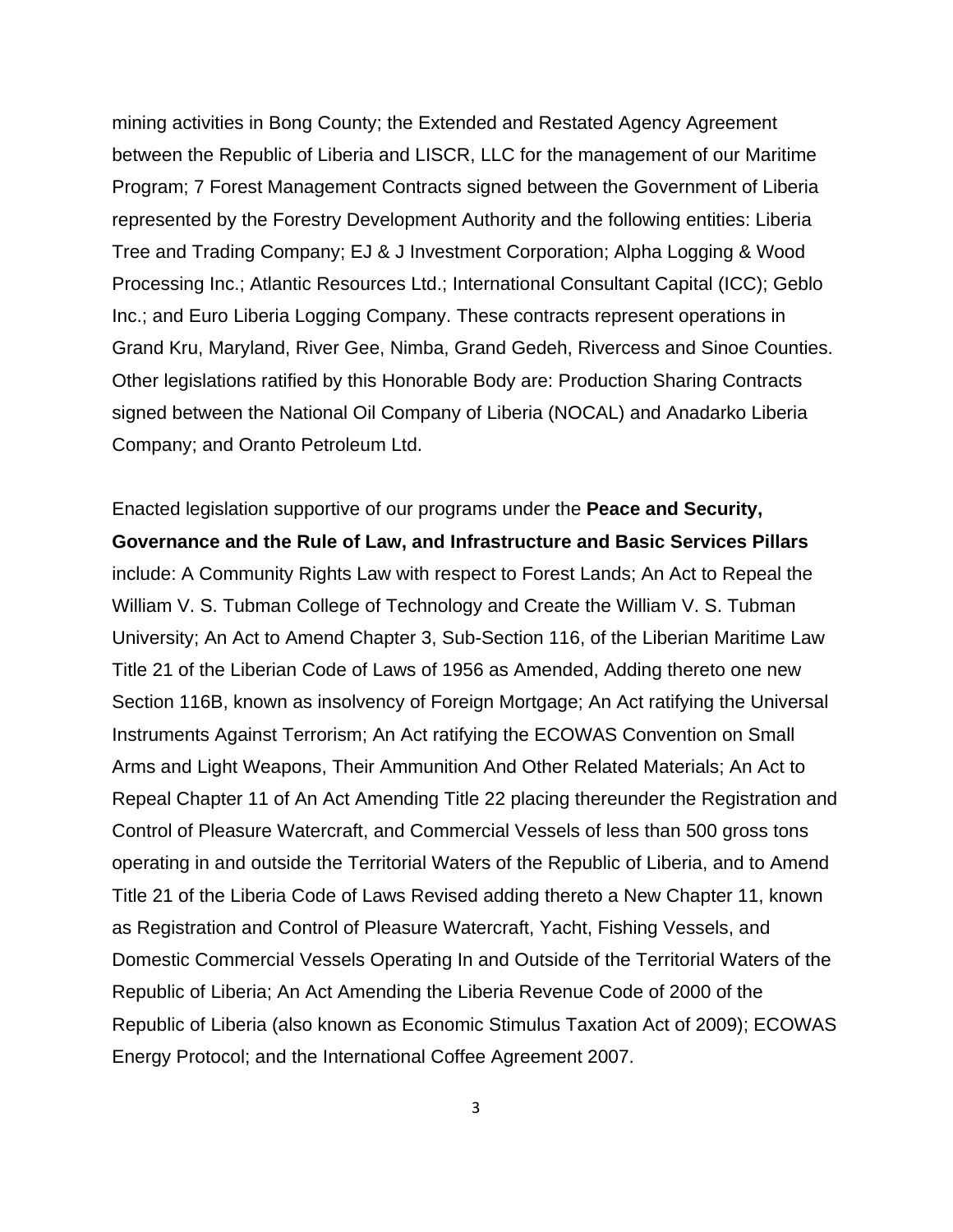mining activities in Bong County; the Extended and Restated Agency Agreement between the Republic of Liberia and LISCR, LLC for the management of our Maritime Program; 7 Forest Management Contracts signed between the Government of Liberia represented by the Forestry Development Authority and the following entities: Liberia Tree and Trading Company; EJ & J Investment Corporation; Alpha Logging & Wood Processing Inc.; Atlantic Resources Ltd.; International Consultant Capital (ICC); Geblo Inc.; and Euro Liberia Logging Company. These contracts represent operations in Grand Kru, Maryland, River Gee, Nimba, Grand Gedeh, Rivercess and Sinoe Counties. Other legislations ratified by this Honorable Body are: Production Sharing Contracts signed between the National Oil Company of Liberia (NOCAL) and Anadarko Liberia Company; and Oranto Petroleum Ltd.

Enacted legislation supportive of our programs under the **Peace and Security, Governance and the Rule of Law, and Infrastructure and Basic Services Pillars** include: A Community Rights Law with respect to Forest Lands; An Act to Repeal the William V. S. Tubman College of Technology and Create the William V. S. Tubman University; An Act to Amend Chapter 3, Sub-Section 116, of the Liberian Maritime Law Title 21 of the Liberian Code of Laws of 1956 as Amended, Adding thereto one new Section 116B, known as insolvency of Foreign Mortgage; An Act ratifying the Universal Instruments Against Terrorism; An Act ratifying the ECOWAS Convention on Small Arms and Light Weapons, Their Ammunition And Other Related Materials; An Act to Repeal Chapter 11 of An Act Amending Title 22 placing thereunder the Registration and Control of Pleasure Watercraft, and Commercial Vessels of less than 500 gross tons operating in and outside the Territorial Waters of the Republic of Liberia, and to Amend Title 21 of the Liberia Code of Laws Revised adding thereto a New Chapter 11, known as Registration and Control of Pleasure Watercraft, Yacht, Fishing Vessels, and Domestic Commercial Vessels Operating In and Outside of the Territorial Waters of the Republic of Liberia; An Act Amending the Liberia Revenue Code of 2000 of the Republic of Liberia (also known as Economic Stimulus Taxation Act of 2009); ECOWAS Energy Protocol; and the International Coffee Agreement 2007.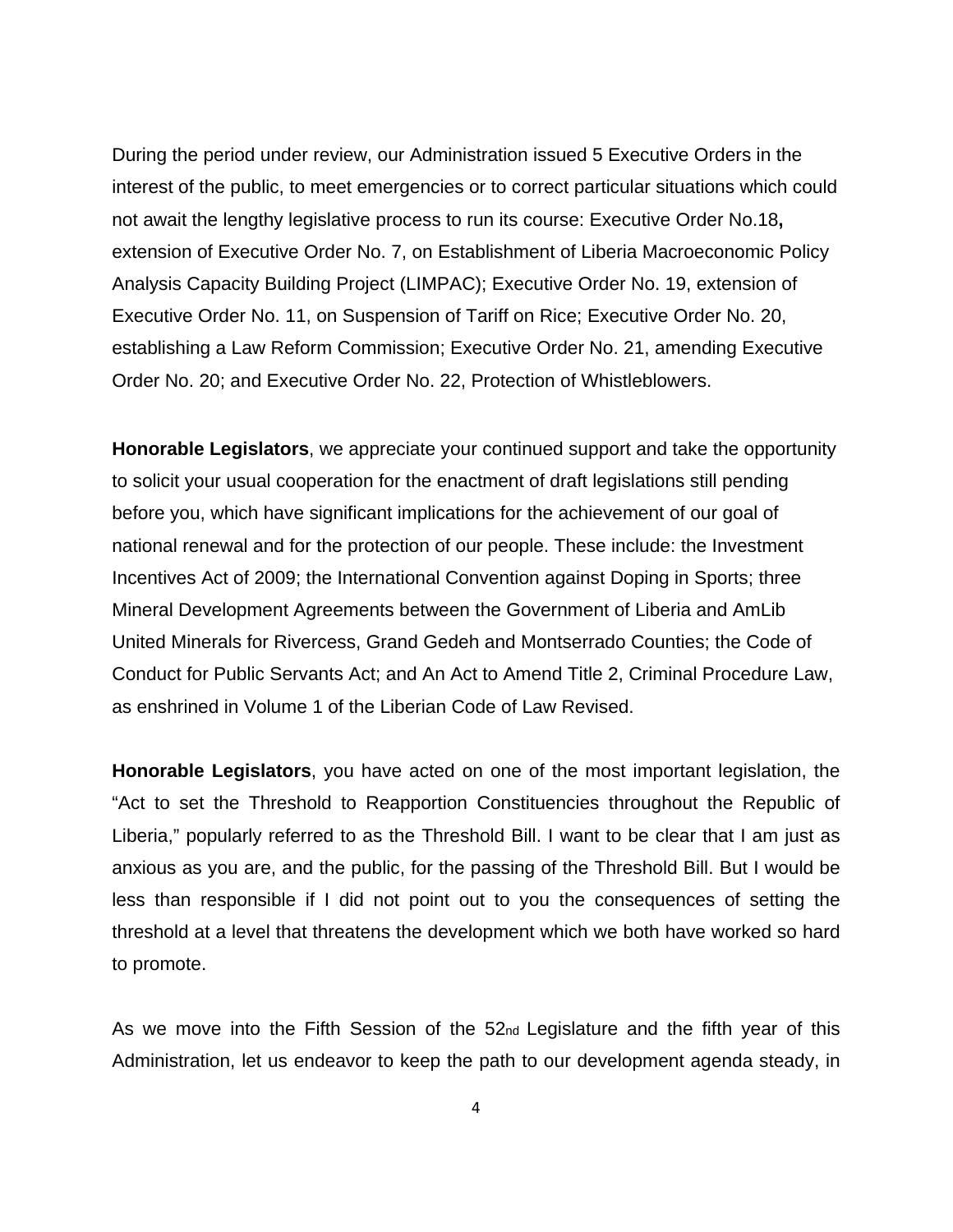During the period under review, our Administration issued 5 Executive Orders in the interest of the public, to meet emergencies or to correct particular situations which could not await the lengthy legislative process to run its course: Executive Order No.18**,** extension of Executive Order No. 7, on Establishment of Liberia Macroeconomic Policy Analysis Capacity Building Project (LIMPAC); Executive Order No. 19, extension of Executive Order No. 11, on Suspension of Tariff on Rice; Executive Order No. 20, establishing a Law Reform Commission; Executive Order No. 21, amending Executive Order No. 20; and Executive Order No. 22, Protection of Whistleblowers.

**Honorable Legislators**, we appreciate your continued support and take the opportunity to solicit your usual cooperation for the enactment of draft legislations still pending before you, which have significant implications for the achievement of our goal of national renewal and for the protection of our people. These include: the Investment Incentives Act of 2009; the International Convention against Doping in Sports; three Mineral Development Agreements between the Government of Liberia and AmLib United Minerals for Rivercess, Grand Gedeh and Montserrado Counties; the Code of Conduct for Public Servants Act; and An Act to Amend Title 2, Criminal Procedure Law, as enshrined in Volume 1 of the Liberian Code of Law Revised.

**Honorable Legislators**, you have acted on one of the most important legislation, the "Act to set the Threshold to Reapportion Constituencies throughout the Republic of Liberia," popularly referred to as the Threshold Bill. I want to be clear that I am just as anxious as you are, and the public, for the passing of the Threshold Bill. But I would be less than responsible if I did not point out to you the consequences of setting the threshold at a level that threatens the development which we both have worked so hard to promote.

As we move into the Fifth Session of the 52nd Legislature and the fifth year of this Administration, let us endeavor to keep the path to our development agenda steady, in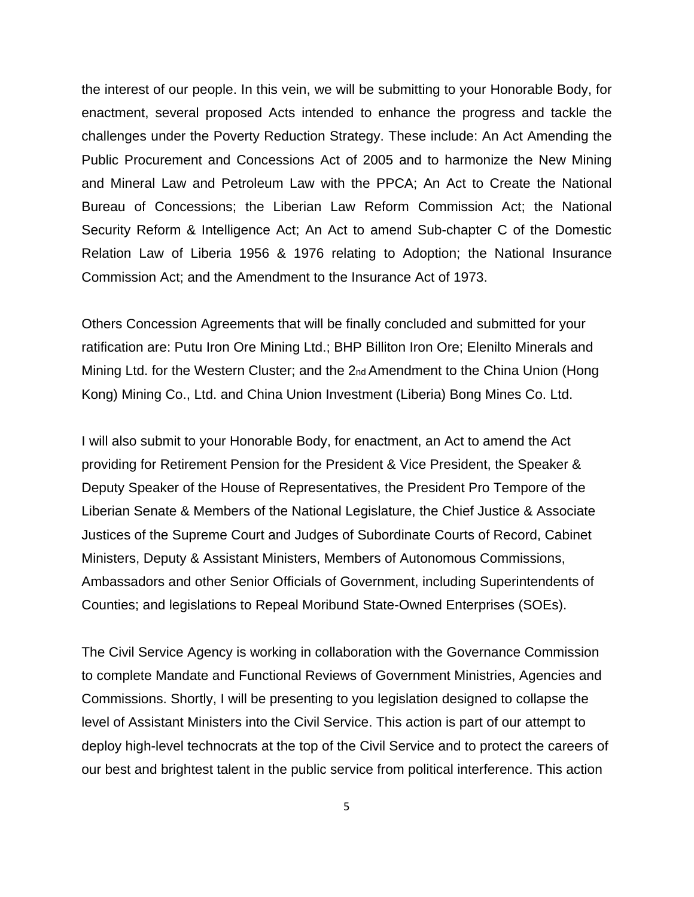the interest of our people. In this vein, we will be submitting to your Honorable Body, for enactment, several proposed Acts intended to enhance the progress and tackle the challenges under the Poverty Reduction Strategy. These include: An Act Amending the Public Procurement and Concessions Act of 2005 and to harmonize the New Mining and Mineral Law and Petroleum Law with the PPCA; An Act to Create the National Bureau of Concessions; the Liberian Law Reform Commission Act; the National Security Reform & Intelligence Act; An Act to amend Sub-chapter C of the Domestic Relation Law of Liberia 1956 & 1976 relating to Adoption; the National Insurance Commission Act; and the Amendment to the Insurance Act of 1973.

Others Concession Agreements that will be finally concluded and submitted for your ratification are: Putu Iron Ore Mining Ltd.; BHP Billiton Iron Ore; Elenilto Minerals and Mining Ltd. for the Western Cluster; and the 2nd Amendment to the China Union (Hong Kong) Mining Co., Ltd. and China Union Investment (Liberia) Bong Mines Co. Ltd.

I will also submit to your Honorable Body, for enactment, an Act to amend the Act providing for Retirement Pension for the President & Vice President, the Speaker & Deputy Speaker of the House of Representatives, the President Pro Tempore of the Liberian Senate & Members of the National Legislature, the Chief Justice & Associate Justices of the Supreme Court and Judges of Subordinate Courts of Record, Cabinet Ministers, Deputy & Assistant Ministers, Members of Autonomous Commissions, Ambassadors and other Senior Officials of Government, including Superintendents of Counties; and legislations to Repeal Moribund State-Owned Enterprises (SOEs).

The Civil Service Agency is working in collaboration with the Governance Commission to complete Mandate and Functional Reviews of Government Ministries, Agencies and Commissions. Shortly, I will be presenting to you legislation designed to collapse the level of Assistant Ministers into the Civil Service. This action is part of our attempt to deploy high-level technocrats at the top of the Civil Service and to protect the careers of our best and brightest talent in the public service from political interference. This action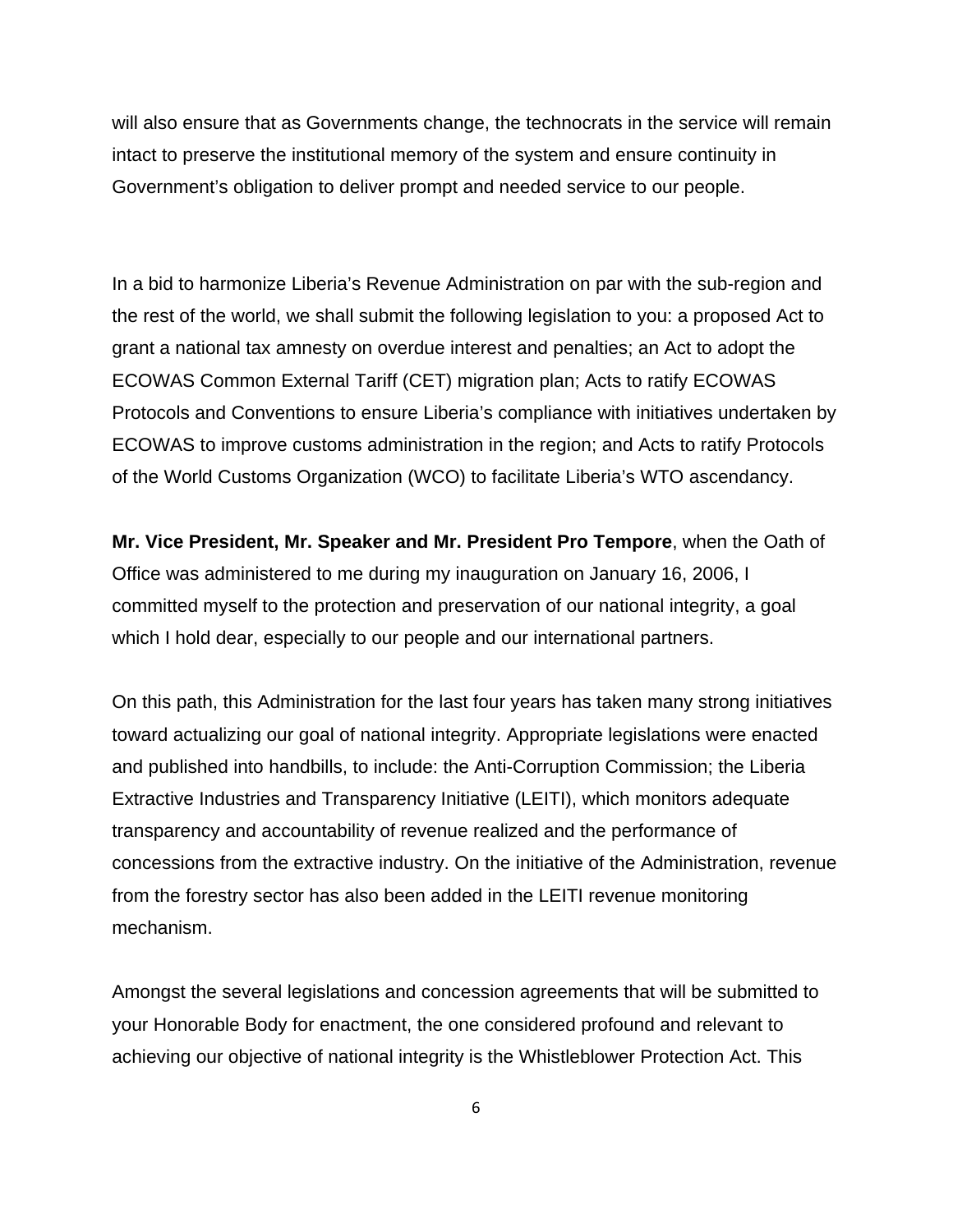will also ensure that as Governments change, the technocrats in the service will remain intact to preserve the institutional memory of the system and ensure continuity in Government's obligation to deliver prompt and needed service to our people.

In a bid to harmonize Liberia's Revenue Administration on par with the sub-region and the rest of the world, we shall submit the following legislation to you: a proposed Act to grant a national tax amnesty on overdue interest and penalties; an Act to adopt the ECOWAS Common External Tariff (CET) migration plan; Acts to ratify ECOWAS Protocols and Conventions to ensure Liberia's compliance with initiatives undertaken by ECOWAS to improve customs administration in the region; and Acts to ratify Protocols of the World Customs Organization (WCO) to facilitate Liberia's WTO ascendancy.

**Mr. Vice President, Mr. Speaker and Mr. President Pro Tempore**, when the Oath of Office was administered to me during my inauguration on January 16, 2006, I committed myself to the protection and preservation of our national integrity, a goal which I hold dear, especially to our people and our international partners.

On this path, this Administration for the last four years has taken many strong initiatives toward actualizing our goal of national integrity. Appropriate legislations were enacted and published into handbills, to include: the Anti-Corruption Commission; the Liberia Extractive Industries and Transparency Initiative (LEITI), which monitors adequate transparency and accountability of revenue realized and the performance of concessions from the extractive industry. On the initiative of the Administration, revenue from the forestry sector has also been added in the LEITI revenue monitoring mechanism.

Amongst the several legislations and concession agreements that will be submitted to your Honorable Body for enactment, the one considered profound and relevant to achieving our objective of national integrity is the Whistleblower Protection Act. This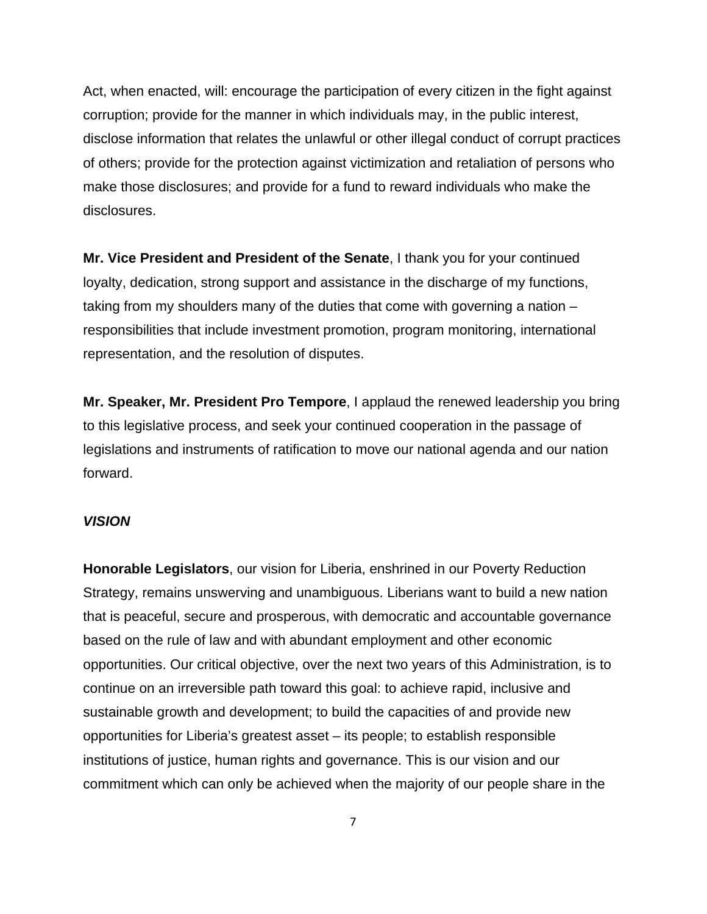Act, when enacted, will: encourage the participation of every citizen in the fight against corruption; provide for the manner in which individuals may, in the public interest, disclose information that relates the unlawful or other illegal conduct of corrupt practices of others; provide for the protection against victimization and retaliation of persons who make those disclosures; and provide for a fund to reward individuals who make the disclosures.

**Mr. Vice President and President of the Senate**, I thank you for your continued loyalty, dedication, strong support and assistance in the discharge of my functions, taking from my shoulders many of the duties that come with governing a nation – responsibilities that include investment promotion, program monitoring, international representation, and the resolution of disputes.

**Mr. Speaker, Mr. President Pro Tempore**, I applaud the renewed leadership you bring to this legislative process, and seek your continued cooperation in the passage of legislations and instruments of ratification to move our national agenda and our nation forward.

***VISION***

**Honorable Legislators**, our vision for Liberia, enshrined in our Poverty Reduction Strategy, remains unswerving and unambiguous. Liberians want to build a new nation that is peaceful, secure and prosperous, with democratic and accountable governance based on the rule of law and with abundant employment and other economic opportunities. Our critical objective, over the next two years of this Administration, is to continue on an irreversible path toward this goal: to achieve rapid, inclusive and sustainable growth and development; to build the capacities of and provide new opportunities for Liberia's greatest asset – its people; to establish responsible institutions of justice, human rights and governance. This is our vision and our commitment which can only be achieved when the majority of our people share in the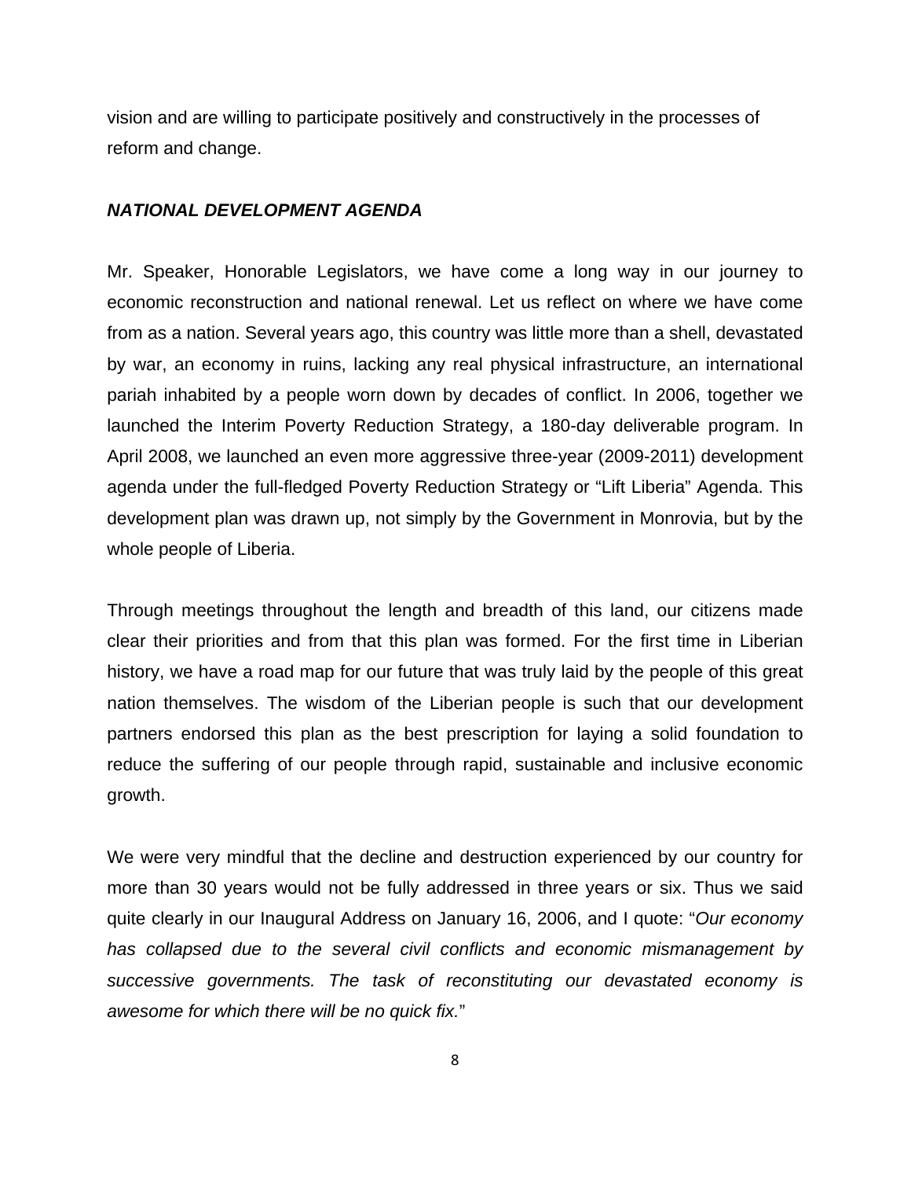vision and are willing to participate positively and constructively in the processes of reform and change.

***NATIONAL DEVELOPMENT AGENDA***

Mr. Speaker, Honorable Legislators, we have come a long way in our journey to economic reconstruction and national renewal. Let us reflect on where we have come from as a nation. Several years ago, this country was little more than a shell, devastated by war, an economy in ruins, lacking any real physical infrastructure, an international pariah inhabited by a people worn down by decades of conflict. In 2006, together we launched the Interim Poverty Reduction Strategy, a 180-day deliverable program. In April 2008, we launched an even more aggressive three-year (2009-2011) development agenda under the full-fledged Poverty Reduction Strategy or "Lift Liberia" Agenda. This development plan was drawn up, not simply by the Government in Monrovia, but by the whole people of Liberia.

Through meetings throughout the length and breadth of this land, our citizens made clear their priorities and from that this plan was formed. For the first time in Liberian history, we have a road map for our future that was truly laid by the people of this great nation themselves. The wisdom of the Liberian people is such that our development partners endorsed this plan as the best prescription for laying a solid foundation to reduce the suffering of our people through rapid, sustainable and inclusive economic growth.

We were very mindful that the decline and destruction experienced by our country for more than 30 years would not be fully addressed in three years or six. Thus we said quite clearly in our Inaugural Address on January 16, 2006, and I quote: "*Our economy has collapsed due to the several civil conflicts and economic mismanagement by successive governments. The task of reconstituting our devastated economy is awesome for which there will be no quick fix.*"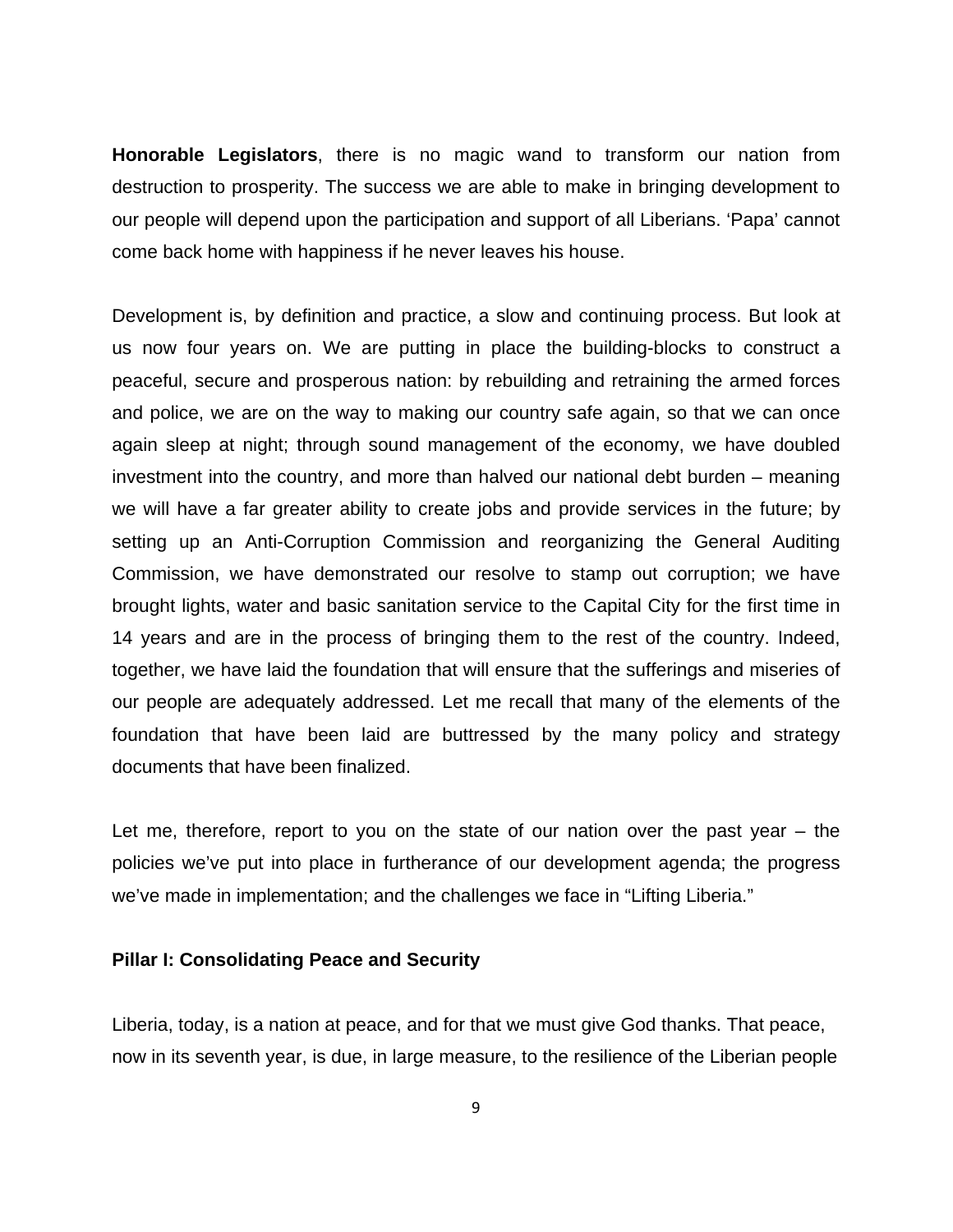**Honorable Legislators**, there is no magic wand to transform our nation from destruction to prosperity. The success we are able to make in bringing development to our people will depend upon the participation and support of all Liberians. 'Papa' cannot come back home with happiness if he never leaves his house.

Development is, by definition and practice, a slow and continuing process. But look at us now four years on. We are putting in place the building-blocks to construct a peaceful, secure and prosperous nation: by rebuilding and retraining the armed forces and police, we are on the way to making our country safe again, so that we can once again sleep at night; through sound management of the economy, we have doubled investment into the country, and more than halved our national debt burden – meaning we will have a far greater ability to create jobs and provide services in the future; by setting up an Anti-Corruption Commission and reorganizing the General Auditing Commission, we have demonstrated our resolve to stamp out corruption; we have brought lights, water and basic sanitation service to the Capital City for the first time in 14 years and are in the process of bringing them to the rest of the country. Indeed, together, we have laid the foundation that will ensure that the sufferings and miseries of our people are adequately addressed. Let me recall that many of the elements of the foundation that have been laid are buttressed by the many policy and strategy documents that have been finalized.

Let me, therefore, report to you on the state of our nation over the past year – the policies we've put into place in furtherance of our development agenda; the progress we've made in implementation; and the challenges we face in "Lifting Liberia."

**Pillar I: Consolidating Peace and Security**

Liberia, today, is a nation at peace, and for that we must give God thanks. That peace, now in its seventh year, is due, in large measure, to the resilience of the Liberian people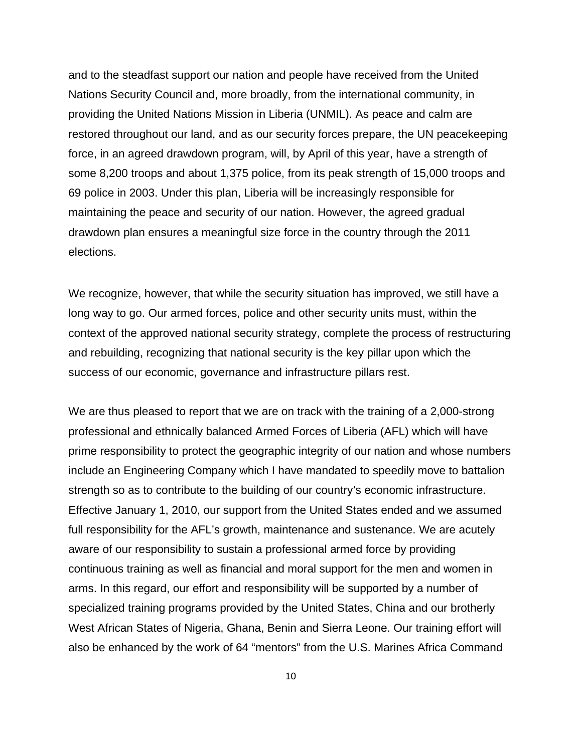and to the steadfast support our nation and people have received from the United Nations Security Council and, more broadly, from the international community, in providing the United Nations Mission in Liberia (UNMIL). As peace and calm are restored throughout our land, and as our security forces prepare, the UN peacekeeping force, in an agreed drawdown program, will, by April of this year, have a strength of some 8,200 troops and about 1,375 police, from its peak strength of 15,000 troops and 69 police in 2003. Under this plan, Liberia will be increasingly responsible for maintaining the peace and security of our nation. However, the agreed gradual drawdown plan ensures a meaningful size force in the country through the 2011 elections.

We recognize, however, that while the security situation has improved, we still have a long way to go. Our armed forces, police and other security units must, within the context of the approved national security strategy, complete the process of restructuring and rebuilding, recognizing that national security is the key pillar upon which the success of our economic, governance and infrastructure pillars rest.

We are thus pleased to report that we are on track with the training of a 2,000-strong professional and ethnically balanced Armed Forces of Liberia (AFL) which will have prime responsibility to protect the geographic integrity of our nation and whose numbers include an Engineering Company which I have mandated to speedily move to battalion strength so as to contribute to the building of our country's economic infrastructure. Effective January 1, 2010, our support from the United States ended and we assumed full responsibility for the AFL's growth, maintenance and sustenance. We are acutely aware of our responsibility to sustain a professional armed force by providing continuous training as well as financial and moral support for the men and women in arms. In this regard, our effort and responsibility will be supported by a number of specialized training programs provided by the United States, China and our brotherly West African States of Nigeria, Ghana, Benin and Sierra Leone. Our training effort will also be enhanced by the work of 64 "mentors" from the U.S. Marines Africa Command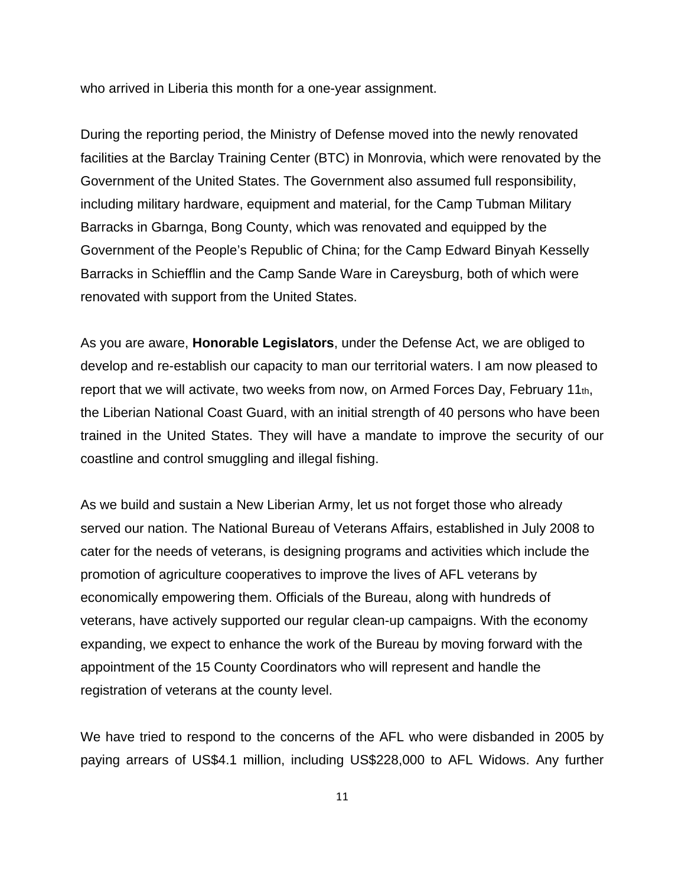who arrived in Liberia this month for a one-year assignment.

During the reporting period, the Ministry of Defense moved into the newly renovated facilities at the Barclay Training Center (BTC) in Monrovia, which were renovated by the Government of the United States. The Government also assumed full responsibility, including military hardware, equipment and material, for the Camp Tubman Military Barracks in Gbarnga, Bong County, which was renovated and equipped by the Government of the People's Republic of China; for the Camp Edward Binyah Kesselly Barracks in Schiefflin and the Camp Sande Ware in Careysburg, both of which were renovated with support from the United States.

As you are aware, **Honorable Legislators**, under the Defense Act, we are obliged to develop and re-establish our capacity to man our territorial waters. I am now pleased to report that we will activate, two weeks from now, on Armed Forces Day, February 11th, the Liberian National Coast Guard, with an initial strength of 40 persons who have been trained in the United States. They will have a mandate to improve the security of our coastline and control smuggling and illegal fishing.

As we build and sustain a New Liberian Army, let us not forget those who already served our nation. The National Bureau of Veterans Affairs, established in July 2008 to cater for the needs of veterans, is designing programs and activities which include the promotion of agriculture cooperatives to improve the lives of AFL veterans by economically empowering them. Officials of the Bureau, along with hundreds of veterans, have actively supported our regular clean-up campaigns. With the economy expanding, we expect to enhance the work of the Bureau by moving forward with the appointment of the 15 County Coordinators who will represent and handle the registration of veterans at the county level.

We have tried to respond to the concerns of the AFL who were disbanded in 2005 by paying arrears of US$4.1 million, including US$228,000 to AFL Widows. Any further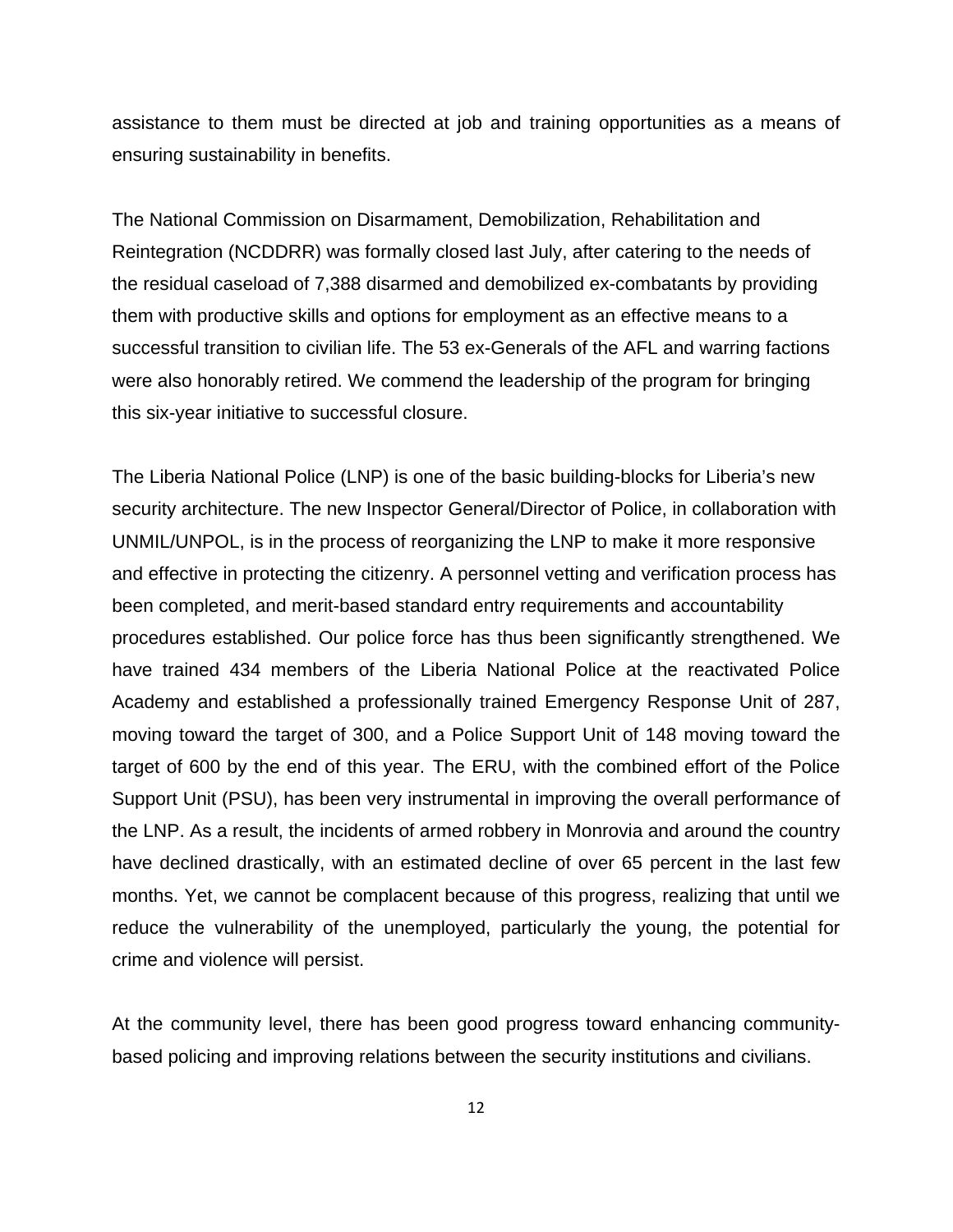assistance to them must be directed at job and training opportunities as a means of ensuring sustainability in benefits.

The National Commission on Disarmament, Demobilization, Rehabilitation and Reintegration (NCDDRR) was formally closed last July, after catering to the needs of the residual caseload of 7,388 disarmed and demobilized ex-combatants by providing them with productive skills and options for employment as an effective means to a successful transition to civilian life. The 53 ex-Generals of the AFL and warring factions were also honorably retired. We commend the leadership of the program for bringing this six-year initiative to successful closure.

The Liberia National Police (LNP) is one of the basic building-blocks for Liberia's new security architecture. The new Inspector General/Director of Police, in collaboration with UNMIL/UNPOL, is in the process of reorganizing the LNP to make it more responsive and effective in protecting the citizenry. A personnel vetting and verification process has been completed, and merit-based standard entry requirements and accountability procedures established. Our police force has thus been significantly strengthened. We have trained 434 members of the Liberia National Police at the reactivated Police Academy and established a professionally trained Emergency Response Unit of 287, moving toward the target of 300, and a Police Support Unit of 148 moving toward the target of 600 by the end of this year. The ERU, with the combined effort of the Police Support Unit (PSU), has been very instrumental in improving the overall performance of the LNP. As a result, the incidents of armed robbery in Monrovia and around the country have declined drastically, with an estimated decline of over 65 percent in the last few months. Yet, we cannot be complacent because of this progress, realizing that until we reduce the vulnerability of the unemployed, particularly the young, the potential for crime and violence will persist.

At the community level, there has been good progress toward enhancing community-based policing and improving relations between the security institutions and civilians.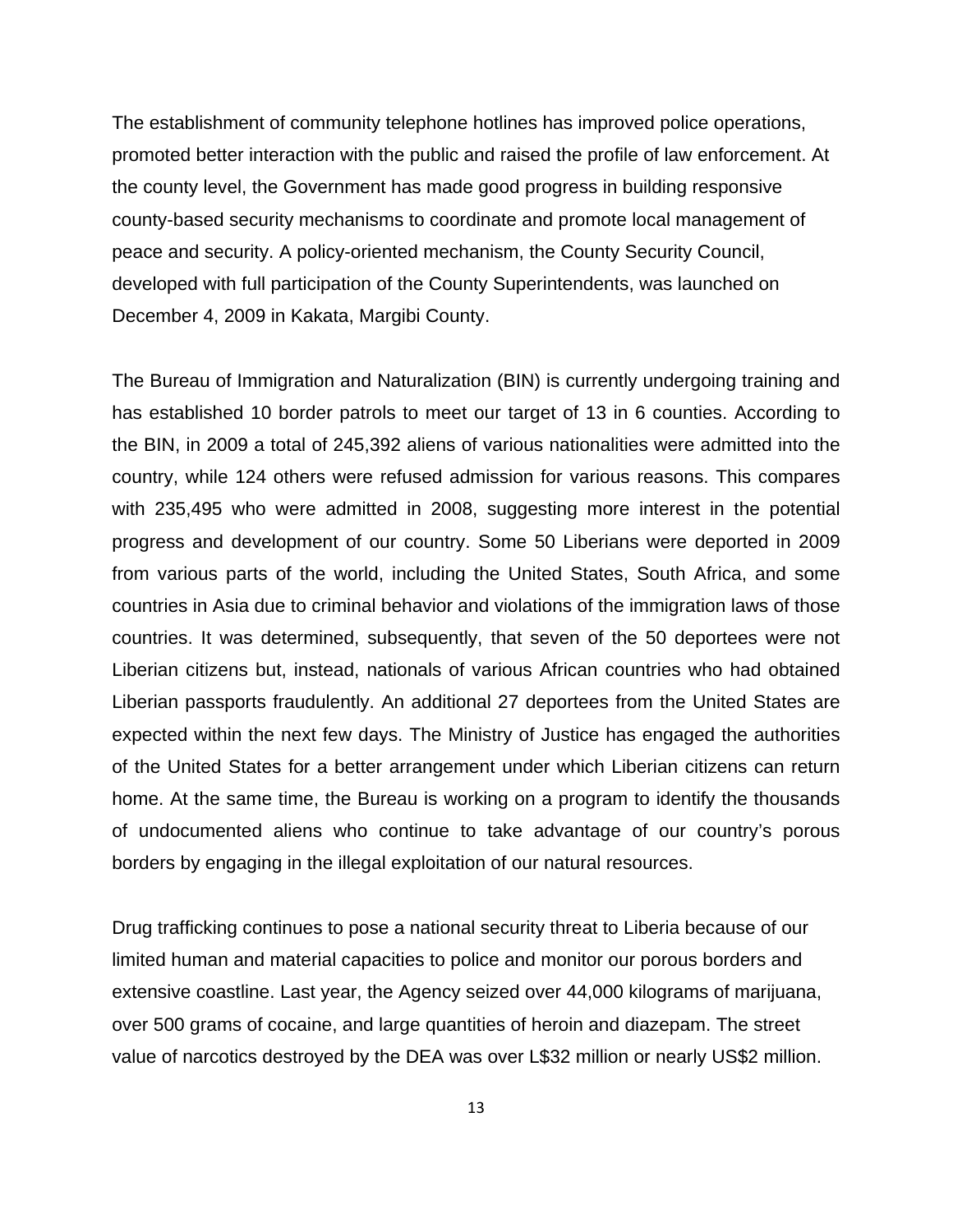The establishment of community telephone hotlines has improved police operations, promoted better interaction with the public and raised the profile of law enforcement. At the county level, the Government has made good progress in building responsive county-based security mechanisms to coordinate and promote local management of peace and security. A policy-oriented mechanism, the County Security Council, developed with full participation of the County Superintendents, was launched on December 4, 2009 in Kakata, Margibi County.

The Bureau of Immigration and Naturalization (BIN) is currently undergoing training and has established 10 border patrols to meet our target of 13 in 6 counties. According to the BIN, in 2009 a total of 245,392 aliens of various nationalities were admitted into the country, while 124 others were refused admission for various reasons. This compares with 235,495 who were admitted in 2008, suggesting more interest in the potential progress and development of our country. Some 50 Liberians were deported in 2009 from various parts of the world, including the United States, South Africa, and some countries in Asia due to criminal behavior and violations of the immigration laws of those countries. It was determined, subsequently, that seven of the 50 deportees were not Liberian citizens but, instead, nationals of various African countries who had obtained Liberian passports fraudulently. An additional 27 deportees from the United States are expected within the next few days. The Ministry of Justice has engaged the authorities of the United States for a better arrangement under which Liberian citizens can return home. At the same time, the Bureau is working on a program to identify the thousands of undocumented aliens who continue to take advantage of our country's porous borders by engaging in the illegal exploitation of our natural resources.

Drug trafficking continues to pose a national security threat to Liberia because of our limited human and material capacities to police and monitor our porous borders and extensive coastline. Last year, the Agency seized over 44,000 kilograms of marijuana, over 500 grams of cocaine, and large quantities of heroin and diazepam. The street value of narcotics destroyed by the DEA was over L$32 million or nearly US$2 million.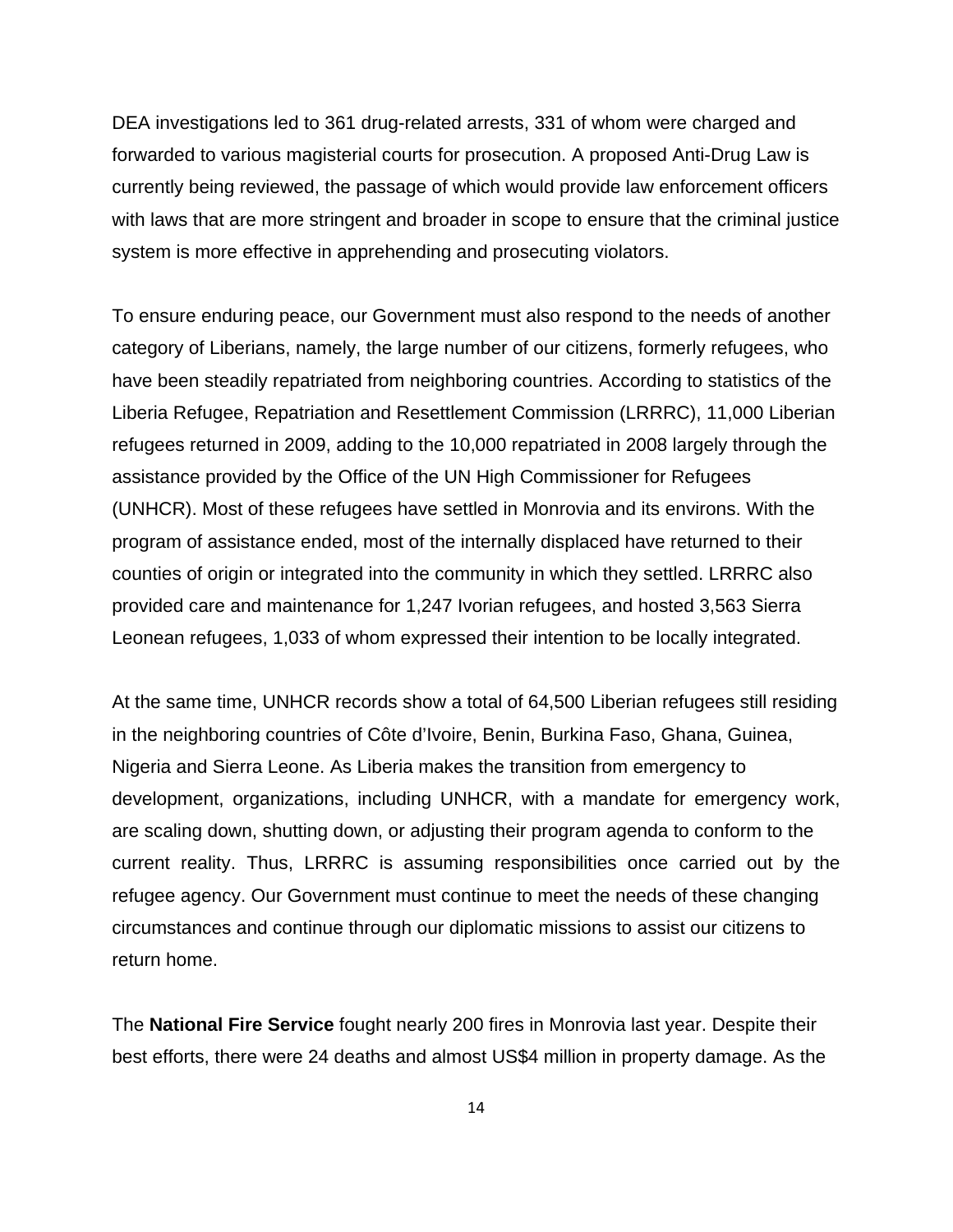DEA investigations led to 361 drug-related arrests, 331 of whom were charged and forwarded to various magisterial courts for prosecution. A proposed Anti-Drug Law is currently being reviewed, the passage of which would provide law enforcement officers with laws that are more stringent and broader in scope to ensure that the criminal justice system is more effective in apprehending and prosecuting violators.

To ensure enduring peace, our Government must also respond to the needs of another category of Liberians, namely, the large number of our citizens, formerly refugees, who have been steadily repatriated from neighboring countries. According to statistics of the Liberia Refugee, Repatriation and Resettlement Commission (LRRRC), 11,000 Liberian refugees returned in 2009, adding to the 10,000 repatriated in 2008 largely through the assistance provided by the Office of the UN High Commissioner for Refugees (UNHCR). Most of these refugees have settled in Monrovia and its environs. With the program of assistance ended, most of the internally displaced have returned to their counties of origin or integrated into the community in which they settled. LRRRC also provided care and maintenance for 1,247 Ivorian refugees, and hosted 3,563 Sierra Leonean refugees, 1,033 of whom expressed their intention to be locally integrated.

At the same time, UNHCR records show a total of 64,500 Liberian refugees still residing in the neighboring countries of Côte d'Ivoire, Benin, Burkina Faso, Ghana, Guinea, Nigeria and Sierra Leone. As Liberia makes the transition from emergency to development, organizations, including UNHCR, with a mandate for emergency work, are scaling down, shutting down, or adjusting their program agenda to conform to the current reality. Thus, LRRRC is assuming responsibilities once carried out by the refugee agency. Our Government must continue to meet the needs of these changing circumstances and continue through our diplomatic missions to assist our citizens to return home.

The **National Fire Service** fought nearly 200 fires in Monrovia last year. Despite their best efforts, there were 24 deaths and almost US$4 million in property damage. As the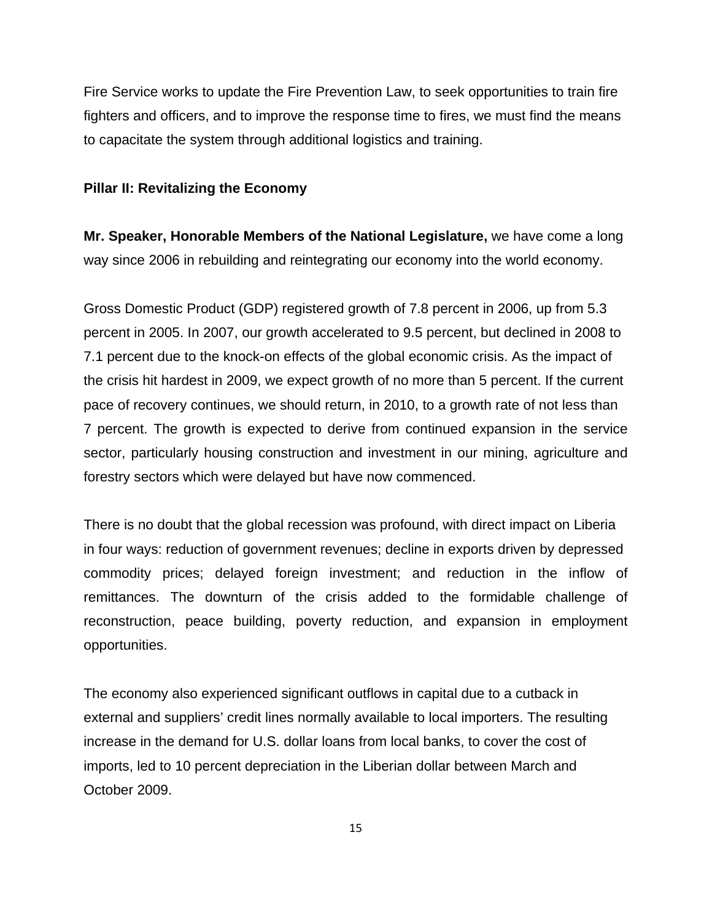Fire Service works to update the Fire Prevention Law, to seek opportunities to train fire fighters and officers, and to improve the response time to fires, we must find the means to capacitate the system through additional logistics and training.

**Pillar II: Revitalizing the Economy**

**Mr. Speaker, Honorable Members of the National Legislature,** we have come a long way since 2006 in rebuilding and reintegrating our economy into the world economy.

Gross Domestic Product (GDP) registered growth of 7.8 percent in 2006, up from 5.3 percent in 2005. In 2007, our growth accelerated to 9.5 percent, but declined in 2008 to 7.1 percent due to the knock-on effects of the global economic crisis. As the impact of the crisis hit hardest in 2009, we expect growth of no more than 5 percent. If the current pace of recovery continues, we should return, in 2010, to a growth rate of not less than 7 percent. The growth is expected to derive from continued expansion in the service sector, particularly housing construction and investment in our mining, agriculture and forestry sectors which were delayed but have now commenced.

There is no doubt that the global recession was profound, with direct impact on Liberia in four ways: reduction of government revenues; decline in exports driven by depressed commodity prices; delayed foreign investment; and reduction in the inflow of remittances. The downturn of the crisis added to the formidable challenge of reconstruction, peace building, poverty reduction, and expansion in employment opportunities.

The economy also experienced significant outflows in capital due to a cutback in external and suppliers' credit lines normally available to local importers. The resulting increase in the demand for U.S. dollar loans from local banks, to cover the cost of imports, led to 10 percent depreciation in the Liberian dollar between March and October 2009.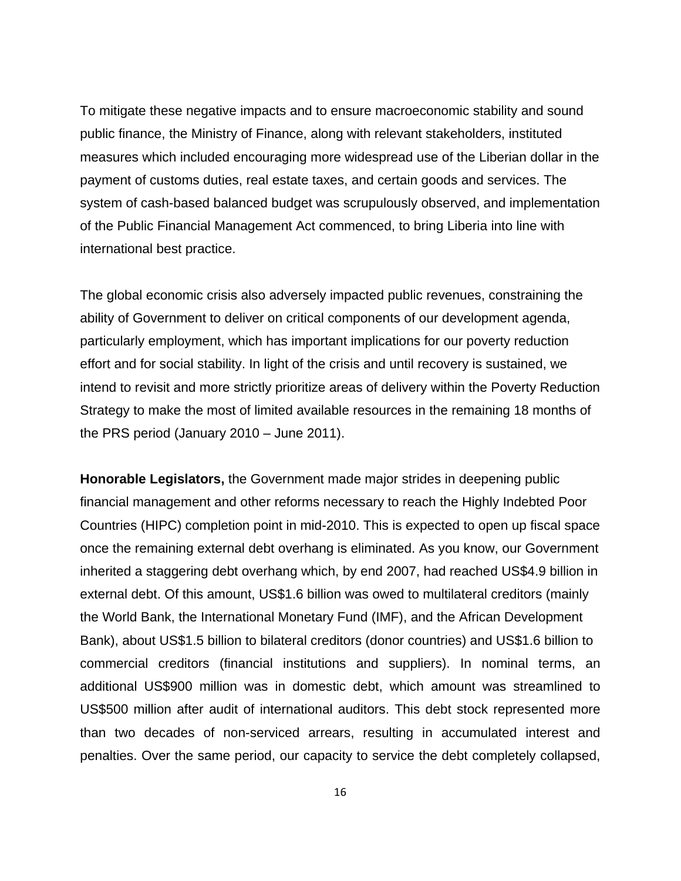To mitigate these negative impacts and to ensure macroeconomic stability and sound public finance, the Ministry of Finance, along with relevant stakeholders, instituted measures which included encouraging more widespread use of the Liberian dollar in the payment of customs duties, real estate taxes, and certain goods and services. The system of cash-based balanced budget was scrupulously observed, and implementation of the Public Financial Management Act commenced, to bring Liberia into line with international best practice.

The global economic crisis also adversely impacted public revenues, constraining the ability of Government to deliver on critical components of our development agenda, particularly employment, which has important implications for our poverty reduction effort and for social stability. In light of the crisis and until recovery is sustained, we intend to revisit and more strictly prioritize areas of delivery within the Poverty Reduction Strategy to make the most of limited available resources in the remaining 18 months of the PRS period (January 2010 – June 2011).

**Honorable Legislators,** the Government made major strides in deepening public financial management and other reforms necessary to reach the Highly Indebted Poor Countries (HIPC) completion point in mid-2010. This is expected to open up fiscal space once the remaining external debt overhang is eliminated. As you know, our Government inherited a staggering debt overhang which, by end 2007, had reached US$4.9 billion in external debt. Of this amount, US$1.6 billion was owed to multilateral creditors (mainly the World Bank, the International Monetary Fund (IMF), and the African Development Bank), about US$1.5 billion to bilateral creditors (donor countries) and US$1.6 billion to commercial creditors (financial institutions and suppliers). In nominal terms, an additional US$900 million was in domestic debt, which amount was streamlined to US$500 million after audit of international auditors. This debt stock represented more than two decades of non-serviced arrears, resulting in accumulated interest and penalties. Over the same period, our capacity to service the debt completely collapsed,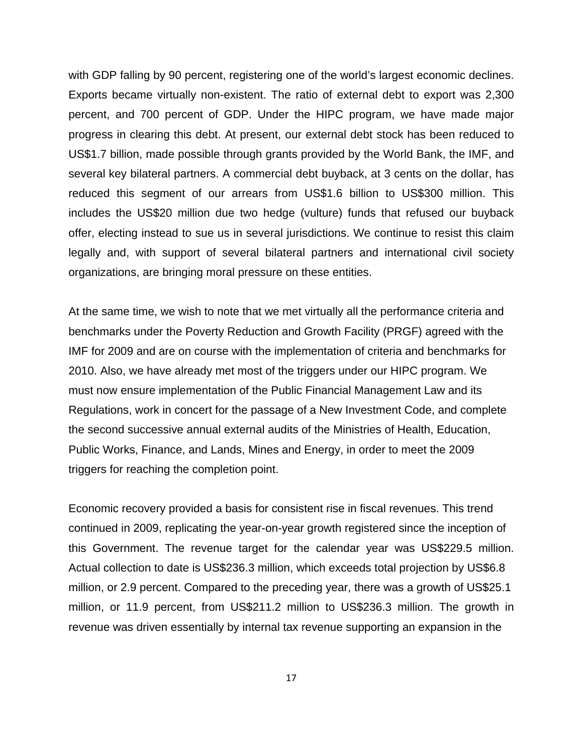with GDP falling by 90 percent, registering one of the world's largest economic declines. Exports became virtually non-existent. The ratio of external debt to export was 2,300 percent, and 700 percent of GDP. Under the HIPC program, we have made major progress in clearing this debt. At present, our external debt stock has been reduced to US$1.7 billion, made possible through grants provided by the World Bank, the IMF, and several key bilateral partners. A commercial debt buyback, at 3 cents on the dollar, has reduced this segment of our arrears from US$1.6 billion to US$300 million. This includes the US$20 million due two hedge (vulture) funds that refused our buyback offer, electing instead to sue us in several jurisdictions. We continue to resist this claim legally and, with support of several bilateral partners and international civil society organizations, are bringing moral pressure on these entities.

At the same time, we wish to note that we met virtually all the performance criteria and benchmarks under the Poverty Reduction and Growth Facility (PRGF) agreed with the IMF for 2009 and are on course with the implementation of criteria and benchmarks for 2010. Also, we have already met most of the triggers under our HIPC program. We must now ensure implementation of the Public Financial Management Law and its Regulations, work in concert for the passage of a New Investment Code, and complete the second successive annual external audits of the Ministries of Health, Education, Public Works, Finance, and Lands, Mines and Energy, in order to meet the 2009 triggers for reaching the completion point.

Economic recovery provided a basis for consistent rise in fiscal revenues. This trend continued in 2009, replicating the year-on-year growth registered since the inception of this Government. The revenue target for the calendar year was US$229.5 million. Actual collection to date is US$236.3 million, which exceeds total projection by US$6.8 million, or 2.9 percent. Compared to the preceding year, there was a growth of US$25.1 million, or 11.9 percent, from US$211.2 million to US$236.3 million. The growth in revenue was driven essentially by internal tax revenue supporting an expansion in the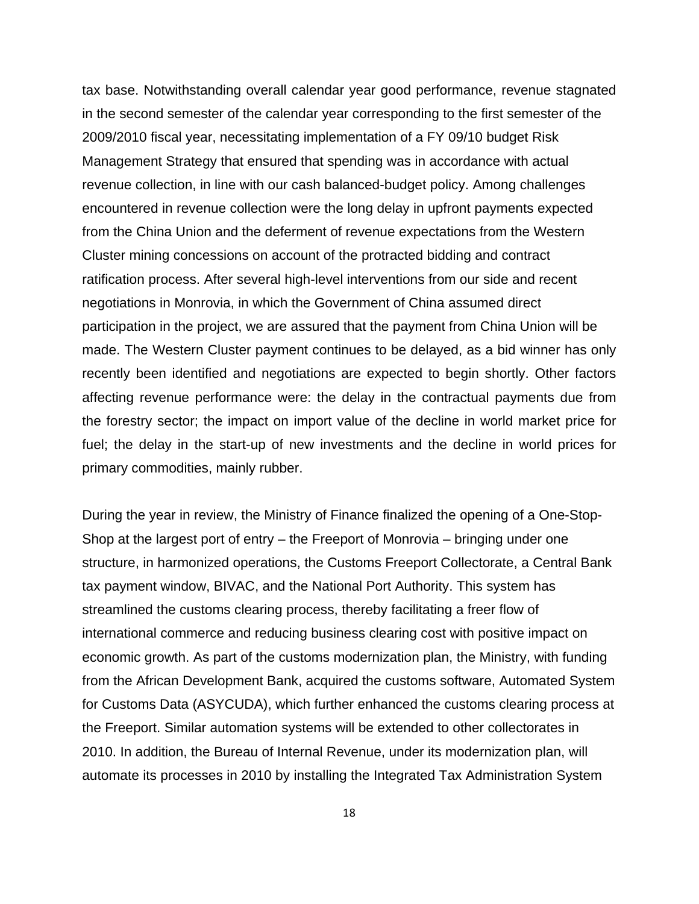tax base. Notwithstanding overall calendar year good performance, revenue stagnated in the second semester of the calendar year corresponding to the first semester of the 2009/2010 fiscal year, necessitating implementation of a FY 09/10 budget Risk Management Strategy that ensured that spending was in accordance with actual revenue collection, in line with our cash balanced-budget policy. Among challenges encountered in revenue collection were the long delay in upfront payments expected from the China Union and the deferment of revenue expectations from the Western Cluster mining concessions on account of the protracted bidding and contract ratification process. After several high-level interventions from our side and recent negotiations in Monrovia, in which the Government of China assumed direct participation in the project, we are assured that the payment from China Union will be made. The Western Cluster payment continues to be delayed, as a bid winner has only recently been identified and negotiations are expected to begin shortly. Other factors affecting revenue performance were: the delay in the contractual payments due from the forestry sector; the impact on import value of the decline in world market price for fuel; the delay in the start-up of new investments and the decline in world prices for primary commodities, mainly rubber.

During the year in review, the Ministry of Finance finalized the opening of a One-Stop-Shop at the largest port of entry – the Freeport of Monrovia – bringing under one structure, in harmonized operations, the Customs Freeport Collectorate, a Central Bank tax payment window, BIVAC, and the National Port Authority. This system has streamlined the customs clearing process, thereby facilitating a freer flow of international commerce and reducing business clearing cost with positive impact on economic growth. As part of the customs modernization plan, the Ministry, with funding from the African Development Bank, acquired the customs software, Automated System for Customs Data (ASYCUDA), which further enhanced the customs clearing process at the Freeport. Similar automation systems will be extended to other collectorates in 2010. In addition, the Bureau of Internal Revenue, under its modernization plan, will automate its processes in 2010 by installing the Integrated Tax Administration System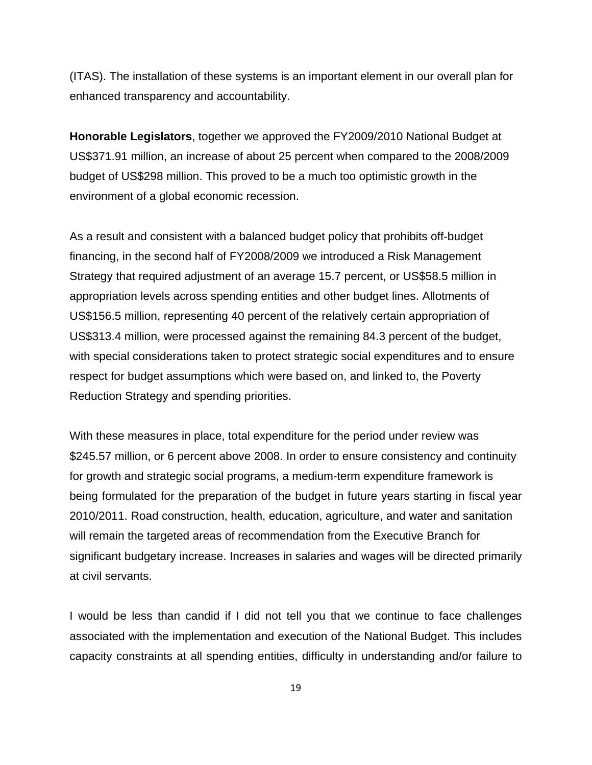(ITAS). The installation of these systems is an important element in our overall plan for enhanced transparency and accountability.

**Honorable Legislators**, together we approved the FY2009/2010 National Budget at US$371.91 million, an increase of about 25 percent when compared to the 2008/2009 budget of US$298 million. This proved to be a much too optimistic growth in the environment of a global economic recession.

As a result and consistent with a balanced budget policy that prohibits off-budget financing, in the second half of FY2008/2009 we introduced a Risk Management Strategy that required adjustment of an average 15.7 percent, or US$58.5 million in appropriation levels across spending entities and other budget lines. Allotments of US$156.5 million, representing 40 percent of the relatively certain appropriation of US$313.4 million, were processed against the remaining 84.3 percent of the budget, with special considerations taken to protect strategic social expenditures and to ensure respect for budget assumptions which were based on, and linked to, the Poverty Reduction Strategy and spending priorities.

With these measures in place, total expenditure for the period under review was $245.57 million, or 6 percent above 2008. In order to ensure consistency and continuity for growth and strategic social programs, a medium-term expenditure framework is being formulated for the preparation of the budget in future years starting in fiscal year 2010/2011. Road construction, health, education, agriculture, and water and sanitation will remain the targeted areas of recommendation from the Executive Branch for significant budgetary increase. Increases in salaries and wages will be directed primarily at civil servants.

I would be less than candid if I did not tell you that we continue to face challenges associated with the implementation and execution of the National Budget. This includes capacity constraints at all spending entities, difficulty in understanding and/or failure to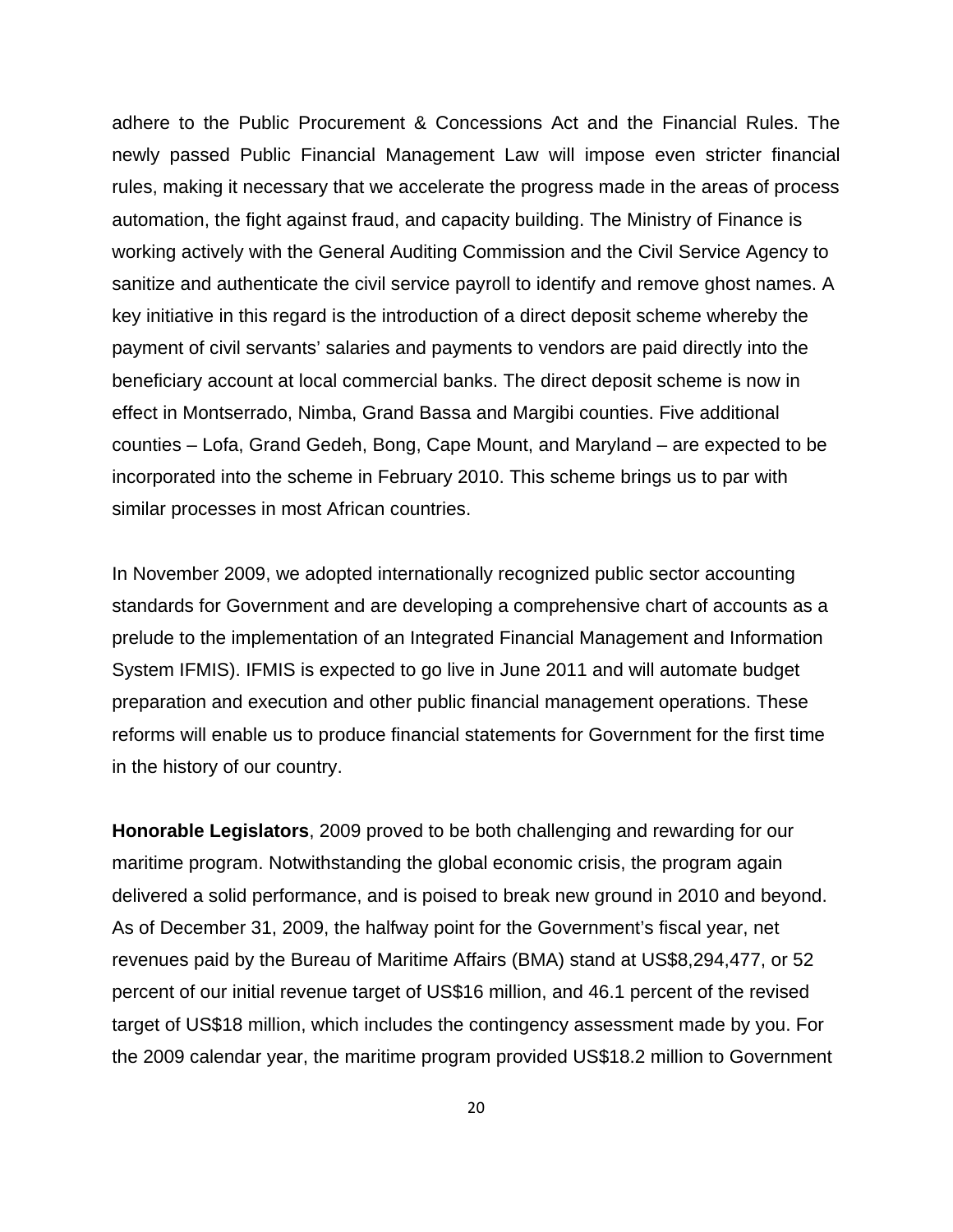adhere to the Public Procurement & Concessions Act and the Financial Rules. The newly passed Public Financial Management Law will impose even stricter financial rules, making it necessary that we accelerate the progress made in the areas of process automation, the fight against fraud, and capacity building. The Ministry of Finance is working actively with the General Auditing Commission and the Civil Service Agency to sanitize and authenticate the civil service payroll to identify and remove ghost names. A key initiative in this regard is the introduction of a direct deposit scheme whereby the payment of civil servants' salaries and payments to vendors are paid directly into the beneficiary account at local commercial banks. The direct deposit scheme is now in effect in Montserrado, Nimba, Grand Bassa and Margibi counties. Five additional counties – Lofa, Grand Gedeh, Bong, Cape Mount, and Maryland – are expected to be incorporated into the scheme in February 2010. This scheme brings us to par with similar processes in most African countries.

In November 2009, we adopted internationally recognized public sector accounting standards for Government and are developing a comprehensive chart of accounts as a prelude to the implementation of an Integrated Financial Management and Information System IFMIS). IFMIS is expected to go live in June 2011 and will automate budget preparation and execution and other public financial management operations. These reforms will enable us to produce financial statements for Government for the first time in the history of our country.

**Honorable Legislators**, 2009 proved to be both challenging and rewarding for our maritime program. Notwithstanding the global economic crisis, the program again delivered a solid performance, and is poised to break new ground in 2010 and beyond. As of December 31, 2009, the halfway point for the Government's fiscal year, net revenues paid by the Bureau of Maritime Affairs (BMA) stand at US$8,294,477, or 52 percent of our initial revenue target of US$16 million, and 46.1 percent of the revised target of US$18 million, which includes the contingency assessment made by you. For the 2009 calendar year, the maritime program provided US$18.2 million to Government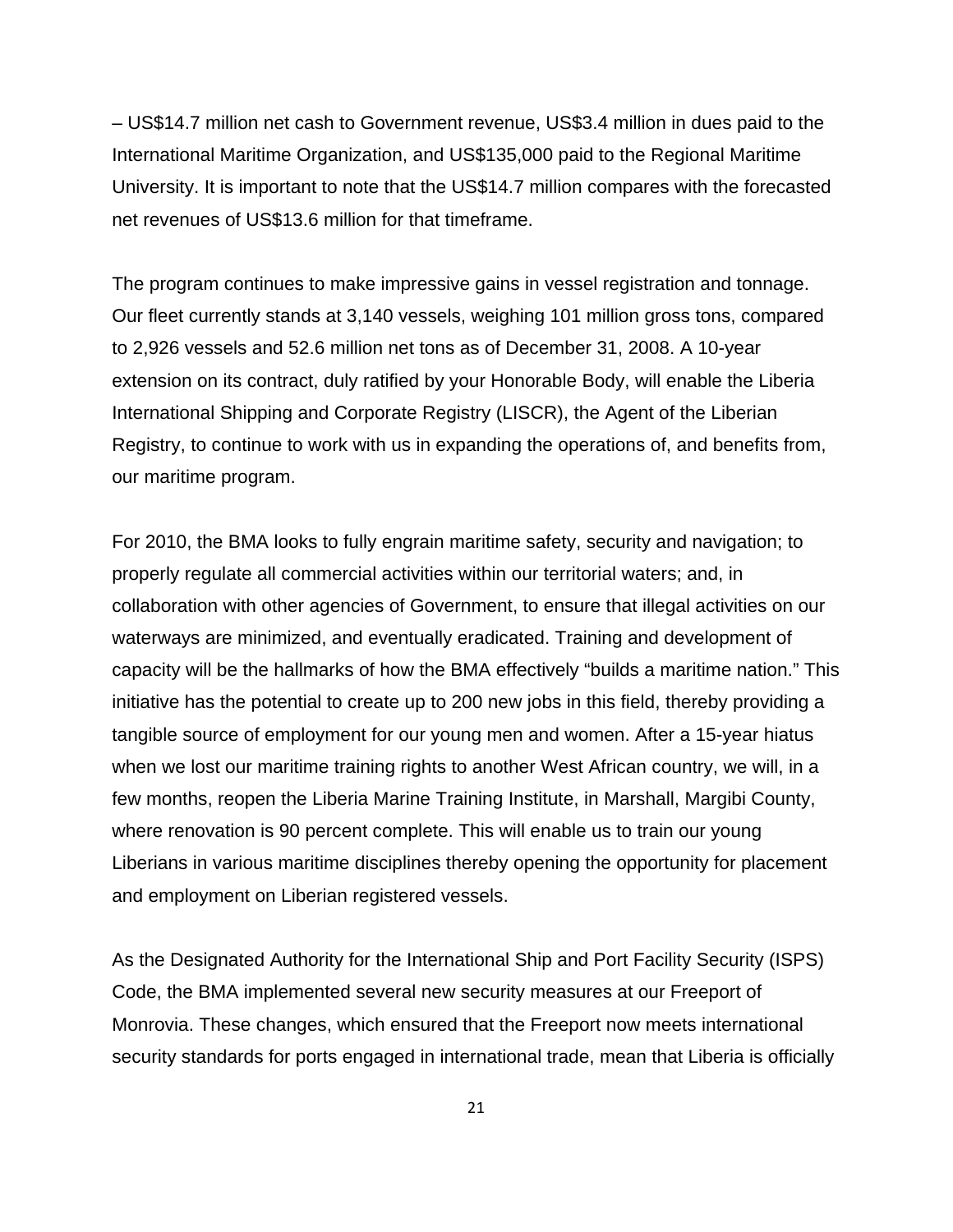– US$14.7 million net cash to Government revenue, US$3.4 million in dues paid to the International Maritime Organization, and US$135,000 paid to the Regional Maritime University. It is important to note that the US$14.7 million compares with the forecasted net revenues of US$13.6 million for that timeframe.

The program continues to make impressive gains in vessel registration and tonnage. Our fleet currently stands at 3,140 vessels, weighing 101 million gross tons, compared to 2,926 vessels and 52.6 million net tons as of December 31, 2008. A 10-year extension on its contract, duly ratified by your Honorable Body, will enable the Liberia International Shipping and Corporate Registry (LISCR), the Agent of the Liberian Registry, to continue to work with us in expanding the operations of, and benefits from, our maritime program.

For 2010, the BMA looks to fully engrain maritime safety, security and navigation; to properly regulate all commercial activities within our territorial waters; and, in collaboration with other agencies of Government, to ensure that illegal activities on our waterways are minimized, and eventually eradicated. Training and development of capacity will be the hallmarks of how the BMA effectively "builds a maritime nation." This initiative has the potential to create up to 200 new jobs in this field, thereby providing a tangible source of employment for our young men and women. After a 15-year hiatus when we lost our maritime training rights to another West African country, we will, in a few months, reopen the Liberia Marine Training Institute, in Marshall, Margibi County, where renovation is 90 percent complete. This will enable us to train our young Liberians in various maritime disciplines thereby opening the opportunity for placement and employment on Liberian registered vessels.

As the Designated Authority for the International Ship and Port Facility Security (ISPS) Code, the BMA implemented several new security measures at our Freeport of Monrovia. These changes, which ensured that the Freeport now meets international security standards for ports engaged in international trade, mean that Liberia is officially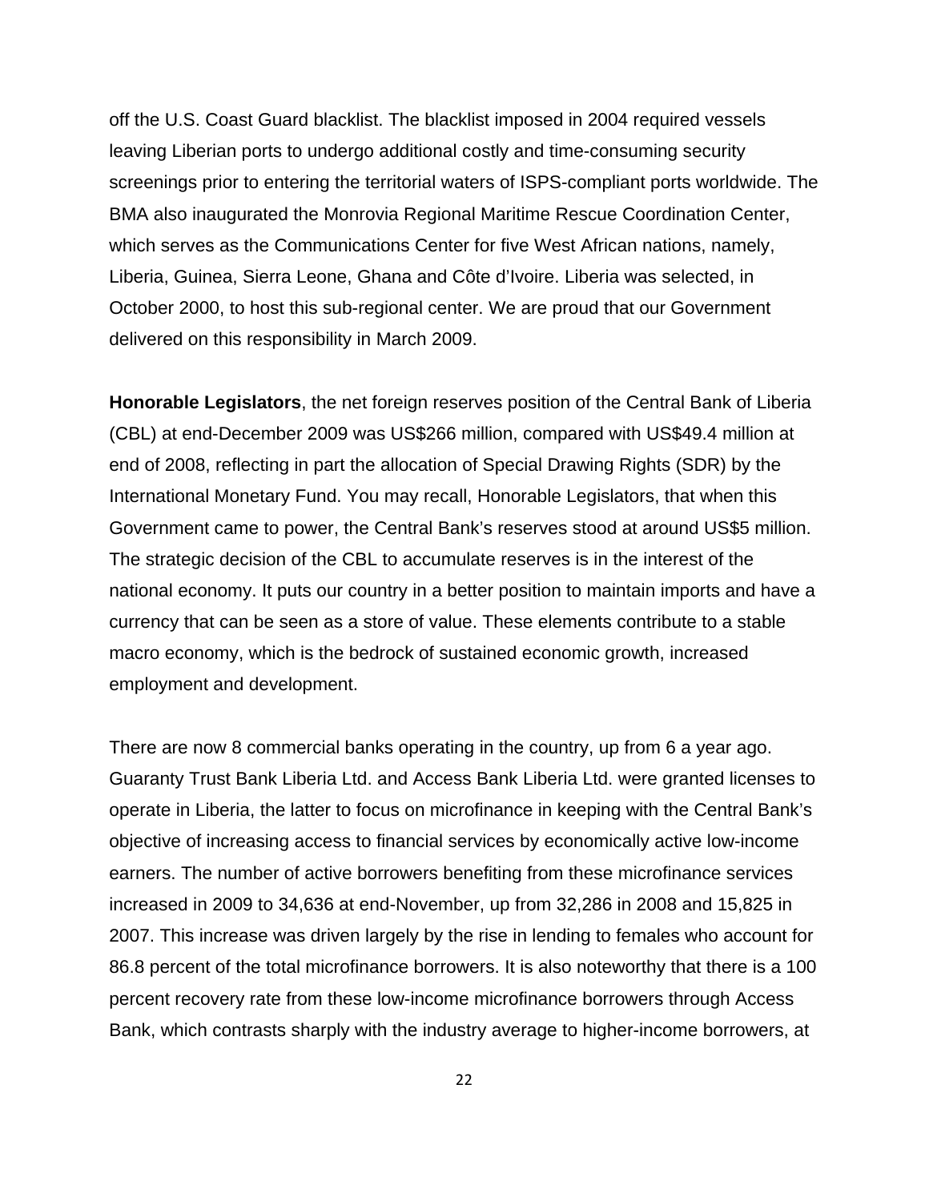off the U.S. Coast Guard blacklist. The blacklist imposed in 2004 required vessels leaving Liberian ports to undergo additional costly and time-consuming security screenings prior to entering the territorial waters of ISPS-compliant ports worldwide. The BMA also inaugurated the Monrovia Regional Maritime Rescue Coordination Center, which serves as the Communications Center for five West African nations, namely, Liberia, Guinea, Sierra Leone, Ghana and Côte d'Ivoire. Liberia was selected, in October 2000, to host this sub-regional center. We are proud that our Government delivered on this responsibility in March 2009.

**Honorable Legislators**, the net foreign reserves position of the Central Bank of Liberia (CBL) at end-December 2009 was US$266 million, compared with US$49.4 million at end of 2008, reflecting in part the allocation of Special Drawing Rights (SDR) by the International Monetary Fund. You may recall, Honorable Legislators, that when this Government came to power, the Central Bank's reserves stood at around US$5 million. The strategic decision of the CBL to accumulate reserves is in the interest of the national economy. It puts our country in a better position to maintain imports and have a currency that can be seen as a store of value. These elements contribute to a stable macro economy, which is the bedrock of sustained economic growth, increased employment and development.

There are now 8 commercial banks operating in the country, up from 6 a year ago. Guaranty Trust Bank Liberia Ltd. and Access Bank Liberia Ltd. were granted licenses to operate in Liberia, the latter to focus on microfinance in keeping with the Central Bank's objective of increasing access to financial services by economically active low-income earners. The number of active borrowers benefiting from these microfinance services increased in 2009 to 34,636 at end-November, up from 32,286 in 2008 and 15,825 in 2007. This increase was driven largely by the rise in lending to females who account for 86.8 percent of the total microfinance borrowers. It is also noteworthy that there is a 100 percent recovery rate from these low-income microfinance borrowers through Access Bank, which contrasts sharply with the industry average to higher-income borrowers, at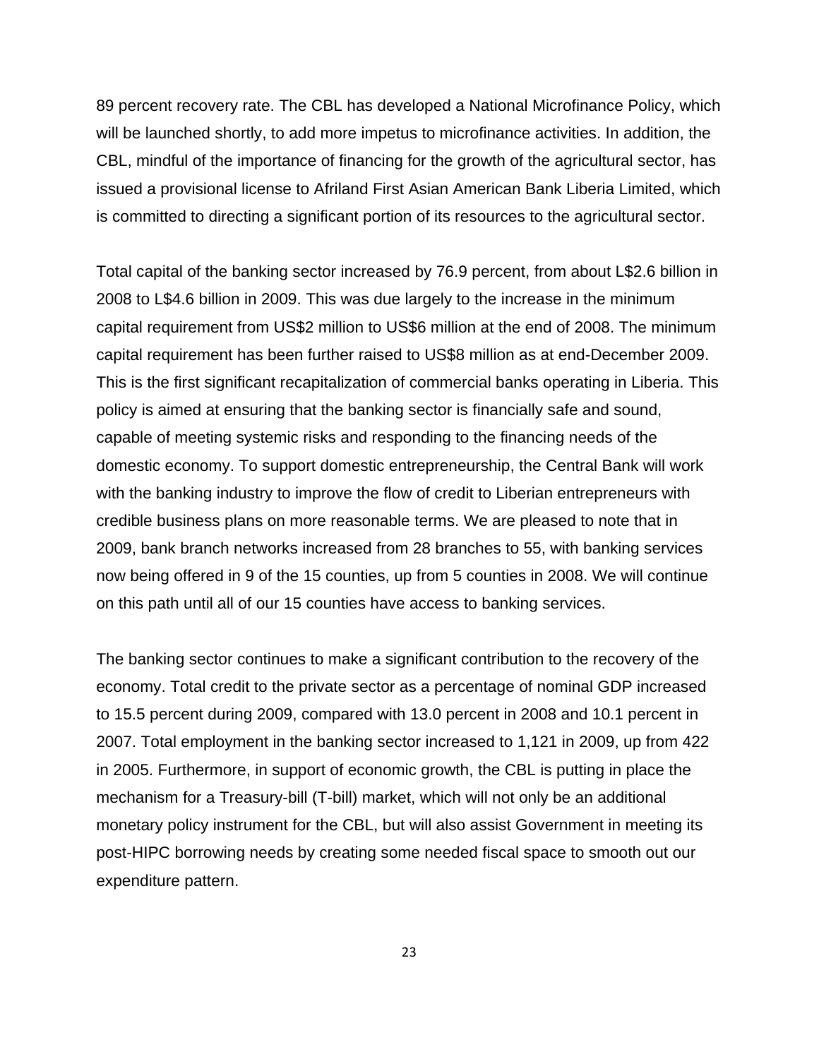89 percent recovery rate. The CBL has developed a National Microfinance Policy, which will be launched shortly, to add more impetus to microfinance activities. In addition, the CBL, mindful of the importance of financing for the growth of the agricultural sector, has issued a provisional license to Afriland First Asian American Bank Liberia Limited, which is committed to directing a significant portion of its resources to the agricultural sector.

Total capital of the banking sector increased by 76.9 percent, from about L$2.6 billion in 2008 to L$4.6 billion in 2009. This was due largely to the increase in the minimum capital requirement from US$2 million to US$6 million at the end of 2008. The minimum capital requirement has been further raised to US$8 million as at end-December 2009. This is the first significant recapitalization of commercial banks operating in Liberia. This policy is aimed at ensuring that the banking sector is financially safe and sound, capable of meeting systemic risks and responding to the financing needs of the domestic economy. To support domestic entrepreneurship, the Central Bank will work with the banking industry to improve the flow of credit to Liberian entrepreneurs with credible business plans on more reasonable terms. We are pleased to note that in 2009, bank branch networks increased from 28 branches to 55, with banking services now being offered in 9 of the 15 counties, up from 5 counties in 2008. We will continue on this path until all of our 15 counties have access to banking services.

The banking sector continues to make a significant contribution to the recovery of the economy. Total credit to the private sector as a percentage of nominal GDP increased to 15.5 percent during 2009, compared with 13.0 percent in 2008 and 10.1 percent in 2007. Total employment in the banking sector increased to 1,121 in 2009, up from 422 in 2005. Furthermore, in support of economic growth, the CBL is putting in place the mechanism for a Treasury-bill (T-bill) market, which will not only be an additional monetary policy instrument for the CBL, but will also assist Government in meeting its post-HIPC borrowing needs by creating some needed fiscal space to smooth out our expenditure pattern.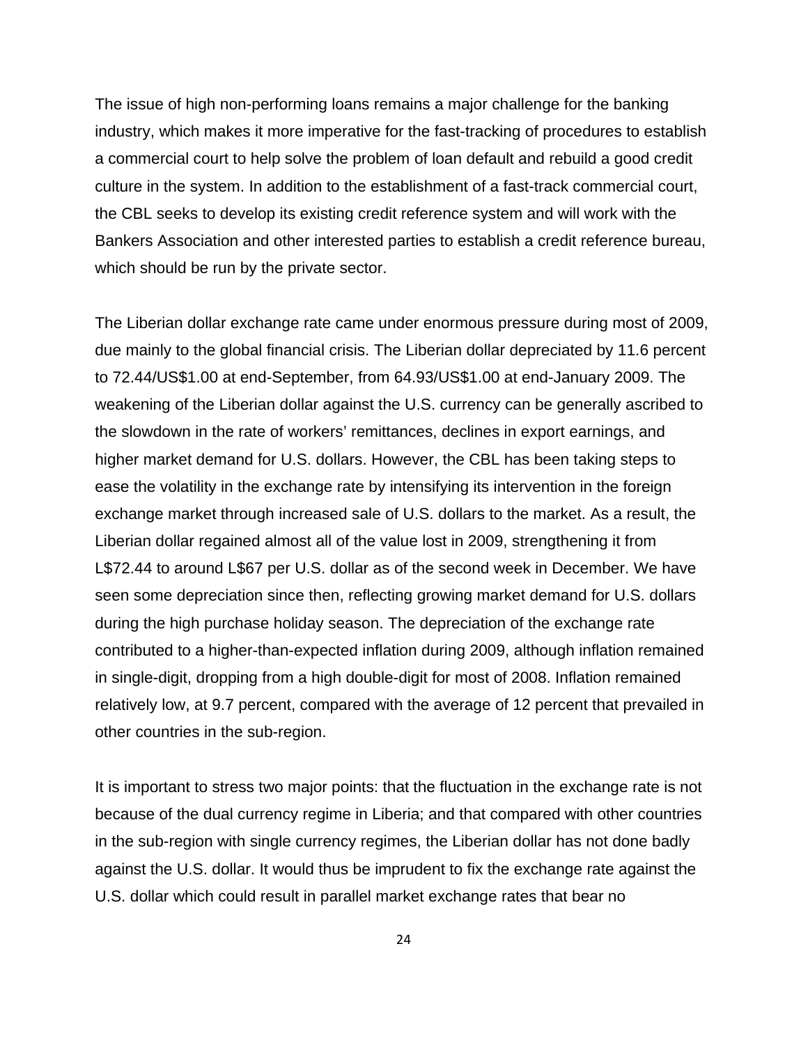The issue of high non-performing loans remains a major challenge for the banking industry, which makes it more imperative for the fast-tracking of procedures to establish a commercial court to help solve the problem of loan default and rebuild a good credit culture in the system. In addition to the establishment of a fast-track commercial court, the CBL seeks to develop its existing credit reference system and will work with the Bankers Association and other interested parties to establish a credit reference bureau, which should be run by the private sector.

The Liberian dollar exchange rate came under enormous pressure during most of 2009, due mainly to the global financial crisis. The Liberian dollar depreciated by 11.6 percent to 72.44/US$1.00 at end-September, from 64.93/US$1.00 at end-January 2009. The weakening of the Liberian dollar against the U.S. currency can be generally ascribed to the slowdown in the rate of workers' remittances, declines in export earnings, and higher market demand for U.S. dollars. However, the CBL has been taking steps to ease the volatility in the exchange rate by intensifying its intervention in the foreign exchange market through increased sale of U.S. dollars to the market. As a result, the Liberian dollar regained almost all of the value lost in 2009, strengthening it from L$72.44 to around L$67 per U.S. dollar as of the second week in December. We have seen some depreciation since then, reflecting growing market demand for U.S. dollars during the high purchase holiday season. The depreciation of the exchange rate contributed to a higher-than-expected inflation during 2009, although inflation remained in single-digit, dropping from a high double-digit for most of 2008. Inflation remained relatively low, at 9.7 percent, compared with the average of 12 percent that prevailed in other countries in the sub-region.

It is important to stress two major points: that the fluctuation in the exchange rate is not because of the dual currency regime in Liberia; and that compared with other countries in the sub-region with single currency regimes, the Liberian dollar has not done badly against the U.S. dollar. It would thus be imprudent to fix the exchange rate against the U.S. dollar which could result in parallel market exchange rates that bear no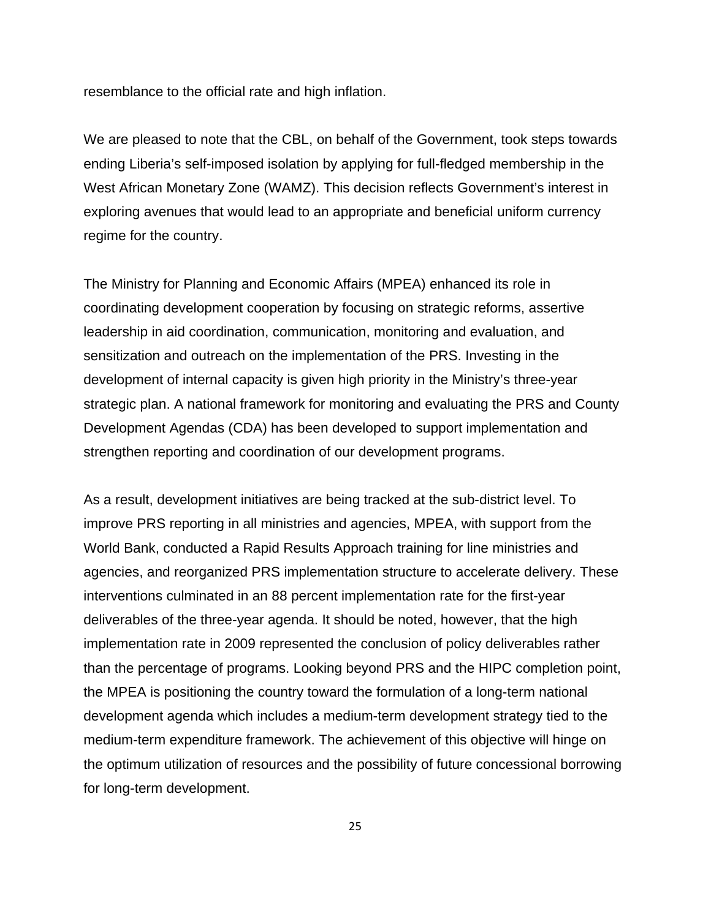resemblance to the official rate and high inflation.

We are pleased to note that the CBL, on behalf of the Government, took steps towards ending Liberia's self-imposed isolation by applying for full-fledged membership in the West African Monetary Zone (WAMZ). This decision reflects Government's interest in exploring avenues that would lead to an appropriate and beneficial uniform currency regime for the country.

The Ministry for Planning and Economic Affairs (MPEA) enhanced its role in coordinating development cooperation by focusing on strategic reforms, assertive leadership in aid coordination, communication, monitoring and evaluation, and sensitization and outreach on the implementation of the PRS. Investing in the development of internal capacity is given high priority in the Ministry's three-year strategic plan. A national framework for monitoring and evaluating the PRS and County Development Agendas (CDA) has been developed to support implementation and strengthen reporting and coordination of our development programs.

As a result, development initiatives are being tracked at the sub-district level. To improve PRS reporting in all ministries and agencies, MPEA, with support from the World Bank, conducted a Rapid Results Approach training for line ministries and agencies, and reorganized PRS implementation structure to accelerate delivery. These interventions culminated in an 88 percent implementation rate for the first-year deliverables of the three-year agenda. It should be noted, however, that the high implementation rate in 2009 represented the conclusion of policy deliverables rather than the percentage of programs. Looking beyond PRS and the HIPC completion point, the MPEA is positioning the country toward the formulation of a long-term national development agenda which includes a medium-term development strategy tied to the medium-term expenditure framework. The achievement of this objective will hinge on the optimum utilization of resources and the possibility of future concessional borrowing for long-term development.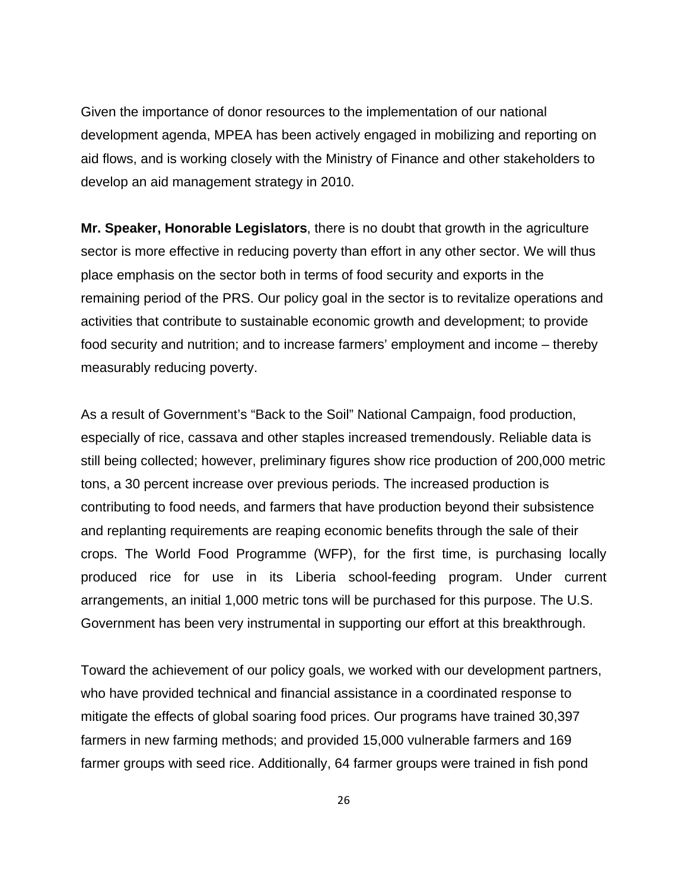Given the importance of donor resources to the implementation of our national development agenda, MPEA has been actively engaged in mobilizing and reporting on aid flows, and is working closely with the Ministry of Finance and other stakeholders to develop an aid management strategy in 2010.

**Mr. Speaker, Honorable Legislators**, there is no doubt that growth in the agriculture sector is more effective in reducing poverty than effort in any other sector. We will thus place emphasis on the sector both in terms of food security and exports in the remaining period of the PRS. Our policy goal in the sector is to revitalize operations and activities that contribute to sustainable economic growth and development; to provide food security and nutrition; and to increase farmers' employment and income – thereby measurably reducing poverty.

As a result of Government's "Back to the Soil" National Campaign, food production, especially of rice, cassava and other staples increased tremendously. Reliable data is still being collected; however, preliminary figures show rice production of 200,000 metric tons, a 30 percent increase over previous periods. The increased production is contributing to food needs, and farmers that have production beyond their subsistence and replanting requirements are reaping economic benefits through the sale of their crops. The World Food Programme (WFP), for the first time, is purchasing locally produced rice for use in its Liberia school-feeding program. Under current arrangements, an initial 1,000 metric tons will be purchased for this purpose. The U.S. Government has been very instrumental in supporting our effort at this breakthrough.

Toward the achievement of our policy goals, we worked with our development partners, who have provided technical and financial assistance in a coordinated response to mitigate the effects of global soaring food prices. Our programs have trained 30,397 farmers in new farming methods; and provided 15,000 vulnerable farmers and 169 farmer groups with seed rice. Additionally, 64 farmer groups were trained in fish pond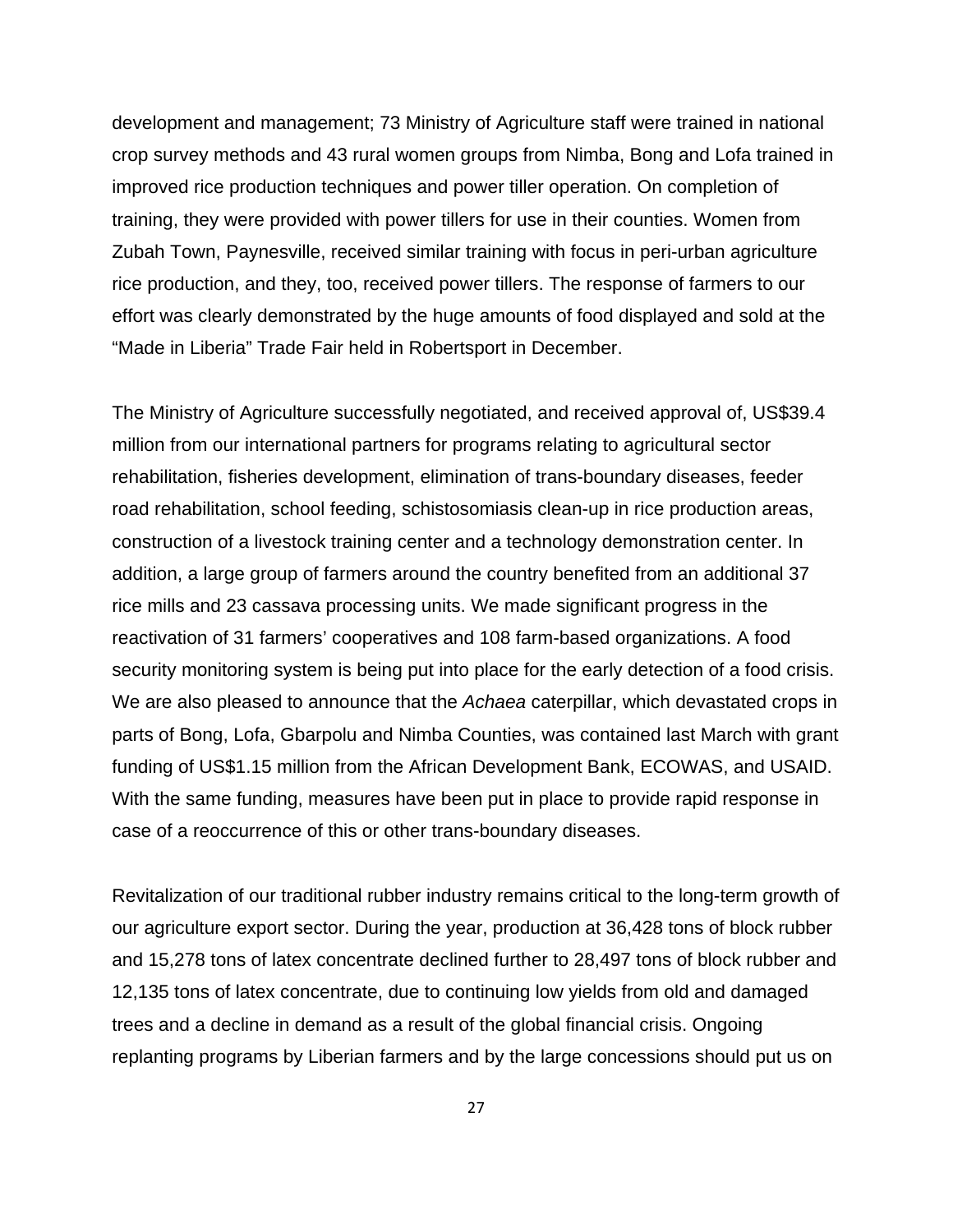development and management; 73 Ministry of Agriculture staff were trained in national crop survey methods and 43 rural women groups from Nimba, Bong and Lofa trained in improved rice production techniques and power tiller operation. On completion of training, they were provided with power tillers for use in their counties. Women from Zubah Town, Paynesville, received similar training with focus in peri-urban agriculture rice production, and they, too, received power tillers. The response of farmers to our effort was clearly demonstrated by the huge amounts of food displayed and sold at the "Made in Liberia" Trade Fair held in Robertsport in December.

The Ministry of Agriculture successfully negotiated, and received approval of, US$39.4 million from our international partners for programs relating to agricultural sector rehabilitation, fisheries development, elimination of trans-boundary diseases, feeder road rehabilitation, school feeding, schistosomiasis clean-up in rice production areas, construction of a livestock training center and a technology demonstration center. In addition, a large group of farmers around the country benefited from an additional 37 rice mills and 23 cassava processing units. We made significant progress in the reactivation of 31 farmers' cooperatives and 108 farm-based organizations. A food security monitoring system is being put into place for the early detection of a food crisis. We are also pleased to announce that the *Achaea* caterpillar, which devastated crops in parts of Bong, Lofa, Gbarpolu and Nimba Counties, was contained last March with grant funding of US$1.15 million from the African Development Bank, ECOWAS, and USAID. With the same funding, measures have been put in place to provide rapid response in case of a reoccurrence of this or other trans-boundary diseases.

Revitalization of our traditional rubber industry remains critical to the long-term growth of our agriculture export sector. During the year, production at 36,428 tons of block rubber and 15,278 tons of latex concentrate declined further to 28,497 tons of block rubber and 12,135 tons of latex concentrate, due to continuing low yields from old and damaged trees and a decline in demand as a result of the global financial crisis. Ongoing replanting programs by Liberian farmers and by the large concessions should put us on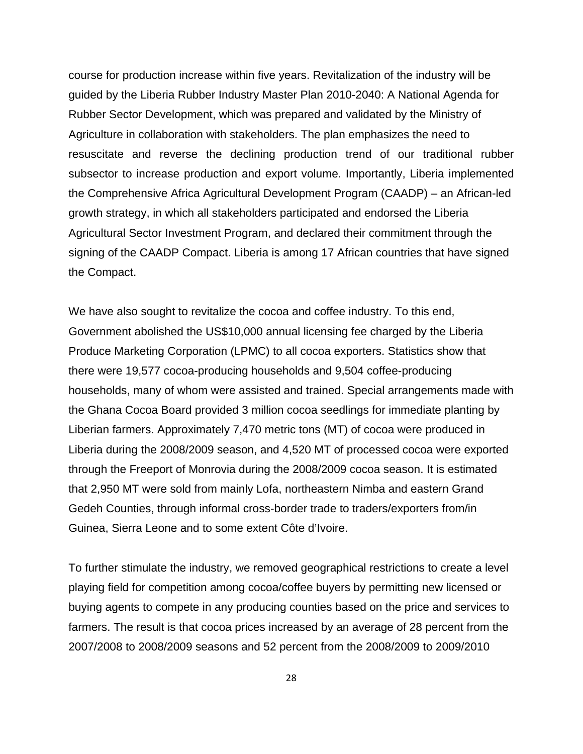course for production increase within five years. Revitalization of the industry will be guided by the Liberia Rubber Industry Master Plan 2010-2040: A National Agenda for Rubber Sector Development, which was prepared and validated by the Ministry of Agriculture in collaboration with stakeholders. The plan emphasizes the need to resuscitate and reverse the declining production trend of our traditional rubber subsector to increase production and export volume. Importantly, Liberia implemented the Comprehensive Africa Agricultural Development Program (CAADP) – an African-led growth strategy, in which all stakeholders participated and endorsed the Liberia Agricultural Sector Investment Program, and declared their commitment through the signing of the CAADP Compact. Liberia is among 17 African countries that have signed the Compact.

We have also sought to revitalize the cocoa and coffee industry. To this end, Government abolished the US$10,000 annual licensing fee charged by the Liberia Produce Marketing Corporation (LPMC) to all cocoa exporters. Statistics show that there were 19,577 cocoa-producing households and 9,504 coffee-producing households, many of whom were assisted and trained. Special arrangements made with the Ghana Cocoa Board provided 3 million cocoa seedlings for immediate planting by Liberian farmers. Approximately 7,470 metric tons (MT) of cocoa were produced in Liberia during the 2008/2009 season, and 4,520 MT of processed cocoa were exported through the Freeport of Monrovia during the 2008/2009 cocoa season. It is estimated that 2,950 MT were sold from mainly Lofa, northeastern Nimba and eastern Grand Gedeh Counties, through informal cross-border trade to traders/exporters from/in Guinea, Sierra Leone and to some extent Côte d'Ivoire.

To further stimulate the industry, we removed geographical restrictions to create a level playing field for competition among cocoa/coffee buyers by permitting new licensed or buying agents to compete in any producing counties based on the price and services to farmers. The result is that cocoa prices increased by an average of 28 percent from the 2007/2008 to 2008/2009 seasons and 52 percent from the 2008/2009 to 2009/2010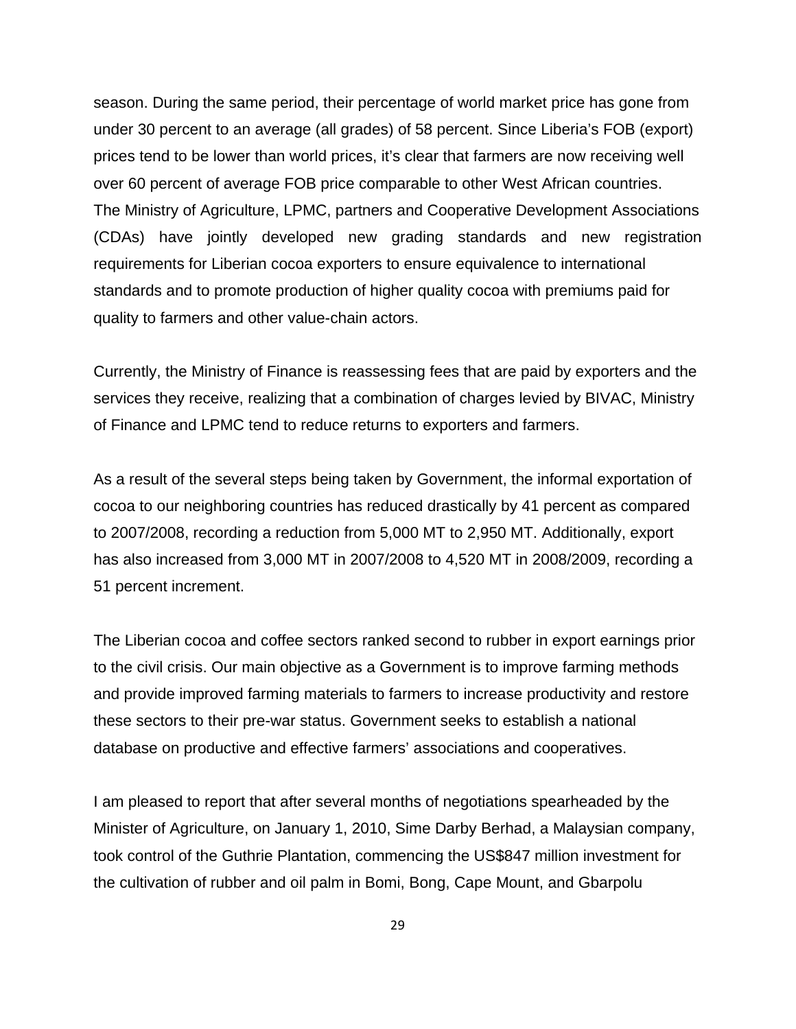season. During the same period, their percentage of world market price has gone from under 30 percent to an average (all grades) of 58 percent. Since Liberia's FOB (export) prices tend to be lower than world prices, it's clear that farmers are now receiving well over 60 percent of average FOB price comparable to other West African countries. The Ministry of Agriculture, LPMC, partners and Cooperative Development Associations (CDAs) have jointly developed new grading standards and new registration requirements for Liberian cocoa exporters to ensure equivalence to international standards and to promote production of higher quality cocoa with premiums paid for quality to farmers and other value-chain actors.

Currently, the Ministry of Finance is reassessing fees that are paid by exporters and the services they receive, realizing that a combination of charges levied by BIVAC, Ministry of Finance and LPMC tend to reduce returns to exporters and farmers.

As a result of the several steps being taken by Government, the informal exportation of cocoa to our neighboring countries has reduced drastically by 41 percent as compared to 2007/2008, recording a reduction from 5,000 MT to 2,950 MT. Additionally, export has also increased from 3,000 MT in 2007/2008 to 4,520 MT in 2008/2009, recording a 51 percent increment.

The Liberian cocoa and coffee sectors ranked second to rubber in export earnings prior to the civil crisis. Our main objective as a Government is to improve farming methods and provide improved farming materials to farmers to increase productivity and restore these sectors to their pre-war status. Government seeks to establish a national database on productive and effective farmers' associations and cooperatives.

I am pleased to report that after several months of negotiations spearheaded by the Minister of Agriculture, on January 1, 2010, Sime Darby Berhad, a Malaysian company, took control of the Guthrie Plantation, commencing the US$847 million investment for the cultivation of rubber and oil palm in Bomi, Bong, Cape Mount, and Gbarpolu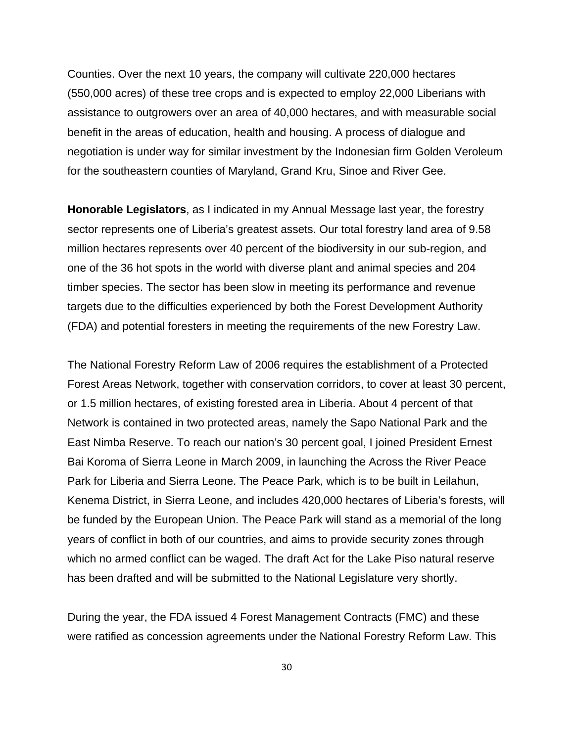Counties. Over the next 10 years, the company will cultivate 220,000 hectares (550,000 acres) of these tree crops and is expected to employ 22,000 Liberians with assistance to outgrowers over an area of 40,000 hectares, and with measurable social benefit in the areas of education, health and housing. A process of dialogue and negotiation is under way for similar investment by the Indonesian firm Golden Veroleum for the southeastern counties of Maryland, Grand Kru, Sinoe and River Gee.

**Honorable Legislators**, as I indicated in my Annual Message last year, the forestry sector represents one of Liberia's greatest assets. Our total forestry land area of 9.58 million hectares represents over 40 percent of the biodiversity in our sub-region, and one of the 36 hot spots in the world with diverse plant and animal species and 204 timber species. The sector has been slow in meeting its performance and revenue targets due to the difficulties experienced by both the Forest Development Authority (FDA) and potential foresters in meeting the requirements of the new Forestry Law.

The National Forestry Reform Law of 2006 requires the establishment of a Protected Forest Areas Network, together with conservation corridors, to cover at least 30 percent, or 1.5 million hectares, of existing forested area in Liberia. About 4 percent of that Network is contained in two protected areas, namely the Sapo National Park and the East Nimba Reserve. To reach our nation's 30 percent goal, I joined President Ernest Bai Koroma of Sierra Leone in March 2009, in launching the Across the River Peace Park for Liberia and Sierra Leone. The Peace Park, which is to be built in Leilahun, Kenema District, in Sierra Leone, and includes 420,000 hectares of Liberia's forests, will be funded by the European Union. The Peace Park will stand as a memorial of the long years of conflict in both of our countries, and aims to provide security zones through which no armed conflict can be waged. The draft Act for the Lake Piso natural reserve has been drafted and will be submitted to the National Legislature very shortly.

During the year, the FDA issued 4 Forest Management Contracts (FMC) and these were ratified as concession agreements under the National Forestry Reform Law. This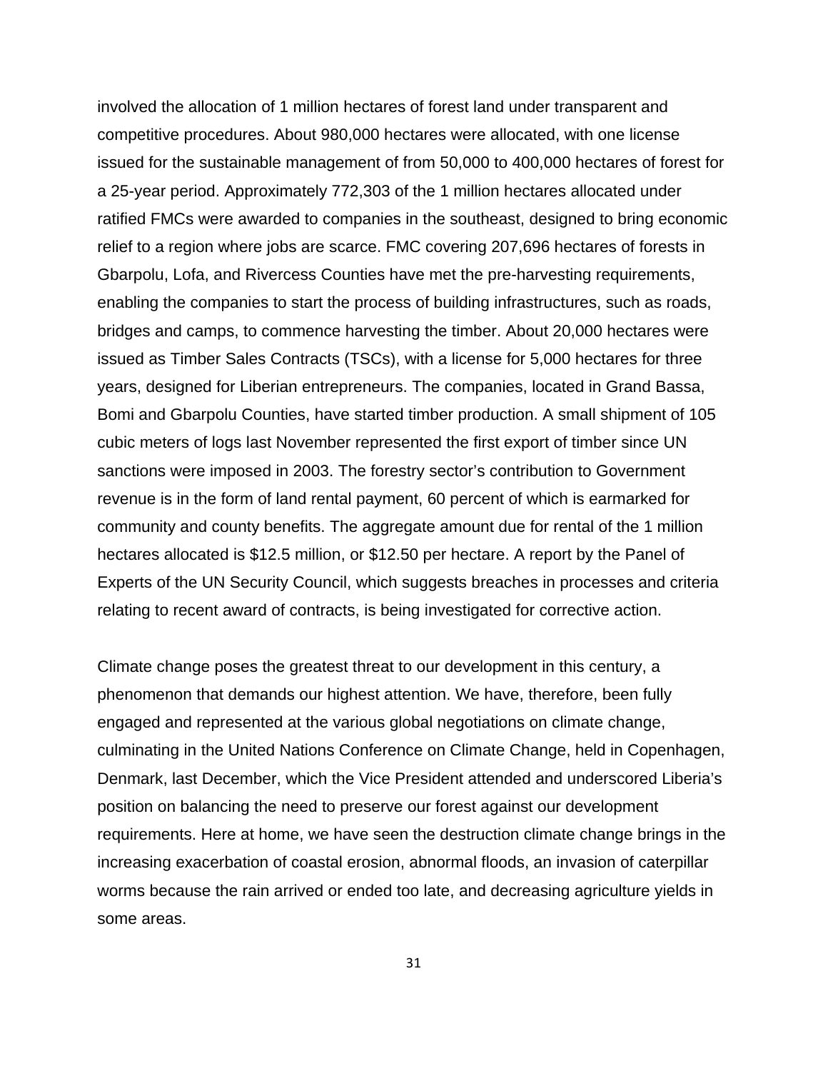involved the allocation of 1 million hectares of forest land under transparent and competitive procedures. About 980,000 hectares were allocated, with one license issued for the sustainable management of from 50,000 to 400,000 hectares of forest for a 25-year period. Approximately 772,303 of the 1 million hectares allocated under ratified FMCs were awarded to companies in the southeast, designed to bring economic relief to a region where jobs are scarce. FMC covering 207,696 hectares of forests in Gbarpolu, Lofa, and Rivercess Counties have met the pre-harvesting requirements, enabling the companies to start the process of building infrastructures, such as roads, bridges and camps, to commence harvesting the timber. About 20,000 hectares were issued as Timber Sales Contracts (TSCs), with a license for 5,000 hectares for three years, designed for Liberian entrepreneurs. The companies, located in Grand Bassa, Bomi and Gbarpolu Counties, have started timber production. A small shipment of 105 cubic meters of logs last November represented the first export of timber since UN sanctions were imposed in 2003. The forestry sector's contribution to Government revenue is in the form of land rental payment, 60 percent of which is earmarked for community and county benefits. The aggregate amount due for rental of the 1 million hectares allocated is $12.5 million, or $12.50 per hectare. A report by the Panel of Experts of the UN Security Council, which suggests breaches in processes and criteria relating to recent award of contracts, is being investigated for corrective action.

Climate change poses the greatest threat to our development in this century, a phenomenon that demands our highest attention. We have, therefore, been fully engaged and represented at the various global negotiations on climate change, culminating in the United Nations Conference on Climate Change, held in Copenhagen, Denmark, last December, which the Vice President attended and underscored Liberia's position on balancing the need to preserve our forest against our development requirements. Here at home, we have seen the destruction climate change brings in the increasing exacerbation of coastal erosion, abnormal floods, an invasion of caterpillar worms because the rain arrived or ended too late, and decreasing agriculture yields in some areas.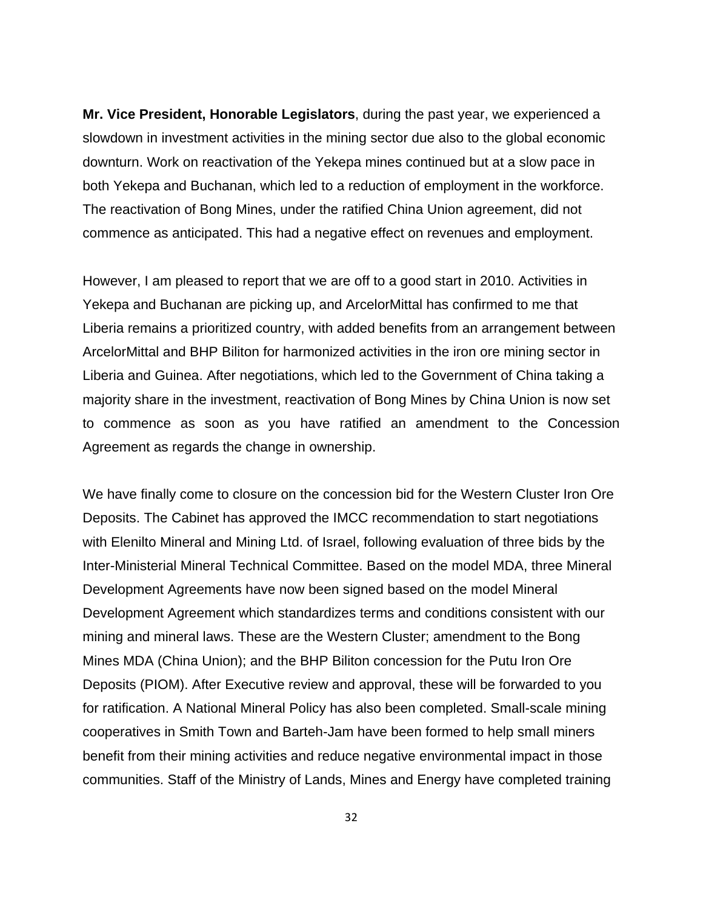**Mr. Vice President, Honorable Legislators**, during the past year, we experienced a slowdown in investment activities in the mining sector due also to the global economic downturn. Work on reactivation of the Yekepa mines continued but at a slow pace in both Yekepa and Buchanan, which led to a reduction of employment in the workforce. The reactivation of Bong Mines, under the ratified China Union agreement, did not commence as anticipated. This had a negative effect on revenues and employment.

However, I am pleased to report that we are off to a good start in 2010. Activities in Yekepa and Buchanan are picking up, and ArcelorMittal has confirmed to me that Liberia remains a prioritized country, with added benefits from an arrangement between ArcelorMittal and BHP Biliton for harmonized activities in the iron ore mining sector in Liberia and Guinea. After negotiations, which led to the Government of China taking a majority share in the investment, reactivation of Bong Mines by China Union is now set to commence as soon as you have ratified an amendment to the Concession Agreement as regards the change in ownership.

We have finally come to closure on the concession bid for the Western Cluster Iron Ore Deposits. The Cabinet has approved the IMCC recommendation to start negotiations with Elenilto Mineral and Mining Ltd. of Israel, following evaluation of three bids by the Inter-Ministerial Mineral Technical Committee. Based on the model MDA, three Mineral Development Agreements have now been signed based on the model Mineral Development Agreement which standardizes terms and conditions consistent with our mining and mineral laws. These are the Western Cluster; amendment to the Bong Mines MDA (China Union); and the BHP Biliton concession for the Putu Iron Ore Deposits (PIOM). After Executive review and approval, these will be forwarded to you for ratification. A National Mineral Policy has also been completed. Small-scale mining cooperatives in Smith Town and Barteh-Jam have been formed to help small miners benefit from their mining activities and reduce negative environmental impact in those communities. Staff of the Ministry of Lands, Mines and Energy have completed training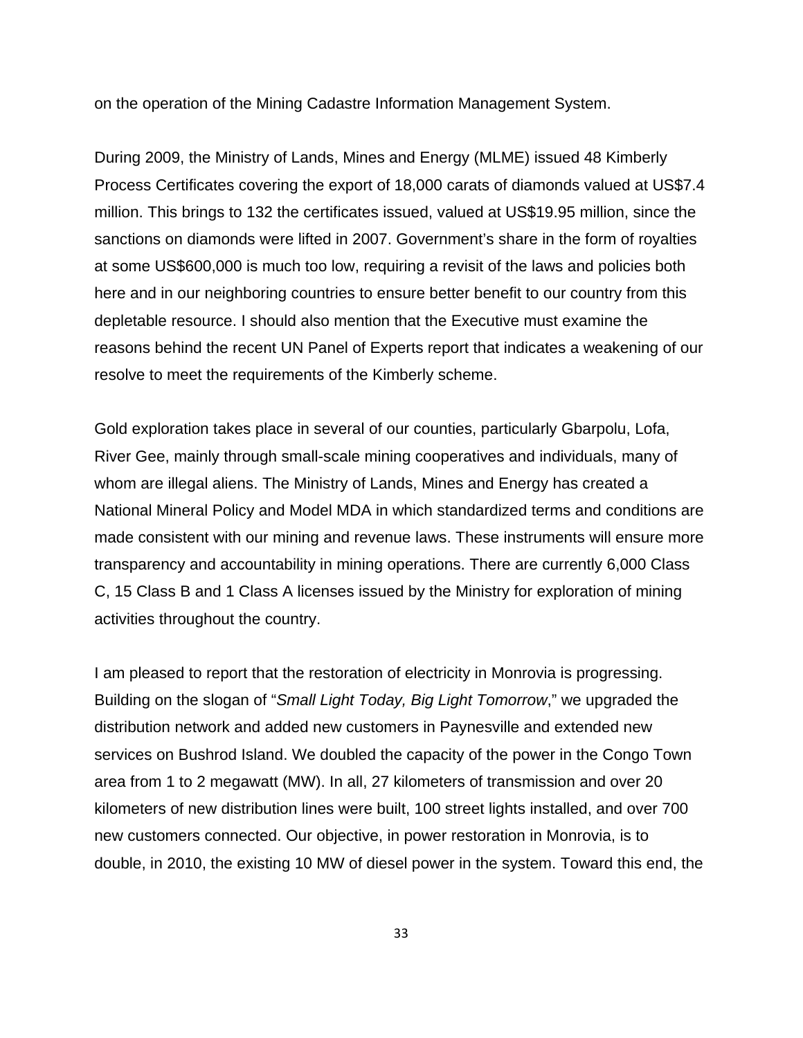on the operation of the Mining Cadastre Information Management System.

During 2009, the Ministry of Lands, Mines and Energy (MLME) issued 48 Kimberly Process Certificates covering the export of 18,000 carats of diamonds valued at US$7.4 million. This brings to 132 the certificates issued, valued at US$19.95 million, since the sanctions on diamonds were lifted in 2007. Government's share in the form of royalties at some US$600,000 is much too low, requiring a revisit of the laws and policies both here and in our neighboring countries to ensure better benefit to our country from this depletable resource. I should also mention that the Executive must examine the reasons behind the recent UN Panel of Experts report that indicates a weakening of our resolve to meet the requirements of the Kimberly scheme.

Gold exploration takes place in several of our counties, particularly Gbarpolu, Lofa, River Gee, mainly through small-scale mining cooperatives and individuals, many of whom are illegal aliens. The Ministry of Lands, Mines and Energy has created a National Mineral Policy and Model MDA in which standardized terms and conditions are made consistent with our mining and revenue laws. These instruments will ensure more transparency and accountability in mining operations. There are currently 6,000 Class C, 15 Class B and 1 Class A licenses issued by the Ministry for exploration of mining activities throughout the country.

I am pleased to report that the restoration of electricity in Monrovia is progressing. Building on the slogan of "*Small Light Today, Big Light Tomorrow*," we upgraded the distribution network and added new customers in Paynesville and extended new services on Bushrod Island. We doubled the capacity of the power in the Congo Town area from 1 to 2 megawatt (MW). In all, 27 kilometers of transmission and over 20 kilometers of new distribution lines were built, 100 street lights installed, and over 700 new customers connected. Our objective, in power restoration in Monrovia, is to double, in 2010, the existing 10 MW of diesel power in the system. Toward this end, the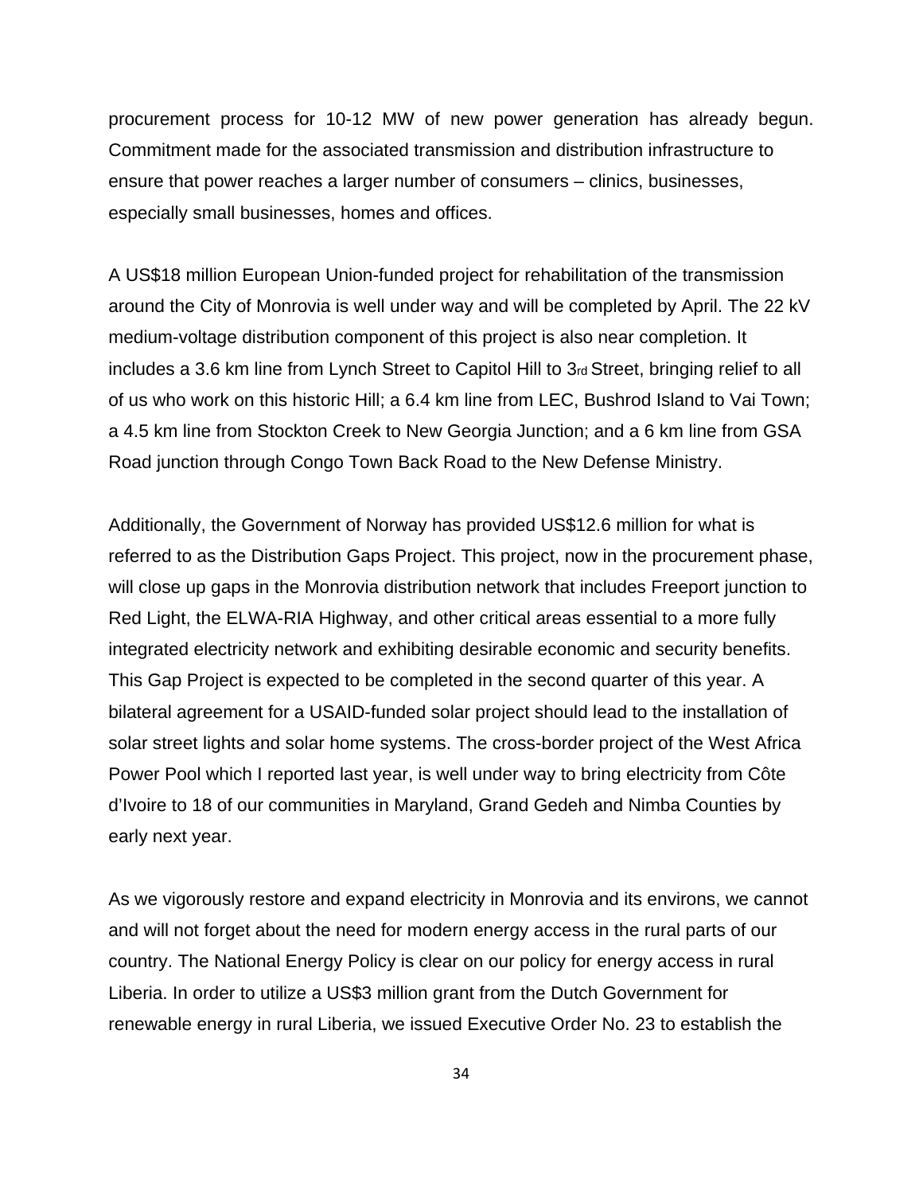procurement process for 10-12 MW of new power generation has already begun. Commitment made for the associated transmission and distribution infrastructure to ensure that power reaches a larger number of consumers – clinics, businesses, especially small businesses, homes and offices.

A US$18 million European Union-funded project for rehabilitation of the transmission around the City of Monrovia is well under way and will be completed by April. The 22 kV medium-voltage distribution component of this project is also near completion. It includes a 3.6 km line from Lynch Street to Capitol Hill to 3rd Street, bringing relief to all of us who work on this historic Hill; a 6.4 km line from LEC, Bushrod Island to Vai Town; a 4.5 km line from Stockton Creek to New Georgia Junction; and a 6 km line from GSA Road junction through Congo Town Back Road to the New Defense Ministry.

Additionally, the Government of Norway has provided US$12.6 million for what is referred to as the Distribution Gaps Project. This project, now in the procurement phase, will close up gaps in the Monrovia distribution network that includes Freeport junction to Red Light, the ELWA-RIA Highway, and other critical areas essential to a more fully integrated electricity network and exhibiting desirable economic and security benefits. This Gap Project is expected to be completed in the second quarter of this year. A bilateral agreement for a USAID-funded solar project should lead to the installation of solar street lights and solar home systems. The cross-border project of the West Africa Power Pool which I reported last year, is well under way to bring electricity from Côte d'Ivoire to 18 of our communities in Maryland, Grand Gedeh and Nimba Counties by early next year.

As we vigorously restore and expand electricity in Monrovia and its environs, we cannot and will not forget about the need for modern energy access in the rural parts of our country. The National Energy Policy is clear on our policy for energy access in rural Liberia. In order to utilize a US$3 million grant from the Dutch Government for renewable energy in rural Liberia, we issued Executive Order No. 23 to establish the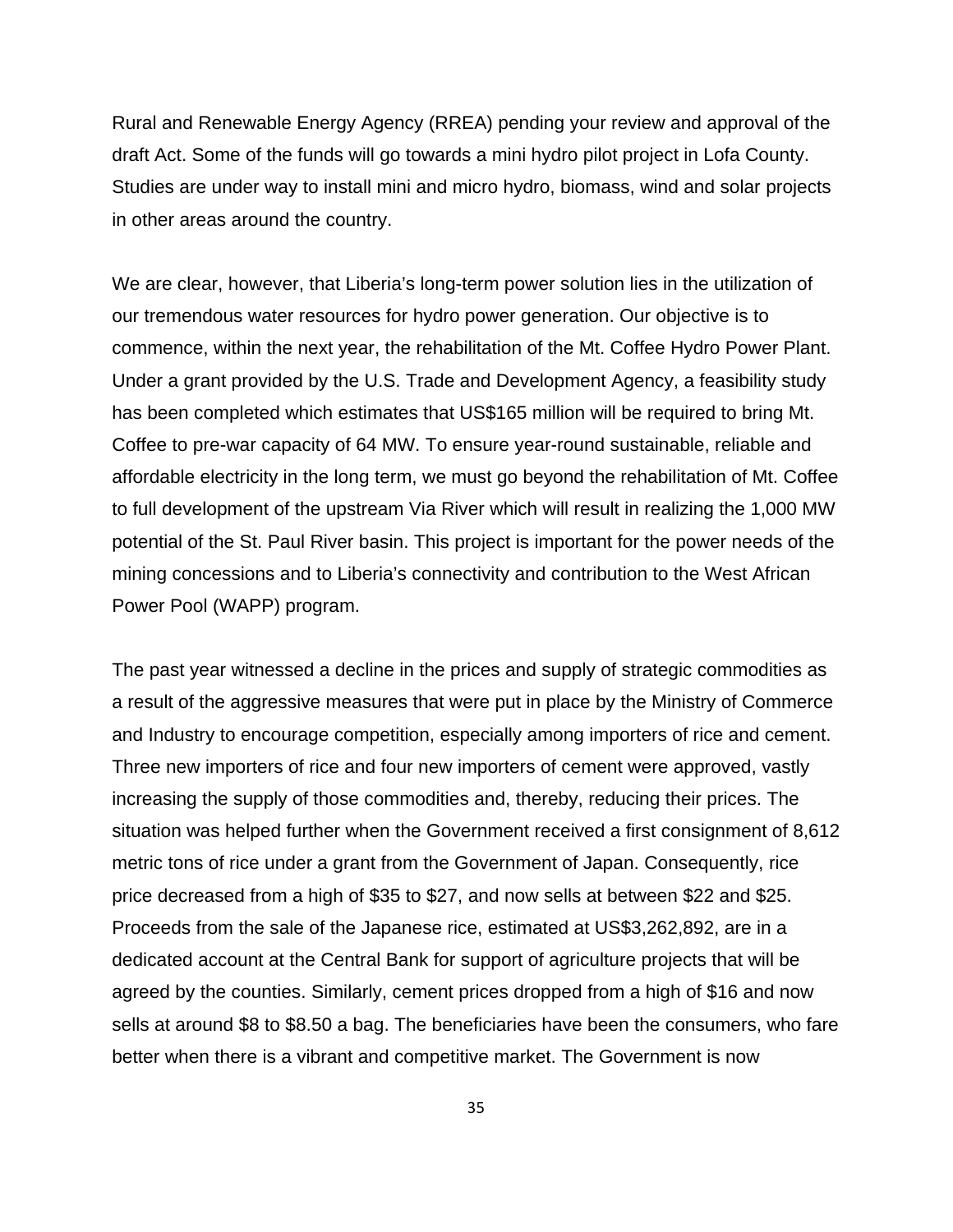Rural and Renewable Energy Agency (RREA) pending your review and approval of the draft Act. Some of the funds will go towards a mini hydro pilot project in Lofa County. Studies are under way to install mini and micro hydro, biomass, wind and solar projects in other areas around the country.

We are clear, however, that Liberia's long-term power solution lies in the utilization of our tremendous water resources for hydro power generation. Our objective is to commence, within the next year, the rehabilitation of the Mt. Coffee Hydro Power Plant. Under a grant provided by the U.S. Trade and Development Agency, a feasibility study has been completed which estimates that US$165 million will be required to bring Mt. Coffee to pre-war capacity of 64 MW. To ensure year-round sustainable, reliable and affordable electricity in the long term, we must go beyond the rehabilitation of Mt. Coffee to full development of the upstream Via River which will result in realizing the 1,000 MW potential of the St. Paul River basin. This project is important for the power needs of the mining concessions and to Liberia's connectivity and contribution to the West African Power Pool (WAPP) program.

The past year witnessed a decline in the prices and supply of strategic commodities as a result of the aggressive measures that were put in place by the Ministry of Commerce and Industry to encourage competition, especially among importers of rice and cement. Three new importers of rice and four new importers of cement were approved, vastly increasing the supply of those commodities and, thereby, reducing their prices. The situation was helped further when the Government received a first consignment of 8,612 metric tons of rice under a grant from the Government of Japan. Consequently, rice price decreased from a high of $35 to $27, and now sells at between $22 and $25. Proceeds from the sale of the Japanese rice, estimated at US$3,262,892, are in a dedicated account at the Central Bank for support of agriculture projects that will be agreed by the counties. Similarly, cement prices dropped from a high of $16 and now sells at around $8 to $8.50 a bag. The beneficiaries have been the consumers, who fare better when there is a vibrant and competitive market. The Government is now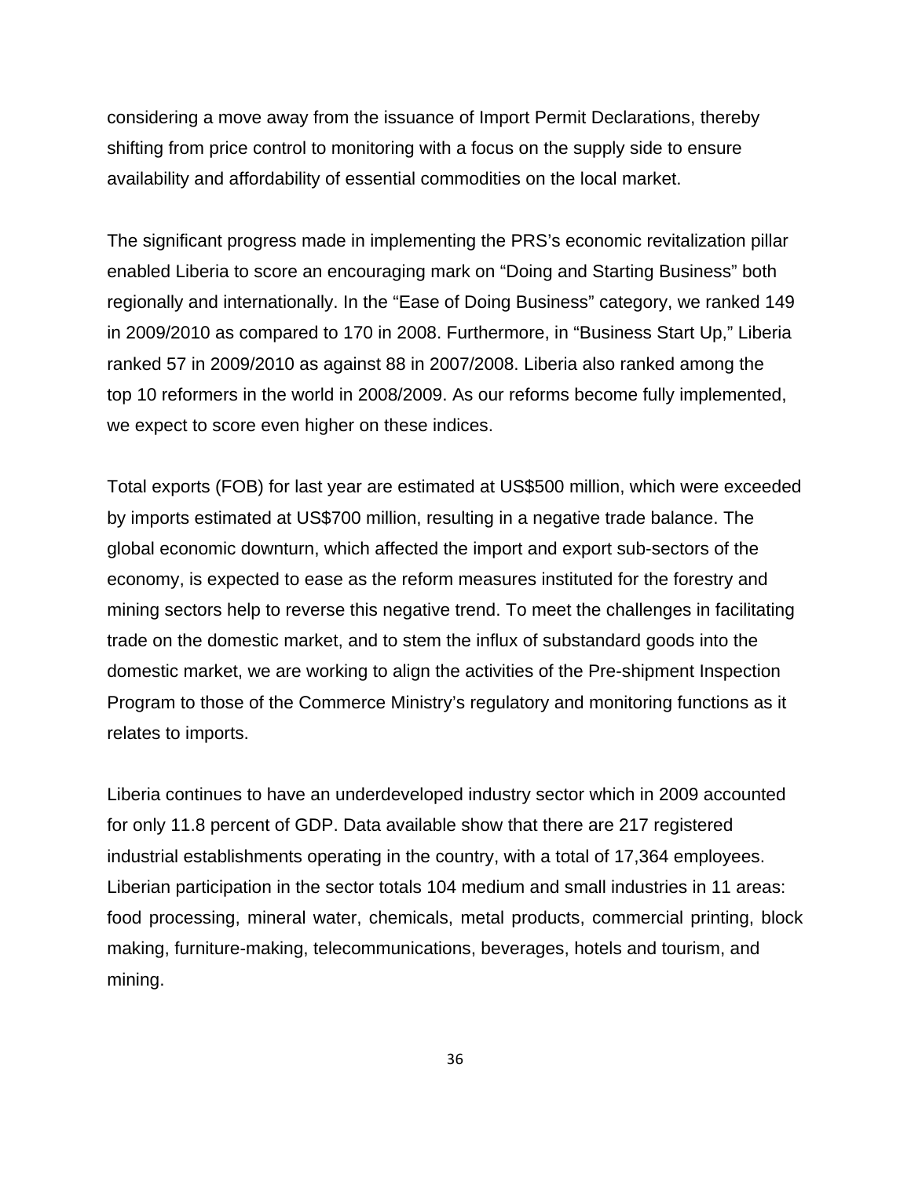considering a move away from the issuance of Import Permit Declarations, thereby shifting from price control to monitoring with a focus on the supply side to ensure availability and affordability of essential commodities on the local market.

The significant progress made in implementing the PRS's economic revitalization pillar enabled Liberia to score an encouraging mark on "Doing and Starting Business" both regionally and internationally. In the "Ease of Doing Business" category, we ranked 149 in 2009/2010 as compared to 170 in 2008. Furthermore, in "Business Start Up," Liberia ranked 57 in 2009/2010 as against 88 in 2007/2008. Liberia also ranked among the top 10 reformers in the world in 2008/2009. As our reforms become fully implemented, we expect to score even higher on these indices.

Total exports (FOB) for last year are estimated at US$500 million, which were exceeded by imports estimated at US$700 million, resulting in a negative trade balance. The global economic downturn, which affected the import and export sub-sectors of the economy, is expected to ease as the reform measures instituted for the forestry and mining sectors help to reverse this negative trend. To meet the challenges in facilitating trade on the domestic market, and to stem the influx of substandard goods into the domestic market, we are working to align the activities of the Pre-shipment Inspection Program to those of the Commerce Ministry's regulatory and monitoring functions as it relates to imports.

Liberia continues to have an underdeveloped industry sector which in 2009 accounted for only 11.8 percent of GDP. Data available show that there are 217 registered industrial establishments operating in the country, with a total of 17,364 employees. Liberian participation in the sector totals 104 medium and small industries in 11 areas: food processing, mineral water, chemicals, metal products, commercial printing, block making, furniture-making, telecommunications, beverages, hotels and tourism, and mining.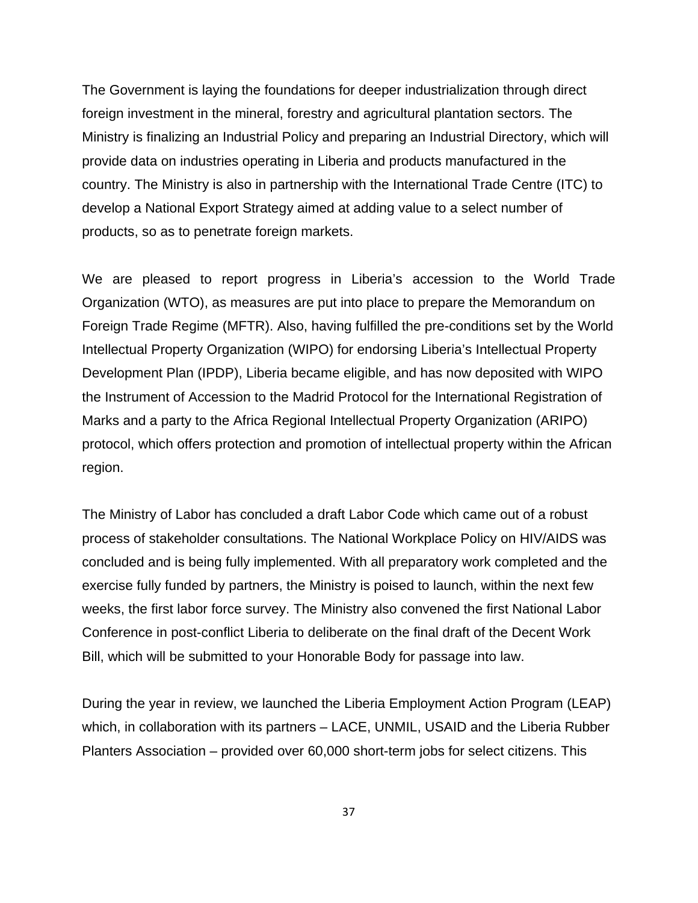The Government is laying the foundations for deeper industrialization through direct foreign investment in the mineral, forestry and agricultural plantation sectors. The Ministry is finalizing an Industrial Policy and preparing an Industrial Directory, which will provide data on industries operating in Liberia and products manufactured in the country. The Ministry is also in partnership with the International Trade Centre (ITC) to develop a National Export Strategy aimed at adding value to a select number of products, so as to penetrate foreign markets.

We are pleased to report progress in Liberia's accession to the World Trade Organization (WTO), as measures are put into place to prepare the Memorandum on Foreign Trade Regime (MFTR). Also, having fulfilled the pre-conditions set by the World Intellectual Property Organization (WIPO) for endorsing Liberia's Intellectual Property Development Plan (IPDP), Liberia became eligible, and has now deposited with WIPO the Instrument of Accession to the Madrid Protocol for the International Registration of Marks and a party to the Africa Regional Intellectual Property Organization (ARIPO) protocol, which offers protection and promotion of intellectual property within the African region.

The Ministry of Labor has concluded a draft Labor Code which came out of a robust process of stakeholder consultations. The National Workplace Policy on HIV/AIDS was concluded and is being fully implemented. With all preparatory work completed and the exercise fully funded by partners, the Ministry is poised to launch, within the next few weeks, the first labor force survey. The Ministry also convened the first National Labor Conference in post-conflict Liberia to deliberate on the final draft of the Decent Work Bill, which will be submitted to your Honorable Body for passage into law.

During the year in review, we launched the Liberia Employment Action Program (LEAP) which, in collaboration with its partners – LACE, UNMIL, USAID and the Liberia Rubber Planters Association – provided over 60,000 short-term jobs for select citizens. This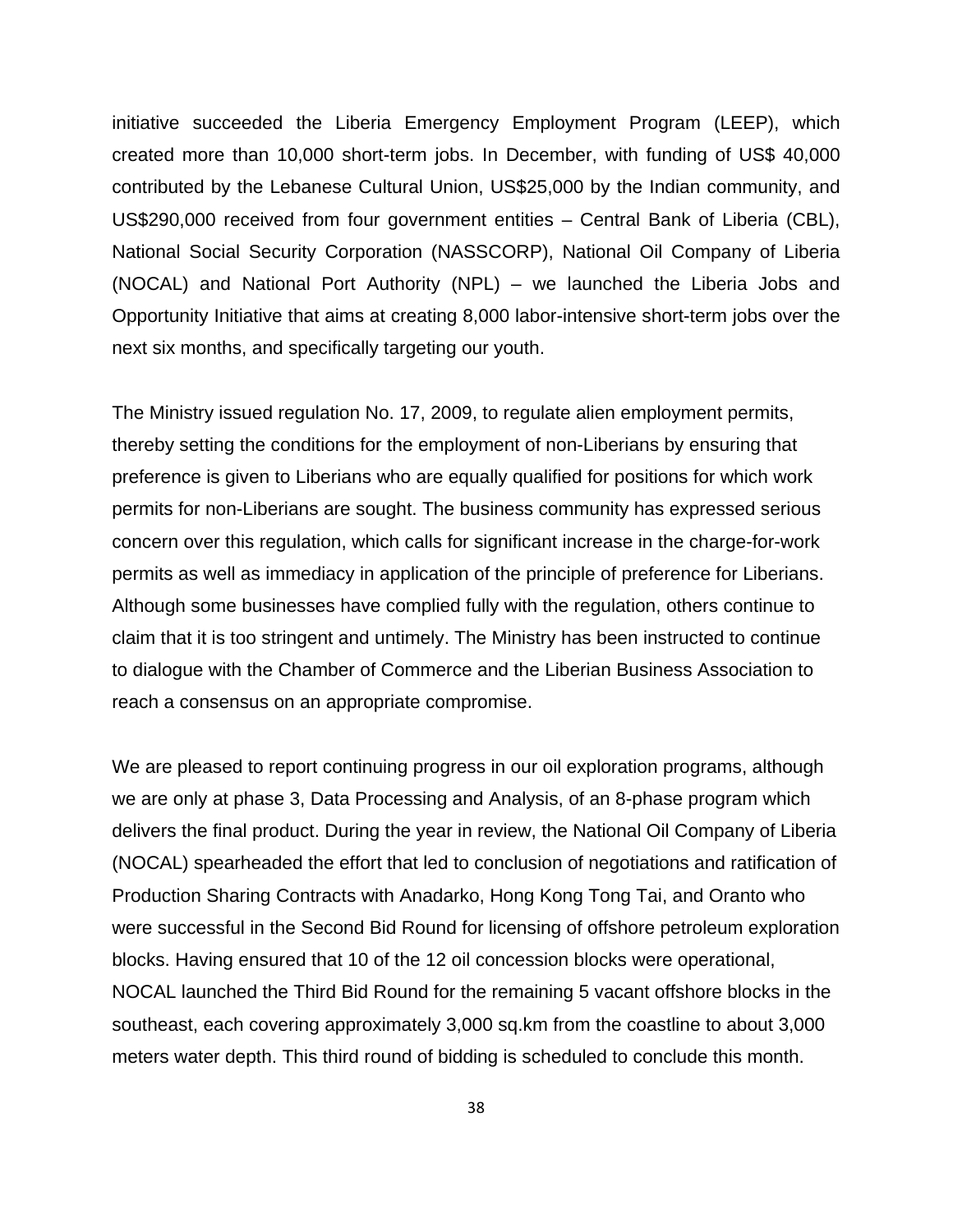initiative succeeded the Liberia Emergency Employment Program (LEEP), which created more than 10,000 short-term jobs. In December, with funding of US$ 40,000 contributed by the Lebanese Cultural Union, US$25,000 by the Indian community, and US$290,000 received from four government entities – Central Bank of Liberia (CBL), National Social Security Corporation (NASSCORP), National Oil Company of Liberia (NOCAL) and National Port Authority (NPL) – we launched the Liberia Jobs and Opportunity Initiative that aims at creating 8,000 labor-intensive short-term jobs over the next six months, and specifically targeting our youth.

The Ministry issued regulation No. 17, 2009, to regulate alien employment permits, thereby setting the conditions for the employment of non-Liberians by ensuring that preference is given to Liberians who are equally qualified for positions for which work permits for non-Liberians are sought. The business community has expressed serious concern over this regulation, which calls for significant increase in the charge-for-work permits as well as immediacy in application of the principle of preference for Liberians. Although some businesses have complied fully with the regulation, others continue to claim that it is too stringent and untimely. The Ministry has been instructed to continue to dialogue with the Chamber of Commerce and the Liberian Business Association to reach a consensus on an appropriate compromise.

We are pleased to report continuing progress in our oil exploration programs, although we are only at phase 3, Data Processing and Analysis, of an 8-phase program which delivers the final product. During the year in review, the National Oil Company of Liberia (NOCAL) spearheaded the effort that led to conclusion of negotiations and ratification of Production Sharing Contracts with Anadarko, Hong Kong Tong Tai, and Oranto who were successful in the Second Bid Round for licensing of offshore petroleum exploration blocks. Having ensured that 10 of the 12 oil concession blocks were operational, NOCAL launched the Third Bid Round for the remaining 5 vacant offshore blocks in the southeast, each covering approximately 3,000 sq.km from the coastline to about 3,000 meters water depth. This third round of bidding is scheduled to conclude this month.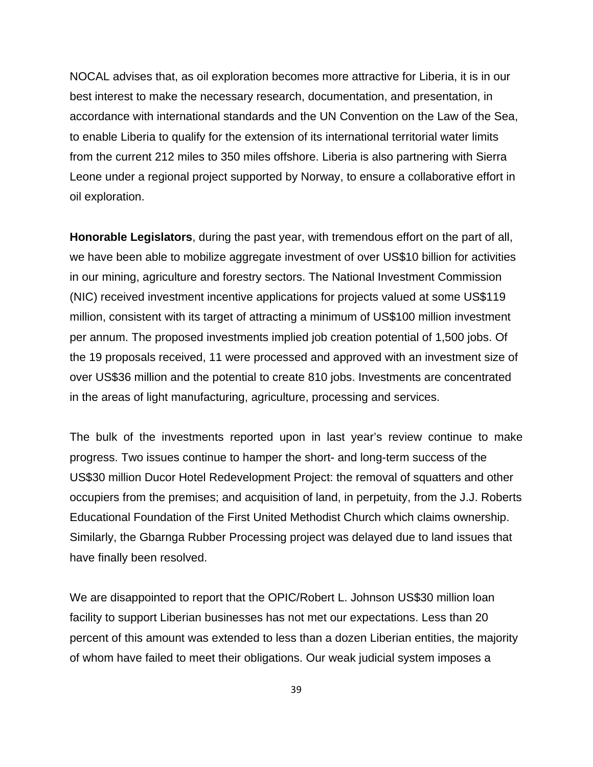NOCAL advises that, as oil exploration becomes more attractive for Liberia, it is in our best interest to make the necessary research, documentation, and presentation, in accordance with international standards and the UN Convention on the Law of the Sea, to enable Liberia to qualify for the extension of its international territorial water limits from the current 212 miles to 350 miles offshore. Liberia is also partnering with Sierra Leone under a regional project supported by Norway, to ensure a collaborative effort in oil exploration.

**Honorable Legislators**, during the past year, with tremendous effort on the part of all, we have been able to mobilize aggregate investment of over US$10 billion for activities in our mining, agriculture and forestry sectors. The National Investment Commission (NIC) received investment incentive applications for projects valued at some US$119 million, consistent with its target of attracting a minimum of US$100 million investment per annum. The proposed investments implied job creation potential of 1,500 jobs. Of the 19 proposals received, 11 were processed and approved with an investment size of over US$36 million and the potential to create 810 jobs. Investments are concentrated in the areas of light manufacturing, agriculture, processing and services.

The bulk of the investments reported upon in last year's review continue to make progress. Two issues continue to hamper the short- and long-term success of the US$30 million Ducor Hotel Redevelopment Project: the removal of squatters and other occupiers from the premises; and acquisition of land, in perpetuity, from the J.J. Roberts Educational Foundation of the First United Methodist Church which claims ownership. Similarly, the Gbarnga Rubber Processing project was delayed due to land issues that have finally been resolved.

We are disappointed to report that the OPIC/Robert L. Johnson US$30 million loan facility to support Liberian businesses has not met our expectations. Less than 20 percent of this amount was extended to less than a dozen Liberian entities, the majority of whom have failed to meet their obligations. Our weak judicial system imposes a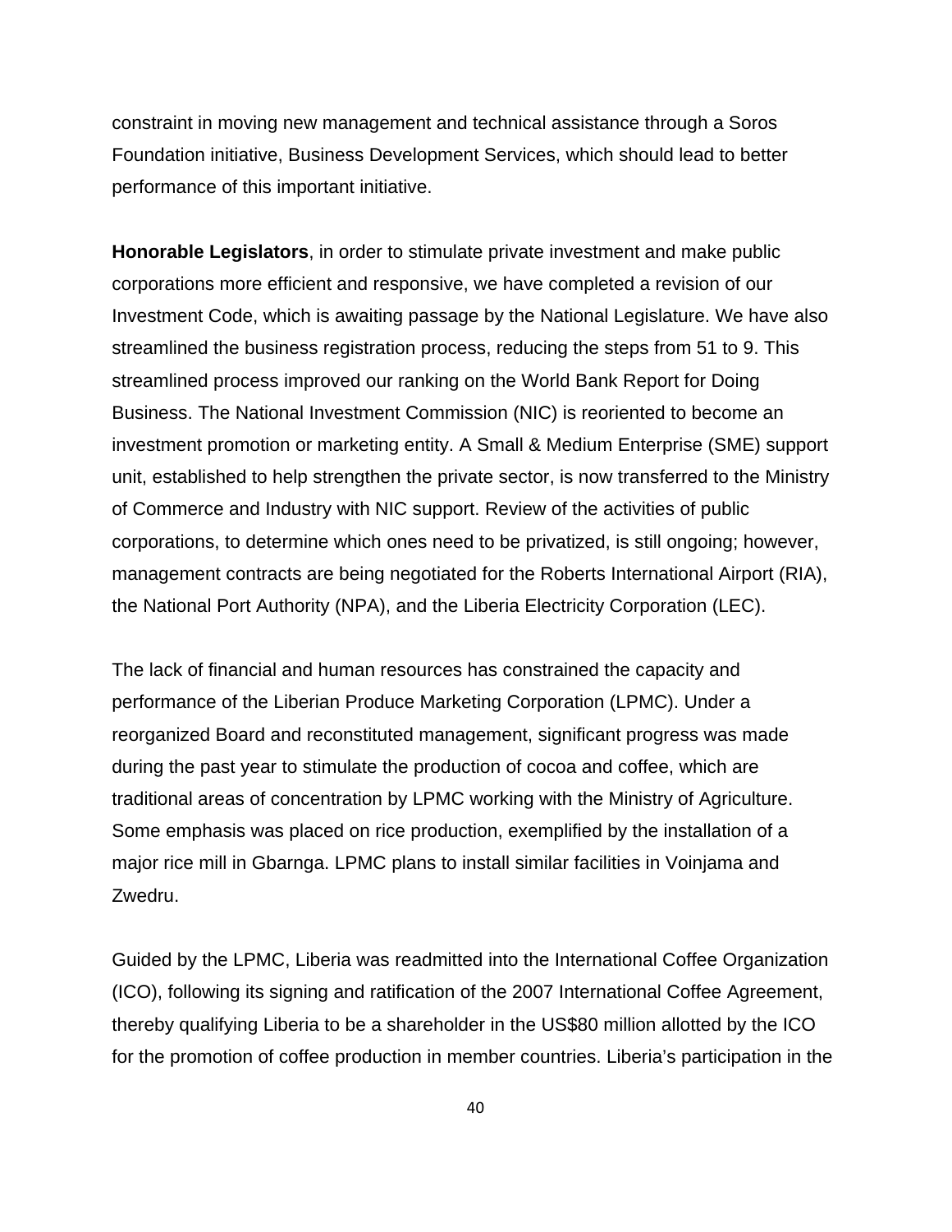constraint in moving new management and technical assistance through a Soros Foundation initiative, Business Development Services, which should lead to better performance of this important initiative.

**Honorable Legislators**, in order to stimulate private investment and make public corporations more efficient and responsive, we have completed a revision of our Investment Code, which is awaiting passage by the National Legislature. We have also streamlined the business registration process, reducing the steps from 51 to 9. This streamlined process improved our ranking on the World Bank Report for Doing Business. The National Investment Commission (NIC) is reoriented to become an investment promotion or marketing entity. A Small & Medium Enterprise (SME) support unit, established to help strengthen the private sector, is now transferred to the Ministry of Commerce and Industry with NIC support. Review of the activities of public corporations, to determine which ones need to be privatized, is still ongoing; however, management contracts are being negotiated for the Roberts International Airport (RIA), the National Port Authority (NPA), and the Liberia Electricity Corporation (LEC).

The lack of financial and human resources has constrained the capacity and performance of the Liberian Produce Marketing Corporation (LPMC). Under a reorganized Board and reconstituted management, significant progress was made during the past year to stimulate the production of cocoa and coffee, which are traditional areas of concentration by LPMC working with the Ministry of Agriculture. Some emphasis was placed on rice production, exemplified by the installation of a major rice mill in Gbarnga. LPMC plans to install similar facilities in Voinjama and Zwedru.

Guided by the LPMC, Liberia was readmitted into the International Coffee Organization (ICO), following its signing and ratification of the 2007 International Coffee Agreement, thereby qualifying Liberia to be a shareholder in the US$80 million allotted by the ICO for the promotion of coffee production in member countries. Liberia's participation in the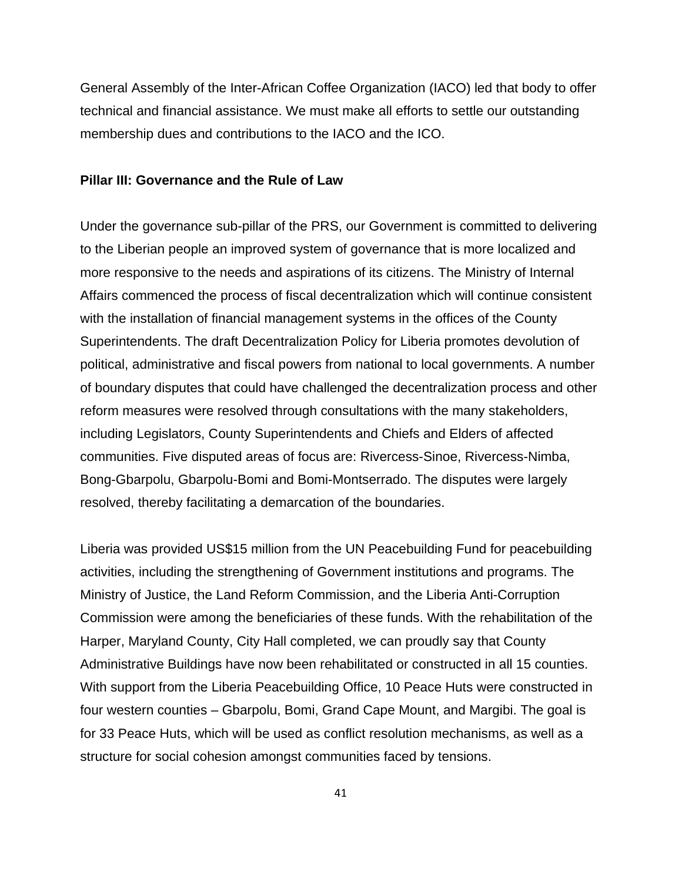General Assembly of the Inter-African Coffee Organization (IACO) led that body to offer technical and financial assistance. We must make all efforts to settle our outstanding membership dues and contributions to the IACO and the ICO.

**Pillar III: Governance and the Rule of Law**

Under the governance sub-pillar of the PRS, our Government is committed to delivering to the Liberian people an improved system of governance that is more localized and more responsive to the needs and aspirations of its citizens. The Ministry of Internal Affairs commenced the process of fiscal decentralization which will continue consistent with the installation of financial management systems in the offices of the County Superintendents. The draft Decentralization Policy for Liberia promotes devolution of political, administrative and fiscal powers from national to local governments. A number of boundary disputes that could have challenged the decentralization process and other reform measures were resolved through consultations with the many stakeholders, including Legislators, County Superintendents and Chiefs and Elders of affected communities. Five disputed areas of focus are: Rivercess-Sinoe, Rivercess-Nimba, Bong-Gbarpolu, Gbarpolu-Bomi and Bomi-Montserrado. The disputes were largely resolved, thereby facilitating a demarcation of the boundaries.

Liberia was provided US$15 million from the UN Peacebuilding Fund for peacebuilding activities, including the strengthening of Government institutions and programs. The Ministry of Justice, the Land Reform Commission, and the Liberia Anti-Corruption Commission were among the beneficiaries of these funds. With the rehabilitation of the Harper, Maryland County, City Hall completed, we can proudly say that County Administrative Buildings have now been rehabilitated or constructed in all 15 counties. With support from the Liberia Peacebuilding Office, 10 Peace Huts were constructed in four western counties – Gbarpolu, Bomi, Grand Cape Mount, and Margibi. The goal is for 33 Peace Huts, which will be used as conflict resolution mechanisms, as well as a structure for social cohesion amongst communities faced by tensions.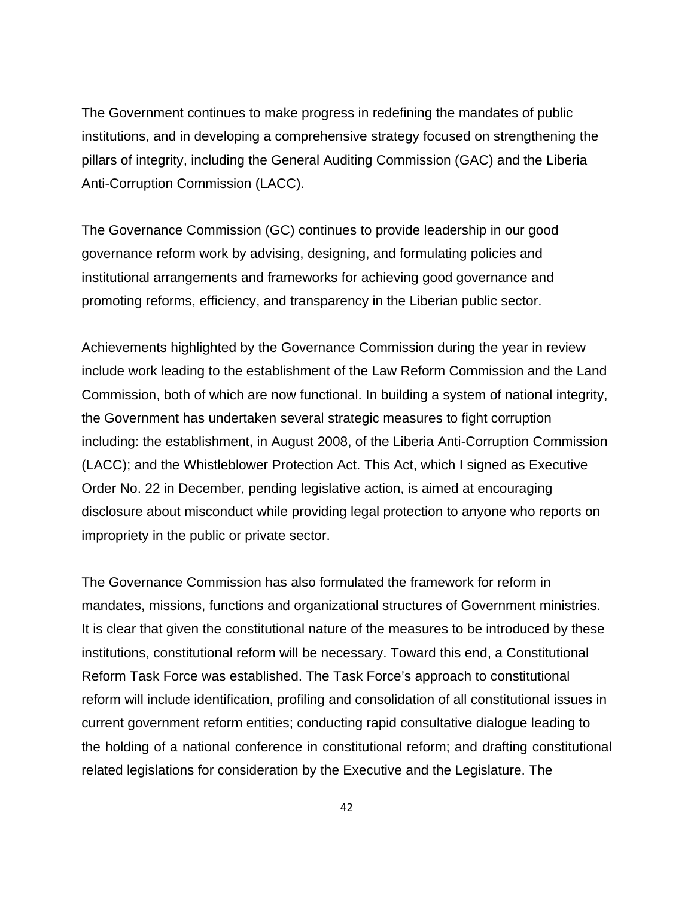The Government continues to make progress in redefining the mandates of public institutions, and in developing a comprehensive strategy focused on strengthening the pillars of integrity, including the General Auditing Commission (GAC) and the Liberia Anti-Corruption Commission (LACC).

The Governance Commission (GC) continues to provide leadership in our good governance reform work by advising, designing, and formulating policies and institutional arrangements and frameworks for achieving good governance and promoting reforms, efficiency, and transparency in the Liberian public sector.

Achievements highlighted by the Governance Commission during the year in review include work leading to the establishment of the Law Reform Commission and the Land Commission, both of which are now functional. In building a system of national integrity, the Government has undertaken several strategic measures to fight corruption including: the establishment, in August 2008, of the Liberia Anti-Corruption Commission (LACC); and the Whistleblower Protection Act. This Act, which I signed as Executive Order No. 22 in December, pending legislative action, is aimed at encouraging disclosure about misconduct while providing legal protection to anyone who reports on impropriety in the public or private sector.

The Governance Commission has also formulated the framework for reform in mandates, missions, functions and organizational structures of Government ministries. It is clear that given the constitutional nature of the measures to be introduced by these institutions, constitutional reform will be necessary. Toward this end, a Constitutional Reform Task Force was established. The Task Force's approach to constitutional reform will include identification, profiling and consolidation of all constitutional issues in current government reform entities; conducting rapid consultative dialogue leading to the holding of a national conference in constitutional reform; and drafting constitutional related legislations for consideration by the Executive and the Legislature. The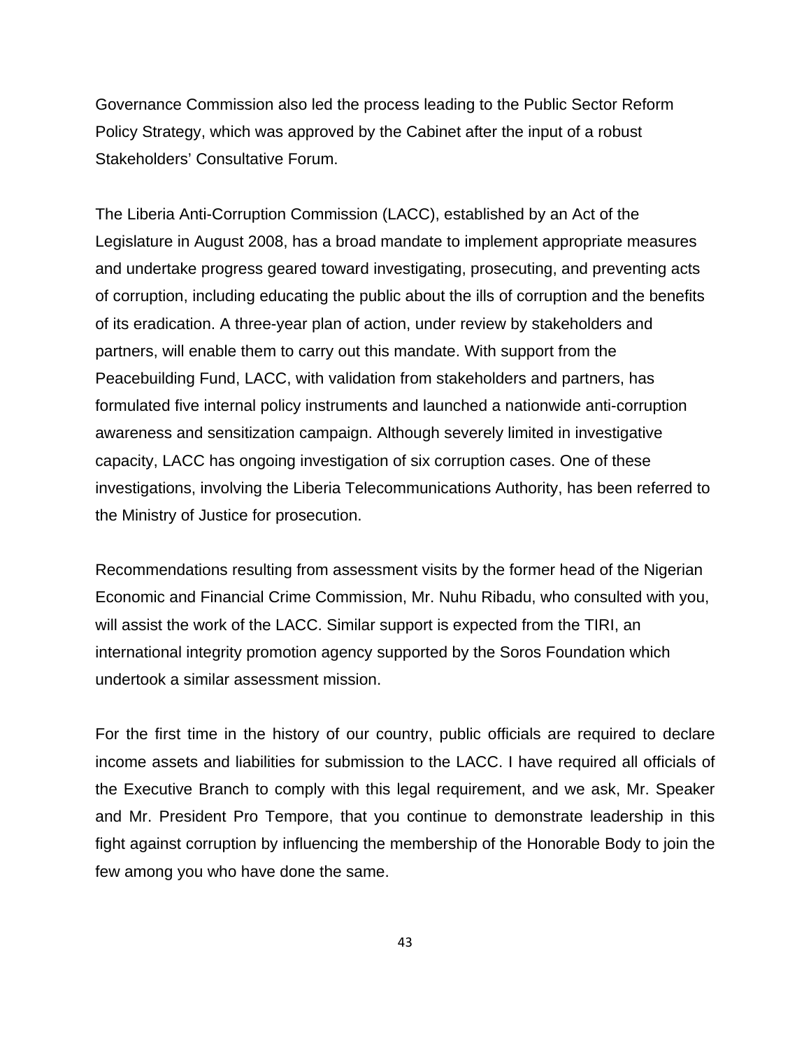Governance Commission also led the process leading to the Public Sector Reform Policy Strategy, which was approved by the Cabinet after the input of a robust Stakeholders' Consultative Forum.

The Liberia Anti-Corruption Commission (LACC), established by an Act of the Legislature in August 2008, has a broad mandate to implement appropriate measures and undertake progress geared toward investigating, prosecuting, and preventing acts of corruption, including educating the public about the ills of corruption and the benefits of its eradication. A three-year plan of action, under review by stakeholders and partners, will enable them to carry out this mandate. With support from the Peacebuilding Fund, LACC, with validation from stakeholders and partners, has formulated five internal policy instruments and launched a nationwide anti-corruption awareness and sensitization campaign. Although severely limited in investigative capacity, LACC has ongoing investigation of six corruption cases. One of these investigations, involving the Liberia Telecommunications Authority, has been referred to the Ministry of Justice for prosecution.

Recommendations resulting from assessment visits by the former head of the Nigerian Economic and Financial Crime Commission, Mr. Nuhu Ribadu, who consulted with you, will assist the work of the LACC. Similar support is expected from the TIRI, an international integrity promotion agency supported by the Soros Foundation which undertook a similar assessment mission.

For the first time in the history of our country, public officials are required to declare income assets and liabilities for submission to the LACC. I have required all officials of the Executive Branch to comply with this legal requirement, and we ask, Mr. Speaker and Mr. President Pro Tempore, that you continue to demonstrate leadership in this fight against corruption by influencing the membership of the Honorable Body to join the few among you who have done the same.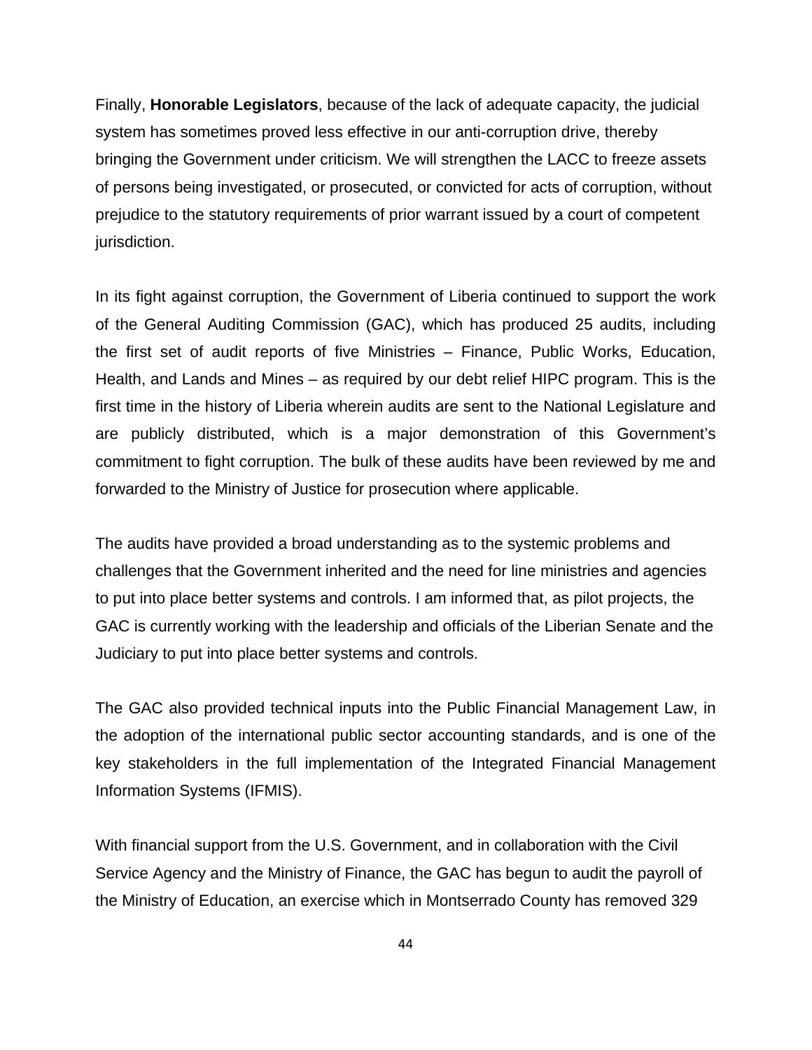Finally, **Honorable Legislators**, because of the lack of adequate capacity, the judicial system has sometimes proved less effective in our anti-corruption drive, thereby bringing the Government under criticism. We will strengthen the LACC to freeze assets of persons being investigated, or prosecuted, or convicted for acts of corruption, without prejudice to the statutory requirements of prior warrant issued by a court of competent jurisdiction.

In its fight against corruption, the Government of Liberia continued to support the work of the General Auditing Commission (GAC), which has produced 25 audits, including the first set of audit reports of five Ministries – Finance, Public Works, Education, Health, and Lands and Mines – as required by our debt relief HIPC program. This is the first time in the history of Liberia wherein audits are sent to the National Legislature and are publicly distributed, which is a major demonstration of this Government's commitment to fight corruption. The bulk of these audits have been reviewed by me and forwarded to the Ministry of Justice for prosecution where applicable.

The audits have provided a broad understanding as to the systemic problems and challenges that the Government inherited and the need for line ministries and agencies to put into place better systems and controls. I am informed that, as pilot projects, the GAC is currently working with the leadership and officials of the Liberian Senate and the Judiciary to put into place better systems and controls.

The GAC also provided technical inputs into the Public Financial Management Law, in the adoption of the international public sector accounting standards, and is one of the key stakeholders in the full implementation of the Integrated Financial Management Information Systems (IFMIS).

With financial support from the U.S. Government, and in collaboration with the Civil Service Agency and the Ministry of Finance, the GAC has begun to audit the payroll of the Ministry of Education, an exercise which in Montserrado County has removed 329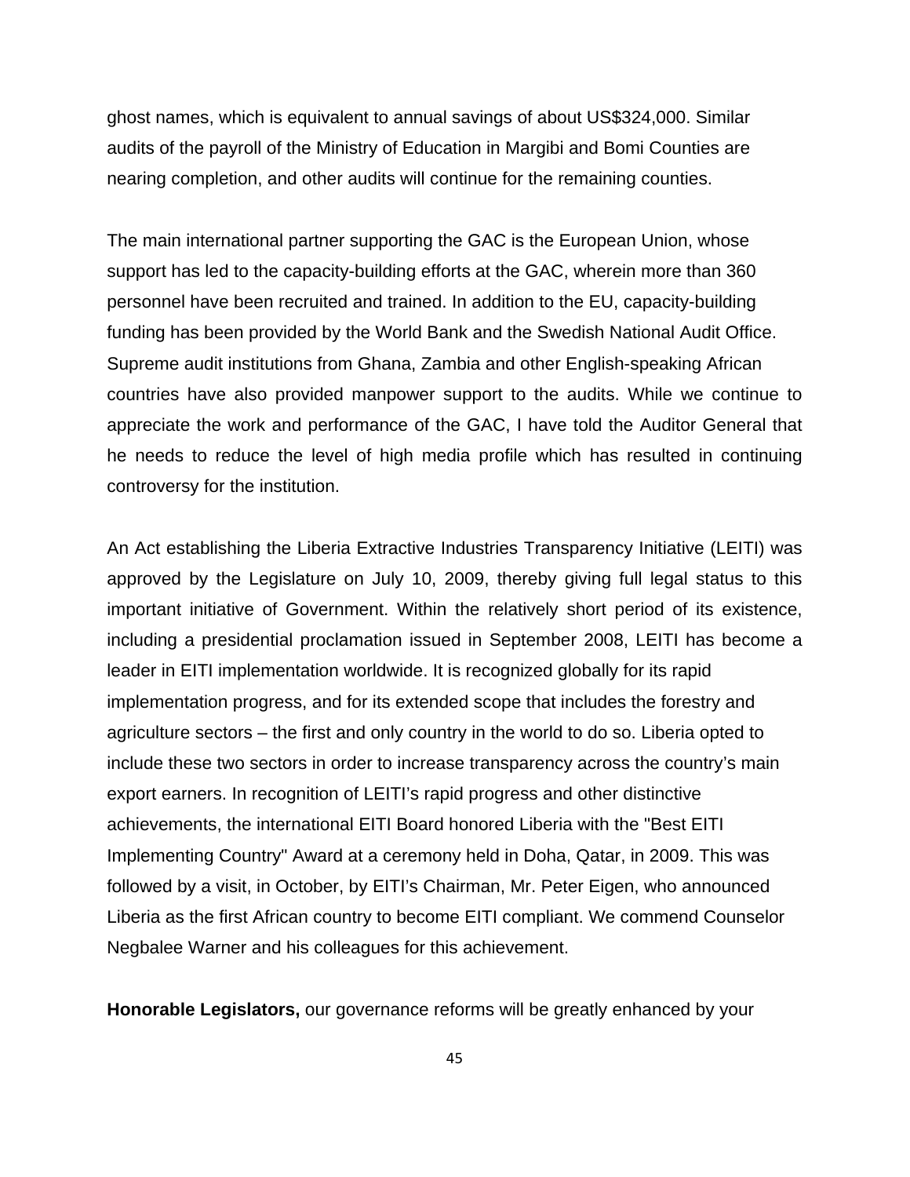ghost names, which is equivalent to annual savings of about US$324,000. Similar audits of the payroll of the Ministry of Education in Margibi and Bomi Counties are nearing completion, and other audits will continue for the remaining counties.

The main international partner supporting the GAC is the European Union, whose support has led to the capacity-building efforts at the GAC, wherein more than 360 personnel have been recruited and trained. In addition to the EU, capacity-building funding has been provided by the World Bank and the Swedish National Audit Office. Supreme audit institutions from Ghana, Zambia and other English-speaking African countries have also provided manpower support to the audits. While we continue to appreciate the work and performance of the GAC, I have told the Auditor General that he needs to reduce the level of high media profile which has resulted in continuing controversy for the institution.

An Act establishing the Liberia Extractive Industries Transparency Initiative (LEITI) was approved by the Legislature on July 10, 2009, thereby giving full legal status to this important initiative of Government. Within the relatively short period of its existence, including a presidential proclamation issued in September 2008, LEITI has become a leader in EITI implementation worldwide. It is recognized globally for its rapid implementation progress, and for its extended scope that includes the forestry and agriculture sectors – the first and only country in the world to do so. Liberia opted to include these two sectors in order to increase transparency across the country's main export earners. In recognition of LEITI's rapid progress and other distinctive achievements, the international EITI Board honored Liberia with the "Best EITI Implementing Country" Award at a ceremony held in Doha, Qatar, in 2009. This was followed by a visit, in October, by EITI's Chairman, Mr. Peter Eigen, who announced Liberia as the first African country to become EITI compliant. We commend Counselor Negbalee Warner and his colleagues for this achievement.

**Honorable Legislators,** our governance reforms will be greatly enhanced by your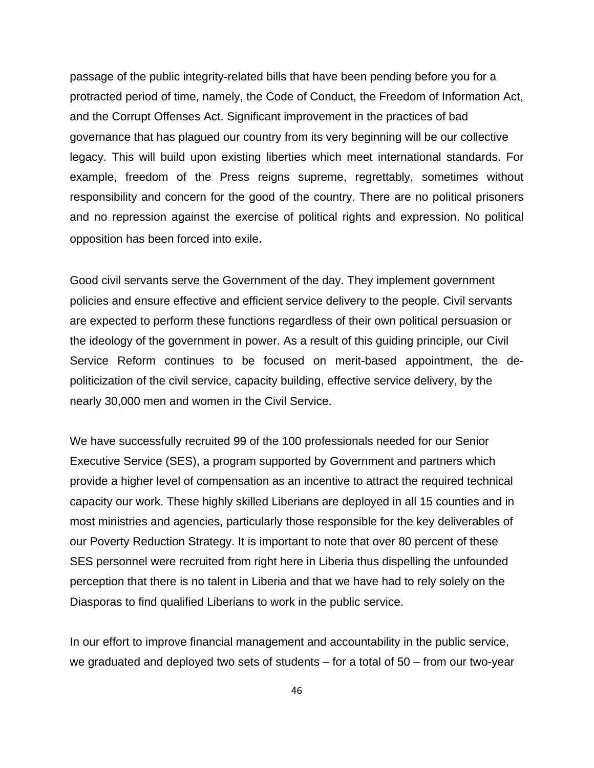passage of the public integrity-related bills that have been pending before you for a protracted period of time, namely, the Code of Conduct, the Freedom of Information Act, and the Corrupt Offenses Act. Significant improvement in the practices of bad governance that has plagued our country from its very beginning will be our collective legacy. This will build upon existing liberties which meet international standards. For example, freedom of the Press reigns supreme, regrettably, sometimes without responsibility and concern for the good of the country. There are no political prisoners and no repression against the exercise of political rights and expression. No political opposition has been forced into exile.

Good civil servants serve the Government of the day. They implement government policies and ensure effective and efficient service delivery to the people. Civil servants are expected to perform these functions regardless of their own political persuasion or the ideology of the government in power. As a result of this guiding principle, our Civil Service Reform continues to be focused on merit-based appointment, the de-politicization of the civil service, capacity building, effective service delivery, by the nearly 30,000 men and women in the Civil Service.

We have successfully recruited 99 of the 100 professionals needed for our Senior Executive Service (SES), a program supported by Government and partners which provide a higher level of compensation as an incentive to attract the required technical capacity our work. These highly skilled Liberians are deployed in all 15 counties and in most ministries and agencies, particularly those responsible for the key deliverables of our Poverty Reduction Strategy. It is important to note that over 80 percent of these SES personnel were recruited from right here in Liberia thus dispelling the unfounded perception that there is no talent in Liberia and that we have had to rely solely on the Diasporas to find qualified Liberians to work in the public service.

In our effort to improve financial management and accountability in the public service, we graduated and deployed two sets of students – for a total of 50 – from our two-year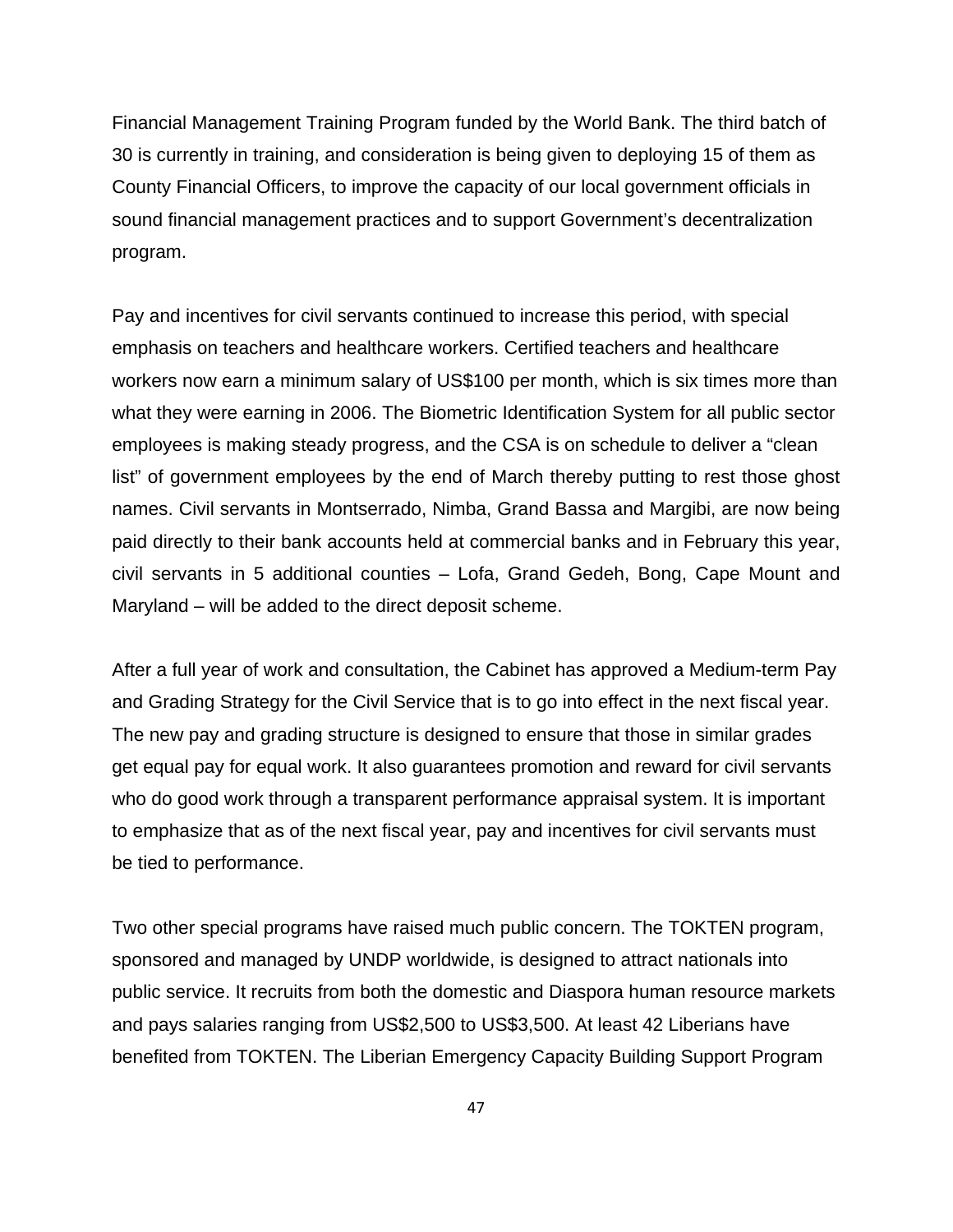Financial Management Training Program funded by the World Bank. The third batch of 30 is currently in training, and consideration is being given to deploying 15 of them as County Financial Officers, to improve the capacity of our local government officials in sound financial management practices and to support Government's decentralization program.

Pay and incentives for civil servants continued to increase this period, with special emphasis on teachers and healthcare workers. Certified teachers and healthcare workers now earn a minimum salary of US$100 per month, which is six times more than what they were earning in 2006. The Biometric Identification System for all public sector employees is making steady progress, and the CSA is on schedule to deliver a "clean list" of government employees by the end of March thereby putting to rest those ghost names. Civil servants in Montserrado, Nimba, Grand Bassa and Margibi, are now being paid directly to their bank accounts held at commercial banks and in February this year, civil servants in 5 additional counties – Lofa, Grand Gedeh, Bong, Cape Mount and Maryland – will be added to the direct deposit scheme.

After a full year of work and consultation, the Cabinet has approved a Medium-term Pay and Grading Strategy for the Civil Service that is to go into effect in the next fiscal year. The new pay and grading structure is designed to ensure that those in similar grades get equal pay for equal work. It also guarantees promotion and reward for civil servants who do good work through a transparent performance appraisal system. It is important to emphasize that as of the next fiscal year, pay and incentives for civil servants must be tied to performance.

Two other special programs have raised much public concern. The TOKTEN program, sponsored and managed by UNDP worldwide, is designed to attract nationals into public service. It recruits from both the domestic and Diaspora human resource markets and pays salaries ranging from US$2,500 to US$3,500. At least 42 Liberians have benefited from TOKTEN. The Liberian Emergency Capacity Building Support Program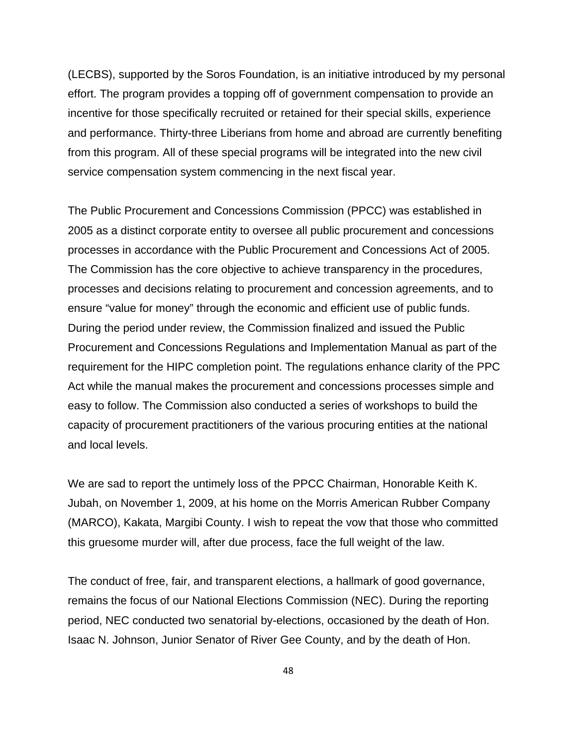(LECBS), supported by the Soros Foundation, is an initiative introduced by my personal effort. The program provides a topping off of government compensation to provide an incentive for those specifically recruited or retained for their special skills, experience and performance. Thirty-three Liberians from home and abroad are currently benefiting from this program. All of these special programs will be integrated into the new civil service compensation system commencing in the next fiscal year.

The Public Procurement and Concessions Commission (PPCC) was established in 2005 as a distinct corporate entity to oversee all public procurement and concessions processes in accordance with the Public Procurement and Concessions Act of 2005. The Commission has the core objective to achieve transparency in the procedures, processes and decisions relating to procurement and concession agreements, and to ensure "value for money" through the economic and efficient use of public funds. During the period under review, the Commission finalized and issued the Public Procurement and Concessions Regulations and Implementation Manual as part of the requirement for the HIPC completion point. The regulations enhance clarity of the PPC Act while the manual makes the procurement and concessions processes simple and easy to follow. The Commission also conducted a series of workshops to build the capacity of procurement practitioners of the various procuring entities at the national and local levels.

We are sad to report the untimely loss of the PPCC Chairman, Honorable Keith K. Jubah, on November 1, 2009, at his home on the Morris American Rubber Company (MARCO), Kakata, Margibi County. I wish to repeat the vow that those who committed this gruesome murder will, after due process, face the full weight of the law.

The conduct of free, fair, and transparent elections, a hallmark of good governance, remains the focus of our National Elections Commission (NEC). During the reporting period, NEC conducted two senatorial by-elections, occasioned by the death of Hon. Isaac N. Johnson, Junior Senator of River Gee County, and by the death of Hon.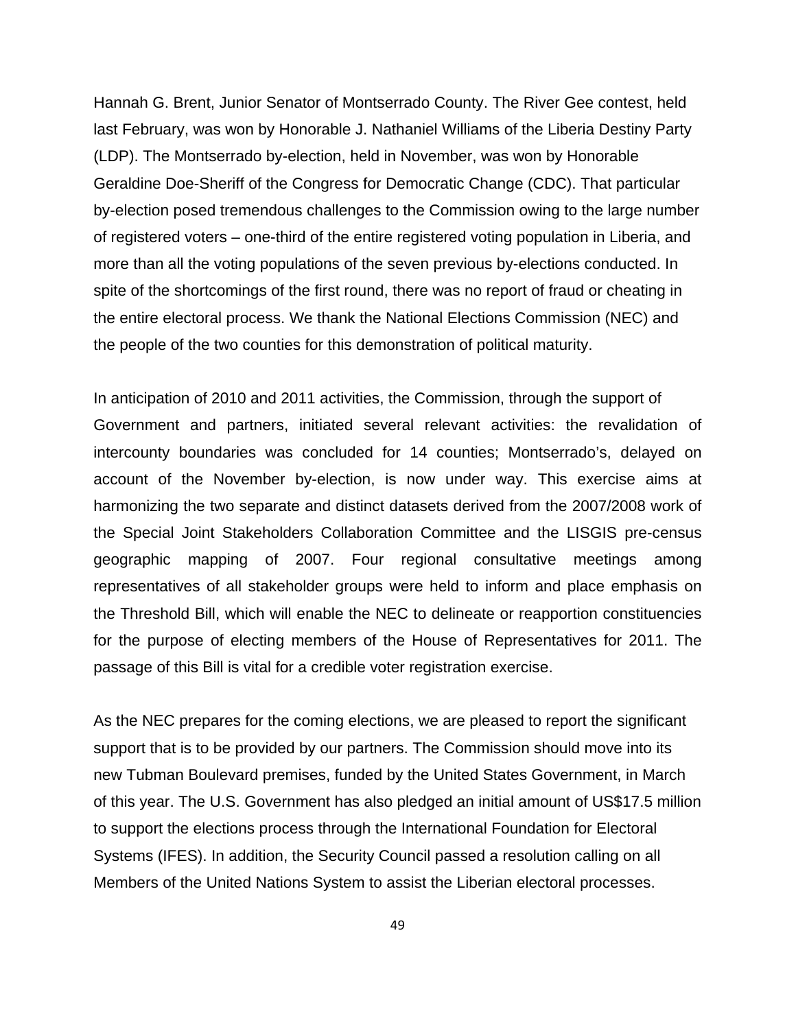Hannah G. Brent, Junior Senator of Montserrado County. The River Gee contest, held last February, was won by Honorable J. Nathaniel Williams of the Liberia Destiny Party (LDP). The Montserrado by-election, held in November, was won by Honorable Geraldine Doe-Sheriff of the Congress for Democratic Change (CDC). That particular by-election posed tremendous challenges to the Commission owing to the large number of registered voters – one-third of the entire registered voting population in Liberia, and more than all the voting populations of the seven previous by-elections conducted. In spite of the shortcomings of the first round, there was no report of fraud or cheating in the entire electoral process. We thank the National Elections Commission (NEC) and the people of the two counties for this demonstration of political maturity.

In anticipation of 2010 and 2011 activities, the Commission, through the support of Government and partners, initiated several relevant activities: the revalidation of intercounty boundaries was concluded for 14 counties; Montserrado's, delayed on account of the November by-election, is now under way. This exercise aims at harmonizing the two separate and distinct datasets derived from the 2007/2008 work of the Special Joint Stakeholders Collaboration Committee and the LISGIS pre-census geographic mapping of 2007. Four regional consultative meetings among representatives of all stakeholder groups were held to inform and place emphasis on the Threshold Bill, which will enable the NEC to delineate or reapportion constituencies for the purpose of electing members of the House of Representatives for 2011. The passage of this Bill is vital for a credible voter registration exercise.

As the NEC prepares for the coming elections, we are pleased to report the significant support that is to be provided by our partners. The Commission should move into its new Tubman Boulevard premises, funded by the United States Government, in March of this year. The U.S. Government has also pledged an initial amount of US$17.5 million to support the elections process through the International Foundation for Electoral Systems (IFES). In addition, the Security Council passed a resolution calling on all Members of the United Nations System to assist the Liberian electoral processes.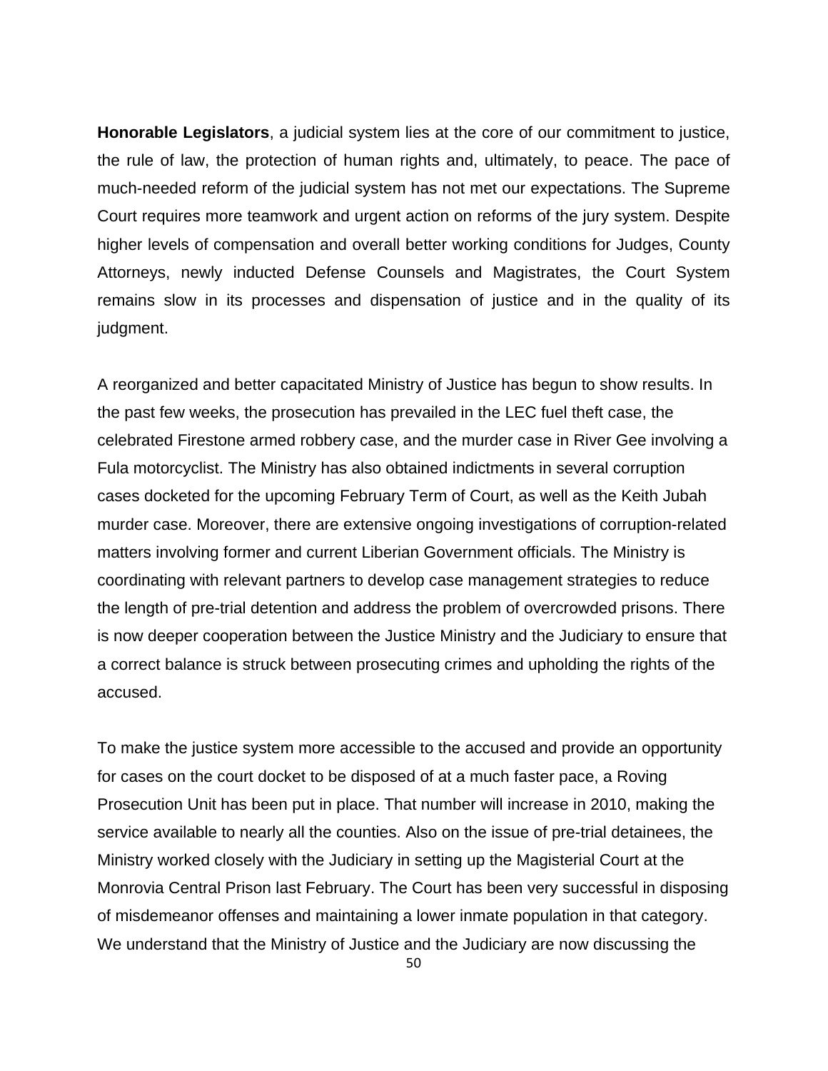**Honorable Legislators**, a judicial system lies at the core of our commitment to justice, the rule of law, the protection of human rights and, ultimately, to peace. The pace of much-needed reform of the judicial system has not met our expectations. The Supreme Court requires more teamwork and urgent action on reforms of the jury system. Despite higher levels of compensation and overall better working conditions for Judges, County Attorneys, newly inducted Defense Counsels and Magistrates, the Court System remains slow in its processes and dispensation of justice and in the quality of its judgment.

A reorganized and better capacitated Ministry of Justice has begun to show results. In the past few weeks, the prosecution has prevailed in the LEC fuel theft case, the celebrated Firestone armed robbery case, and the murder case in River Gee involving a Fula motorcyclist. The Ministry has also obtained indictments in several corruption cases docketed for the upcoming February Term of Court, as well as the Keith Jubah murder case. Moreover, there are extensive ongoing investigations of corruption-related matters involving former and current Liberian Government officials. The Ministry is coordinating with relevant partners to develop case management strategies to reduce the length of pre-trial detention and address the problem of overcrowded prisons. There is now deeper cooperation between the Justice Ministry and the Judiciary to ensure that a correct balance is struck between prosecuting crimes and upholding the rights of the accused.

To make the justice system more accessible to the accused and provide an opportunity for cases on the court docket to be disposed of at a much faster pace, a Roving Prosecution Unit has been put in place. That number will increase in 2010, making the service available to nearly all the counties. Also on the issue of pre-trial detainees, the Ministry worked closely with the Judiciary in setting up the Magisterial Court at the Monrovia Central Prison last February. The Court has been very successful in disposing of misdemeanor offenses and maintaining a lower inmate population in that category. We understand that the Ministry of Justice and the Judiciary are now discussing the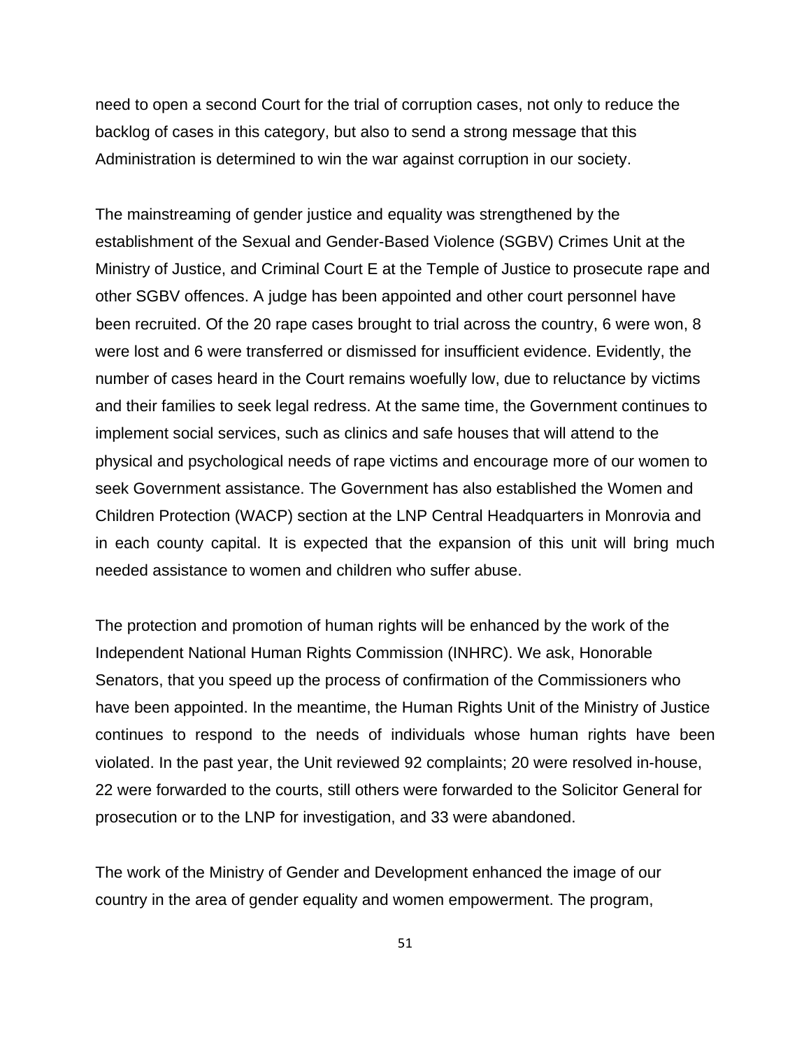need to open a second Court for the trial of corruption cases, not only to reduce the backlog of cases in this category, but also to send a strong message that this Administration is determined to win the war against corruption in our society.

The mainstreaming of gender justice and equality was strengthened by the establishment of the Sexual and Gender-Based Violence (SGBV) Crimes Unit at the Ministry of Justice, and Criminal Court E at the Temple of Justice to prosecute rape and other SGBV offences. A judge has been appointed and other court personnel have been recruited. Of the 20 rape cases brought to trial across the country, 6 were won, 8 were lost and 6 were transferred or dismissed for insufficient evidence. Evidently, the number of cases heard in the Court remains woefully low, due to reluctance by victims and their families to seek legal redress. At the same time, the Government continues to implement social services, such as clinics and safe houses that will attend to the physical and psychological needs of rape victims and encourage more of our women to seek Government assistance. The Government has also established the Women and Children Protection (WACP) section at the LNP Central Headquarters in Monrovia and in each county capital. It is expected that the expansion of this unit will bring much needed assistance to women and children who suffer abuse.

The protection and promotion of human rights will be enhanced by the work of the Independent National Human Rights Commission (INHRC). We ask, Honorable Senators, that you speed up the process of confirmation of the Commissioners who have been appointed. In the meantime, the Human Rights Unit of the Ministry of Justice continues to respond to the needs of individuals whose human rights have been violated. In the past year, the Unit reviewed 92 complaints; 20 were resolved in-house, 22 were forwarded to the courts, still others were forwarded to the Solicitor General for prosecution or to the LNP for investigation, and 33 were abandoned.

The work of the Ministry of Gender and Development enhanced the image of our country in the area of gender equality and women empowerment. The program,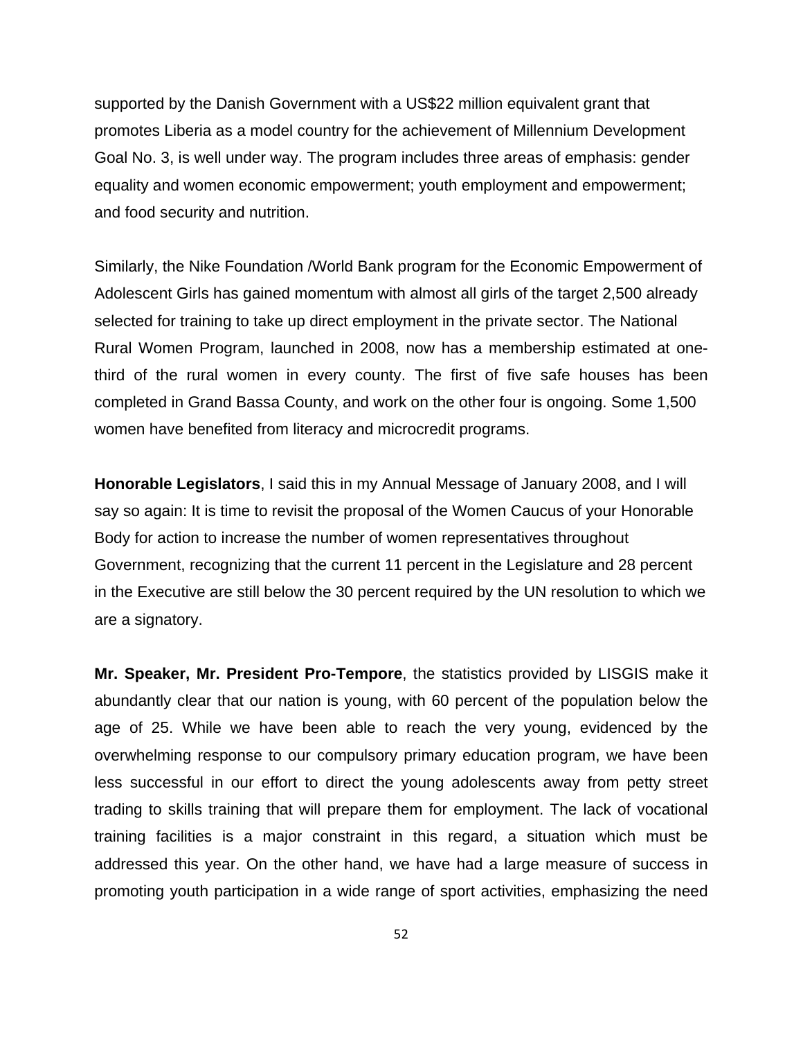supported by the Danish Government with a US$22 million equivalent grant that promotes Liberia as a model country for the achievement of Millennium Development Goal No. 3, is well under way. The program includes three areas of emphasis: gender equality and women economic empowerment; youth employment and empowerment; and food security and nutrition.

Similarly, the Nike Foundation /World Bank program for the Economic Empowerment of Adolescent Girls has gained momentum with almost all girls of the target 2,500 already selected for training to take up direct employment in the private sector. The National Rural Women Program, launched in 2008, now has a membership estimated at one-third of the rural women in every county. The first of five safe houses has been completed in Grand Bassa County, and work on the other four is ongoing. Some 1,500 women have benefited from literacy and microcredit programs.

**Honorable Legislators**, I said this in my Annual Message of January 2008, and I will say so again: It is time to revisit the proposal of the Women Caucus of your Honorable Body for action to increase the number of women representatives throughout Government, recognizing that the current 11 percent in the Legislature and 28 percent in the Executive are still below the 30 percent required by the UN resolution to which we are a signatory.

**Mr. Speaker, Mr. President Pro-Tempore**, the statistics provided by LISGIS make it abundantly clear that our nation is young, with 60 percent of the population below the age of 25. While we have been able to reach the very young, evidenced by the overwhelming response to our compulsory primary education program, we have been less successful in our effort to direct the young adolescents away from petty street trading to skills training that will prepare them for employment. The lack of vocational training facilities is a major constraint in this regard, a situation which must be addressed this year. On the other hand, we have had a large measure of success in promoting youth participation in a wide range of sport activities, emphasizing the need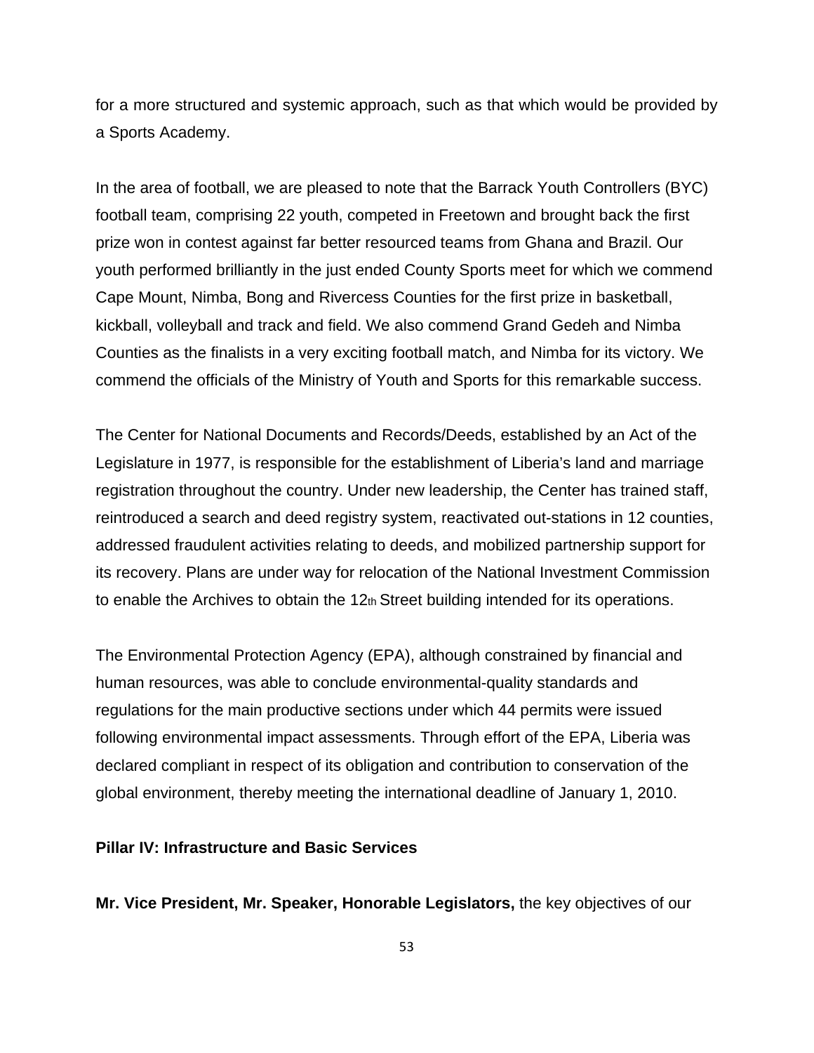for a more structured and systemic approach, such as that which would be provided by a Sports Academy.

In the area of football, we are pleased to note that the Barrack Youth Controllers (BYC) football team, comprising 22 youth, competed in Freetown and brought back the first prize won in contest against far better resourced teams from Ghana and Brazil. Our youth performed brilliantly in the just ended County Sports meet for which we commend Cape Mount, Nimba, Bong and Rivercess Counties for the first prize in basketball, kickball, volleyball and track and field. We also commend Grand Gedeh and Nimba Counties as the finalists in a very exciting football match, and Nimba for its victory. We commend the officials of the Ministry of Youth and Sports for this remarkable success.

The Center for National Documents and Records/Deeds, established by an Act of the Legislature in 1977, is responsible for the establishment of Liberia's land and marriage registration throughout the country. Under new leadership, the Center has trained staff, reintroduced a search and deed registry system, reactivated out-stations in 12 counties, addressed fraudulent activities relating to deeds, and mobilized partnership support for its recovery. Plans are under way for relocation of the National Investment Commission to enable the Archives to obtain the 12th Street building intended for its operations.

The Environmental Protection Agency (EPA), although constrained by financial and human resources, was able to conclude environmental-quality standards and regulations for the main productive sections under which 44 permits were issued following environmental impact assessments. Through effort of the EPA, Liberia was declared compliant in respect of its obligation and contribution to conservation of the global environment, thereby meeting the international deadline of January 1, 2010.

**Pillar IV: Infrastructure and Basic Services**

**Mr. Vice President, Mr. Speaker, Honorable Legislators,** the key objectives of our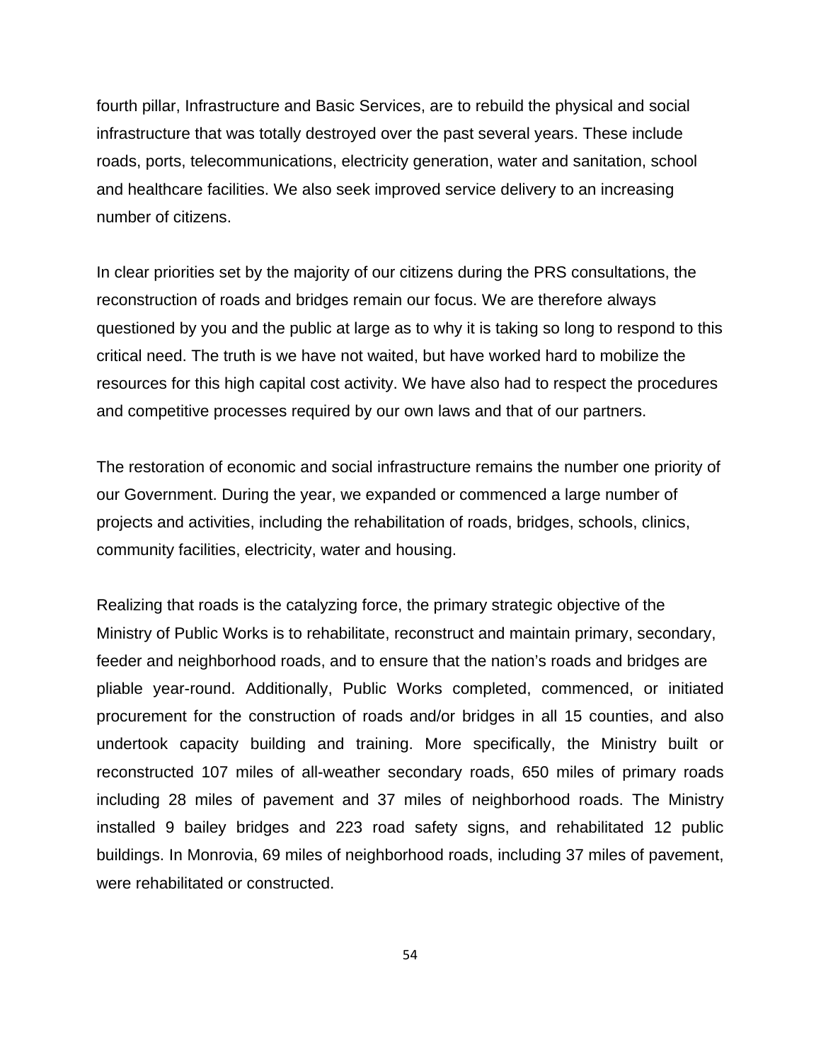fourth pillar, Infrastructure and Basic Services, are to rebuild the physical and social infrastructure that was totally destroyed over the past several years. These include roads, ports, telecommunications, electricity generation, water and sanitation, school and healthcare facilities. We also seek improved service delivery to an increasing number of citizens.

In clear priorities set by the majority of our citizens during the PRS consultations, the reconstruction of roads and bridges remain our focus. We are therefore always questioned by you and the public at large as to why it is taking so long to respond to this critical need. The truth is we have not waited, but have worked hard to mobilize the resources for this high capital cost activity. We have also had to respect the procedures and competitive processes required by our own laws and that of our partners.

The restoration of economic and social infrastructure remains the number one priority of our Government. During the year, we expanded or commenced a large number of projects and activities, including the rehabilitation of roads, bridges, schools, clinics, community facilities, electricity, water and housing.

Realizing that roads is the catalyzing force, the primary strategic objective of the Ministry of Public Works is to rehabilitate, reconstruct and maintain primary, secondary, feeder and neighborhood roads, and to ensure that the nation's roads and bridges are pliable year-round. Additionally, Public Works completed, commenced, or initiated procurement for the construction of roads and/or bridges in all 15 counties, and also undertook capacity building and training. More specifically, the Ministry built or reconstructed 107 miles of all-weather secondary roads, 650 miles of primary roads including 28 miles of pavement and 37 miles of neighborhood roads. The Ministry installed 9 bailey bridges and 223 road safety signs, and rehabilitated 12 public buildings. In Monrovia, 69 miles of neighborhood roads, including 37 miles of pavement, were rehabilitated or constructed.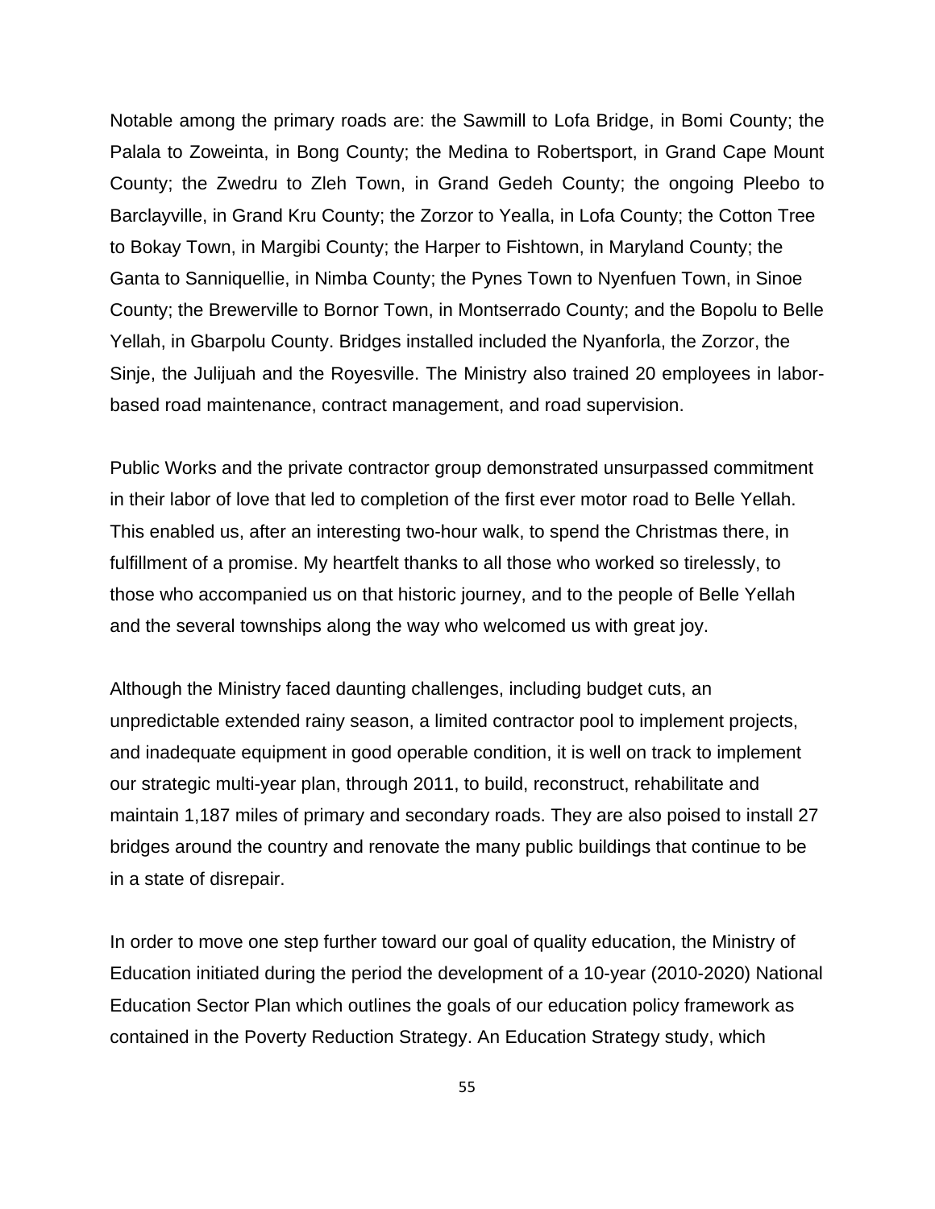Notable among the primary roads are: the Sawmill to Lofa Bridge, in Bomi County; the Palala to Zoweinta, in Bong County; the Medina to Robertsport, in Grand Cape Mount County; the Zwedru to Zleh Town, in Grand Gedeh County; the ongoing Pleebo to Barclayville, in Grand Kru County; the Zorzor to Yealla, in Lofa County; the Cotton Tree to Bokay Town, in Margibi County; the Harper to Fishtown, in Maryland County; the Ganta to Sanniquellie, in Nimba County; the Pynes Town to Nyenfuen Town, in Sinoe County; the Brewerville to Bornor Town, in Montserrado County; and the Bopolu to Belle Yellah, in Gbarpolu County. Bridges installed included the Nyanforla, the Zorzor, the Sinje, the Julijuah and the Royesville. The Ministry also trained 20 employees in labor-based road maintenance, contract management, and road supervision.

Public Works and the private contractor group demonstrated unsurpassed commitment in their labor of love that led to completion of the first ever motor road to Belle Yellah. This enabled us, after an interesting two-hour walk, to spend the Christmas there, in fulfillment of a promise. My heartfelt thanks to all those who worked so tirelessly, to those who accompanied us on that historic journey, and to the people of Belle Yellah and the several townships along the way who welcomed us with great joy.

Although the Ministry faced daunting challenges, including budget cuts, an unpredictable extended rainy season, a limited contractor pool to implement projects, and inadequate equipment in good operable condition, it is well on track to implement our strategic multi-year plan, through 2011, to build, reconstruct, rehabilitate and maintain 1,187 miles of primary and secondary roads. They are also poised to install 27 bridges around the country and renovate the many public buildings that continue to be in a state of disrepair.

In order to move one step further toward our goal of quality education, the Ministry of Education initiated during the period the development of a 10-year (2010-2020) National Education Sector Plan which outlines the goals of our education policy framework as contained in the Poverty Reduction Strategy. An Education Strategy study, which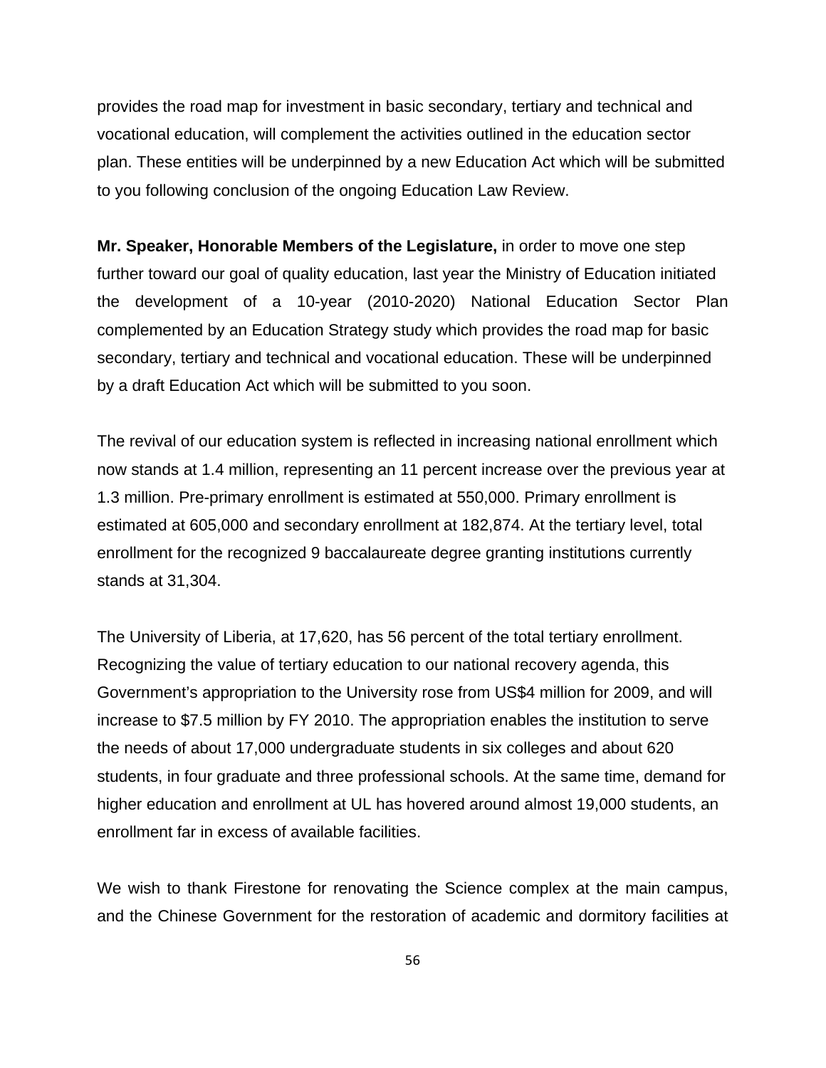provides the road map for investment in basic secondary, tertiary and technical and vocational education, will complement the activities outlined in the education sector plan. These entities will be underpinned by a new Education Act which will be submitted to you following conclusion of the ongoing Education Law Review.

**Mr. Speaker, Honorable Members of the Legislature,** in order to move one step further toward our goal of quality education, last year the Ministry of Education initiated the development of a 10-year (2010-2020) National Education Sector Plan complemented by an Education Strategy study which provides the road map for basic secondary, tertiary and technical and vocational education. These will be underpinned by a draft Education Act which will be submitted to you soon.

The revival of our education system is reflected in increasing national enrollment which now stands at 1.4 million, representing an 11 percent increase over the previous year at 1.3 million. Pre-primary enrollment is estimated at 550,000. Primary enrollment is estimated at 605,000 and secondary enrollment at 182,874. At the tertiary level, total enrollment for the recognized 9 baccalaureate degree granting institutions currently stands at 31,304.

The University of Liberia, at 17,620, has 56 percent of the total tertiary enrollment. Recognizing the value of tertiary education to our national recovery agenda, this Government's appropriation to the University rose from US$4 million for 2009, and will increase to $7.5 million by FY 2010. The appropriation enables the institution to serve the needs of about 17,000 undergraduate students in six colleges and about 620 students, in four graduate and three professional schools. At the same time, demand for higher education and enrollment at UL has hovered around almost 19,000 students, an enrollment far in excess of available facilities.

We wish to thank Firestone for renovating the Science complex at the main campus, and the Chinese Government for the restoration of academic and dormitory facilities at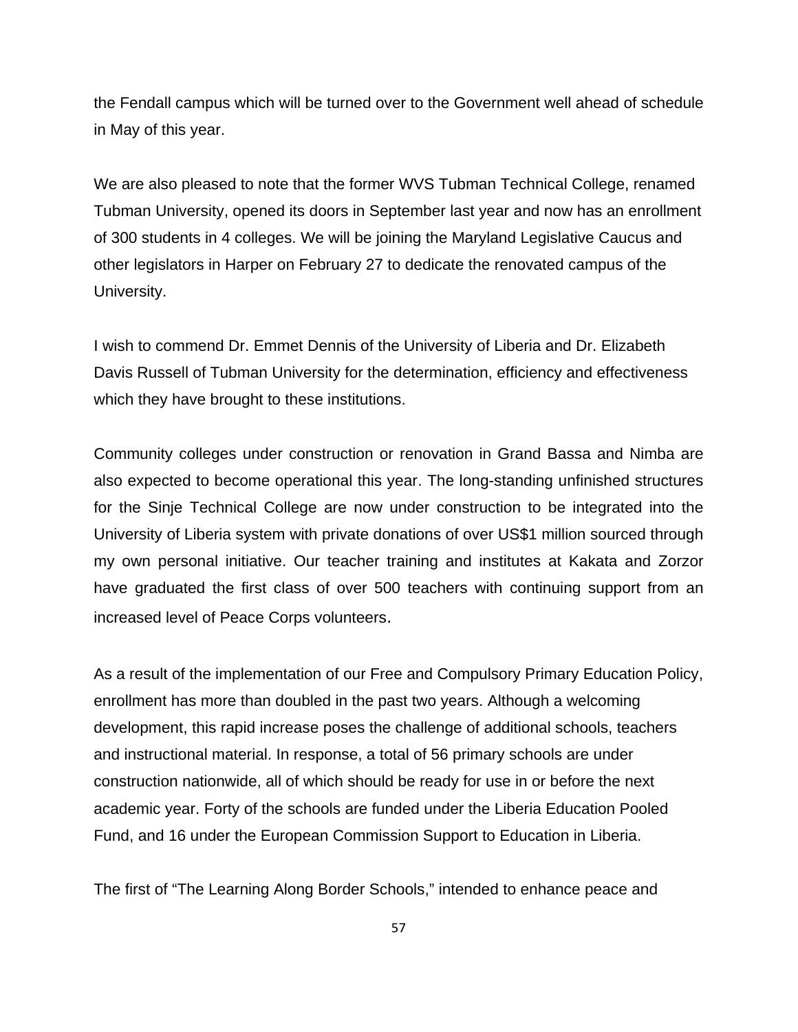the Fendall campus which will be turned over to the Government well ahead of schedule in May of this year.

We are also pleased to note that the former WVS Tubman Technical College, renamed Tubman University, opened its doors in September last year and now has an enrollment of 300 students in 4 colleges. We will be joining the Maryland Legislative Caucus and other legislators in Harper on February 27 to dedicate the renovated campus of the University.

I wish to commend Dr. Emmet Dennis of the University of Liberia and Dr. Elizabeth Davis Russell of Tubman University for the determination, efficiency and effectiveness which they have brought to these institutions.

Community colleges under construction or renovation in Grand Bassa and Nimba are also expected to become operational this year. The long-standing unfinished structures for the Sinje Technical College are now under construction to be integrated into the University of Liberia system with private donations of over US$1 million sourced through my own personal initiative. Our teacher training and institutes at Kakata and Zorzor have graduated the first class of over 500 teachers with continuing support from an increased level of Peace Corps volunteers.

As a result of the implementation of our Free and Compulsory Primary Education Policy, enrollment has more than doubled in the past two years. Although a welcoming development, this rapid increase poses the challenge of additional schools, teachers and instructional material. In response, a total of 56 primary schools are under construction nationwide, all of which should be ready for use in or before the next academic year. Forty of the schools are funded under the Liberia Education Pooled Fund, and 16 under the European Commission Support to Education in Liberia.

The first of "The Learning Along Border Schools," intended to enhance peace and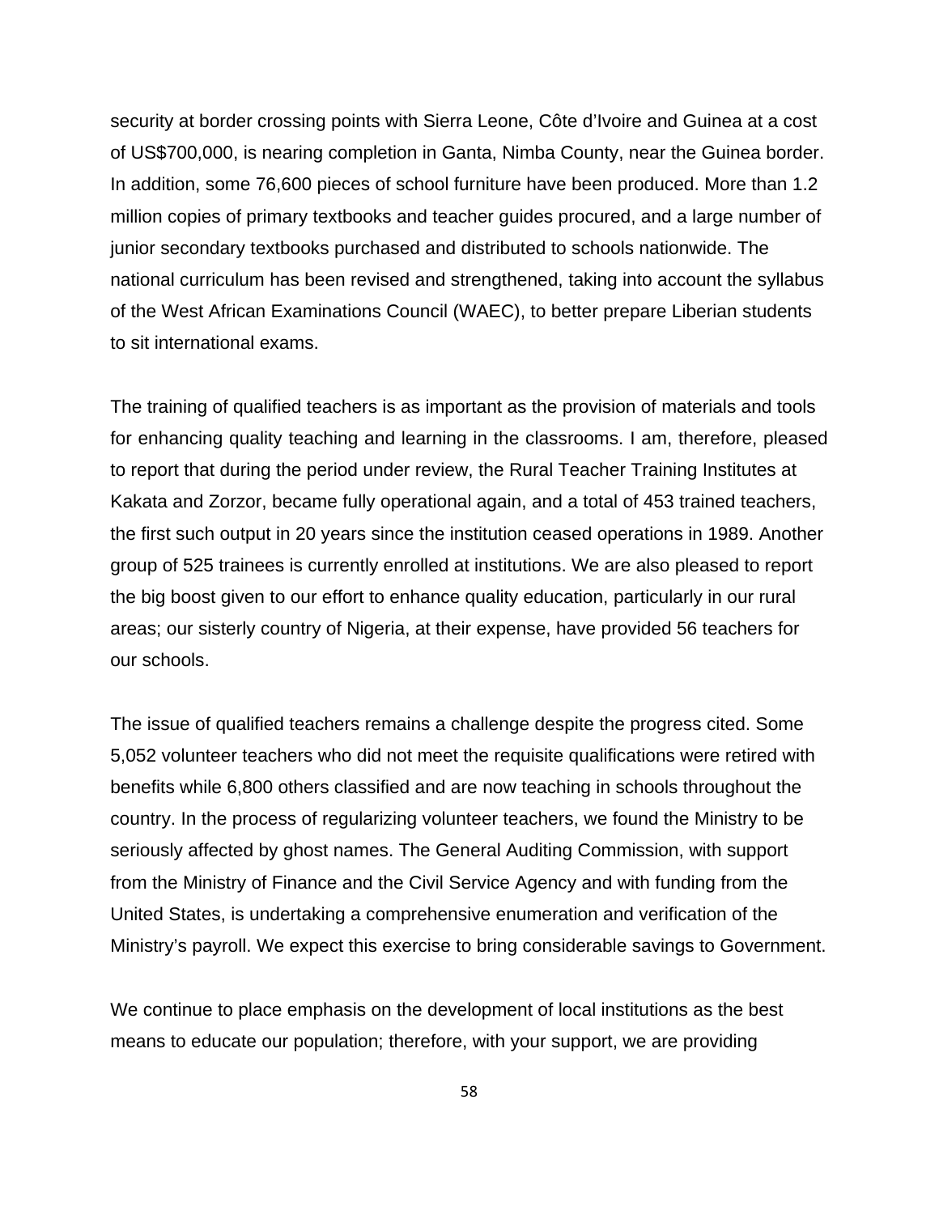security at border crossing points with Sierra Leone, Côte d'Ivoire and Guinea at a cost of US$700,000, is nearing completion in Ganta, Nimba County, near the Guinea border. In addition, some 76,600 pieces of school furniture have been produced. More than 1.2 million copies of primary textbooks and teacher guides procured, and a large number of junior secondary textbooks purchased and distributed to schools nationwide. The national curriculum has been revised and strengthened, taking into account the syllabus of the West African Examinations Council (WAEC), to better prepare Liberian students to sit international exams.

The training of qualified teachers is as important as the provision of materials and tools for enhancing quality teaching and learning in the classrooms. I am, therefore, pleased to report that during the period under review, the Rural Teacher Training Institutes at Kakata and Zorzor, became fully operational again, and a total of 453 trained teachers, the first such output in 20 years since the institution ceased operations in 1989. Another group of 525 trainees is currently enrolled at institutions. We are also pleased to report the big boost given to our effort to enhance quality education, particularly in our rural areas; our sisterly country of Nigeria, at their expense, have provided 56 teachers for our schools.

The issue of qualified teachers remains a challenge despite the progress cited. Some 5,052 volunteer teachers who did not meet the requisite qualifications were retired with benefits while 6,800 others classified and are now teaching in schools throughout the country. In the process of regularizing volunteer teachers, we found the Ministry to be seriously affected by ghost names. The General Auditing Commission, with support from the Ministry of Finance and the Civil Service Agency and with funding from the United States, is undertaking a comprehensive enumeration and verification of the Ministry's payroll. We expect this exercise to bring considerable savings to Government.

We continue to place emphasis on the development of local institutions as the best means to educate our population; therefore, with your support, we are providing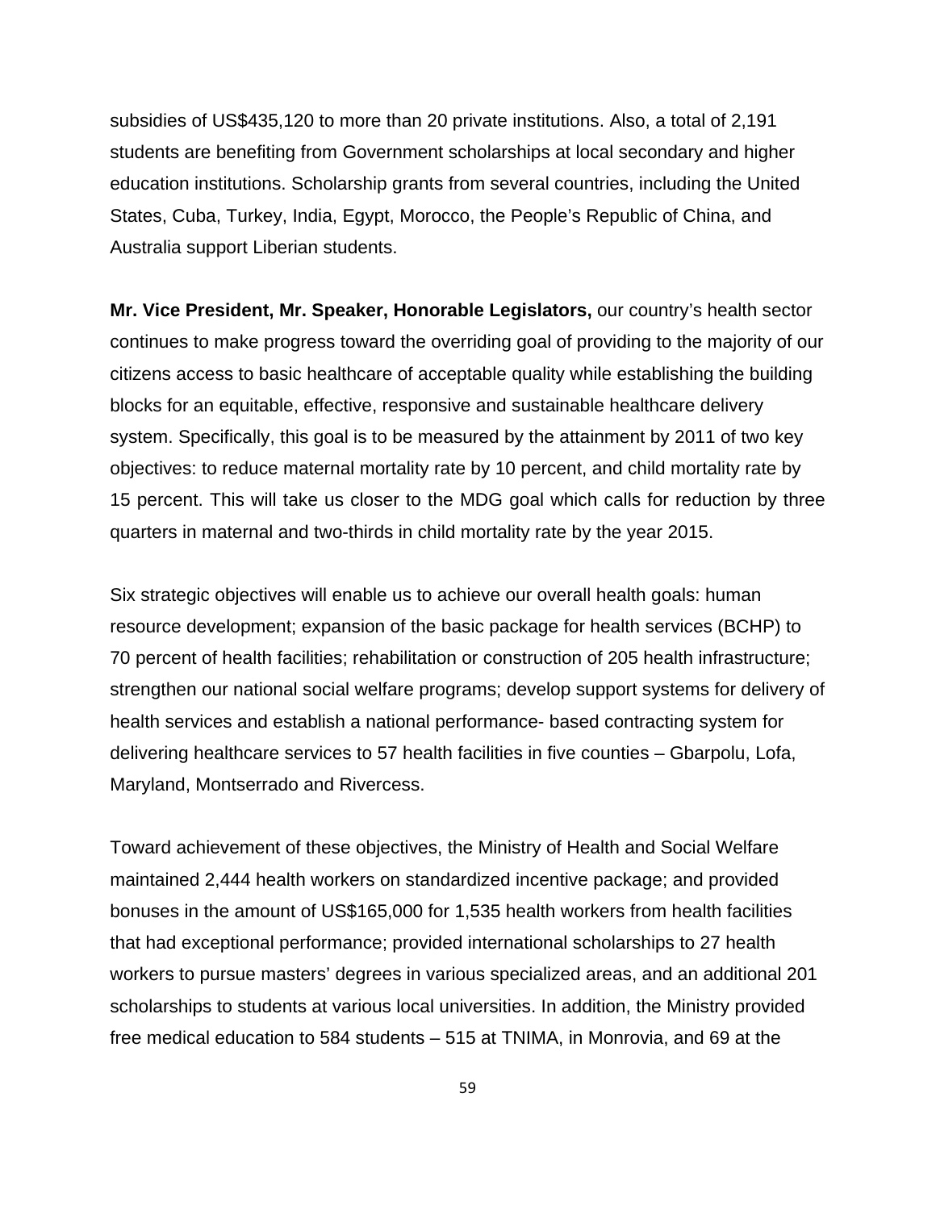subsidies of US$435,120 to more than 20 private institutions. Also, a total of 2,191 students are benefiting from Government scholarships at local secondary and higher education institutions. Scholarship grants from several countries, including the United States, Cuba, Turkey, India, Egypt, Morocco, the People's Republic of China, and Australia support Liberian students.

**Mr. Vice President, Mr. Speaker, Honorable Legislators,** our country's health sector continues to make progress toward the overriding goal of providing to the majority of our citizens access to basic healthcare of acceptable quality while establishing the building blocks for an equitable, effective, responsive and sustainable healthcare delivery system. Specifically, this goal is to be measured by the attainment by 2011 of two key objectives: to reduce maternal mortality rate by 10 percent, and child mortality rate by 15 percent. This will take us closer to the MDG goal which calls for reduction by three quarters in maternal and two-thirds in child mortality rate by the year 2015.

Six strategic objectives will enable us to achieve our overall health goals: human resource development; expansion of the basic package for health services (BCHP) to 70 percent of health facilities; rehabilitation or construction of 205 health infrastructure; strengthen our national social welfare programs; develop support systems for delivery of health services and establish a national performance- based contracting system for delivering healthcare services to 57 health facilities in five counties – Gbarpolu, Lofa, Maryland, Montserrado and Rivercess.

Toward achievement of these objectives, the Ministry of Health and Social Welfare maintained 2,444 health workers on standardized incentive package; and provided bonuses in the amount of US$165,000 for 1,535 health workers from health facilities that had exceptional performance; provided international scholarships to 27 health workers to pursue masters' degrees in various specialized areas, and an additional 201 scholarships to students at various local universities. In addition, the Ministry provided free medical education to 584 students – 515 at TNIMA, in Monrovia, and 69 at the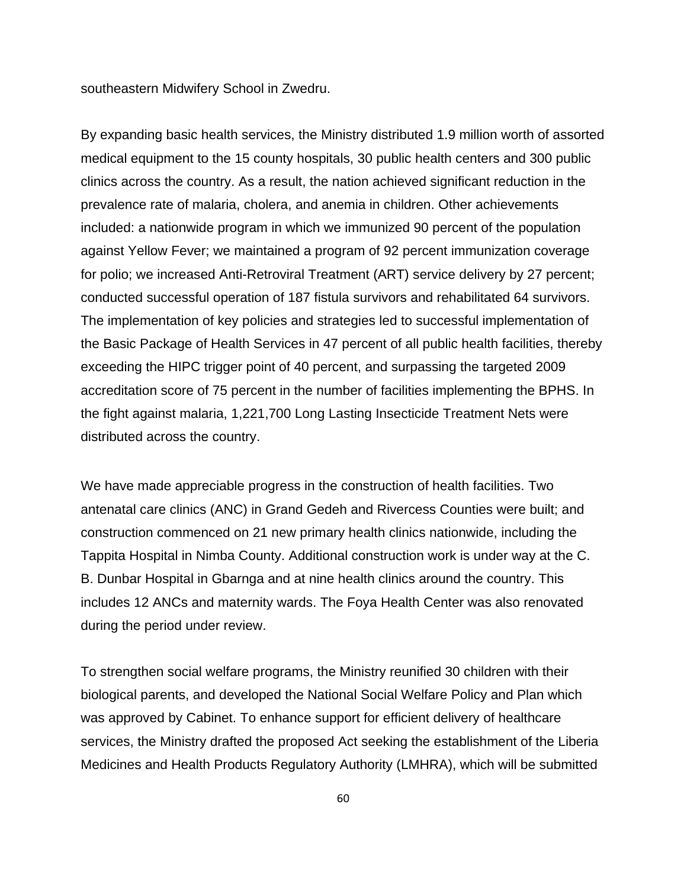southeastern Midwifery School in Zwedru.

By expanding basic health services, the Ministry distributed 1.9 million worth of assorted medical equipment to the 15 county hospitals, 30 public health centers and 300 public clinics across the country. As a result, the nation achieved significant reduction in the prevalence rate of malaria, cholera, and anemia in children. Other achievements included: a nationwide program in which we immunized 90 percent of the population against Yellow Fever; we maintained a program of 92 percent immunization coverage for polio; we increased Anti-Retroviral Treatment (ART) service delivery by 27 percent; conducted successful operation of 187 fistula survivors and rehabilitated 64 survivors. The implementation of key policies and strategies led to successful implementation of the Basic Package of Health Services in 47 percent of all public health facilities, thereby exceeding the HIPC trigger point of 40 percent, and surpassing the targeted 2009 accreditation score of 75 percent in the number of facilities implementing the BPHS. In the fight against malaria, 1,221,700 Long Lasting Insecticide Treatment Nets were distributed across the country.

We have made appreciable progress in the construction of health facilities. Two antenatal care clinics (ANC) in Grand Gedeh and Rivercess Counties were built; and construction commenced on 21 new primary health clinics nationwide, including the Tappita Hospital in Nimba County. Additional construction work is under way at the C. B. Dunbar Hospital in Gbarnga and at nine health clinics around the country. This includes 12 ANCs and maternity wards. The Foya Health Center was also renovated during the period under review.

To strengthen social welfare programs, the Ministry reunified 30 children with their biological parents, and developed the National Social Welfare Policy and Plan which was approved by Cabinet. To enhance support for efficient delivery of healthcare services, the Ministry drafted the proposed Act seeking the establishment of the Liberia Medicines and Health Products Regulatory Authority (LMHRA), which will be submitted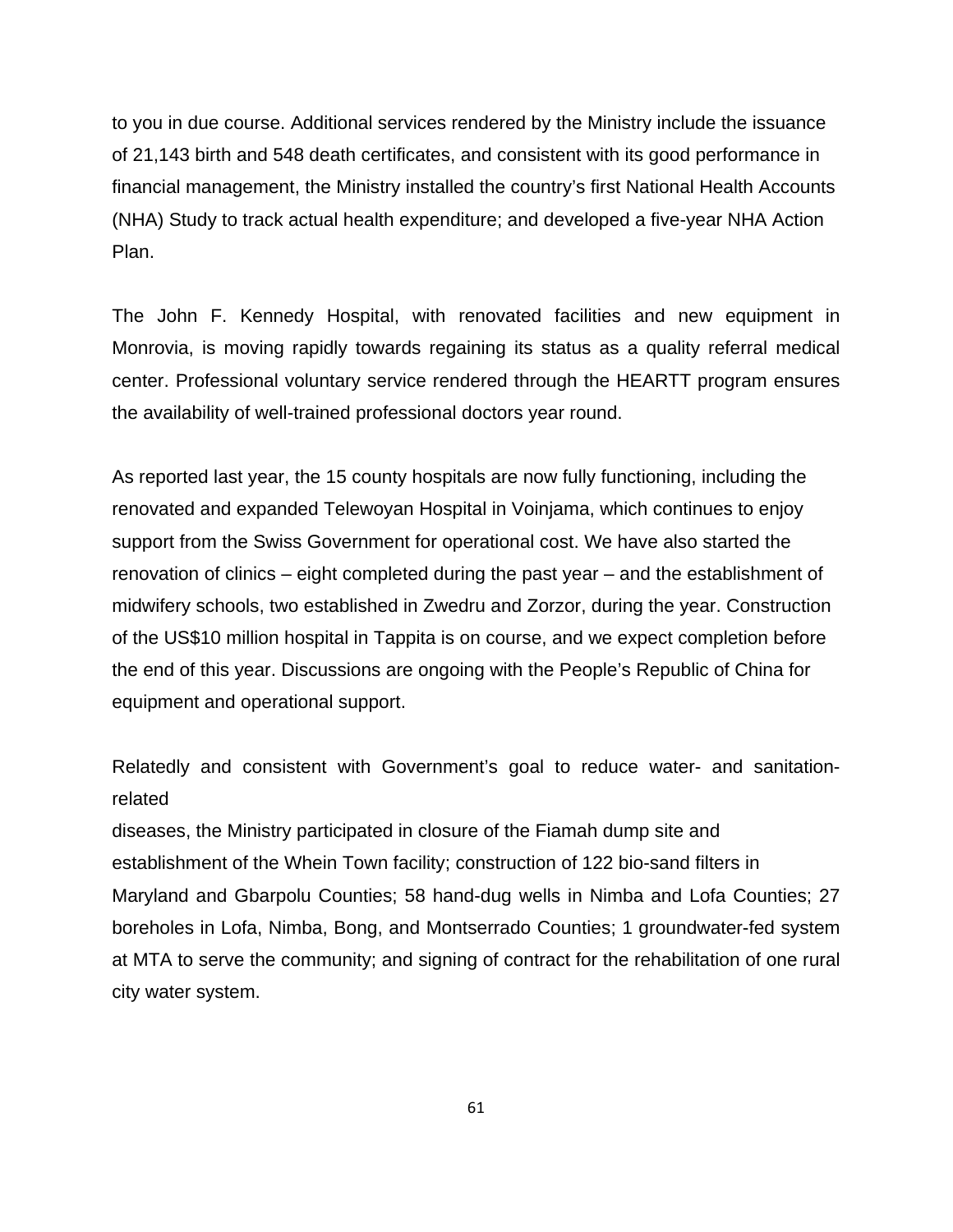to you in due course. Additional services rendered by the Ministry include the issuance of 21,143 birth and 548 death certificates, and consistent with its good performance in financial management, the Ministry installed the country's first National Health Accounts (NHA) Study to track actual health expenditure; and developed a five-year NHA Action Plan.

The John F. Kennedy Hospital, with renovated facilities and new equipment in Monrovia, is moving rapidly towards regaining its status as a quality referral medical center. Professional voluntary service rendered through the HEARTT program ensures the availability of well-trained professional doctors year round.

As reported last year, the 15 county hospitals are now fully functioning, including the renovated and expanded Telewoyan Hospital in Voinjama, which continues to enjoy support from the Swiss Government for operational cost. We have also started the renovation of clinics – eight completed during the past year – and the establishment of midwifery schools, two established in Zwedru and Zorzor, during the year. Construction of the US$10 million hospital in Tappita is on course, and we expect completion before the end of this year. Discussions are ongoing with the People's Republic of China for equipment and operational support.

Relatedly and consistent with Government's goal to reduce water- and sanitation-related diseases, the Ministry participated in closure of the Fiamah dump site and establishment of the Whein Town facility; construction of 122 bio-sand filters in Maryland and Gbarpolu Counties; 58 hand-dug wells in Nimba and Lofa Counties; 27 boreholes in Lofa, Nimba, Bong, and Montserrado Counties; 1 groundwater-fed system at MTA to serve the community; and signing of contract for the rehabilitation of one rural city water system.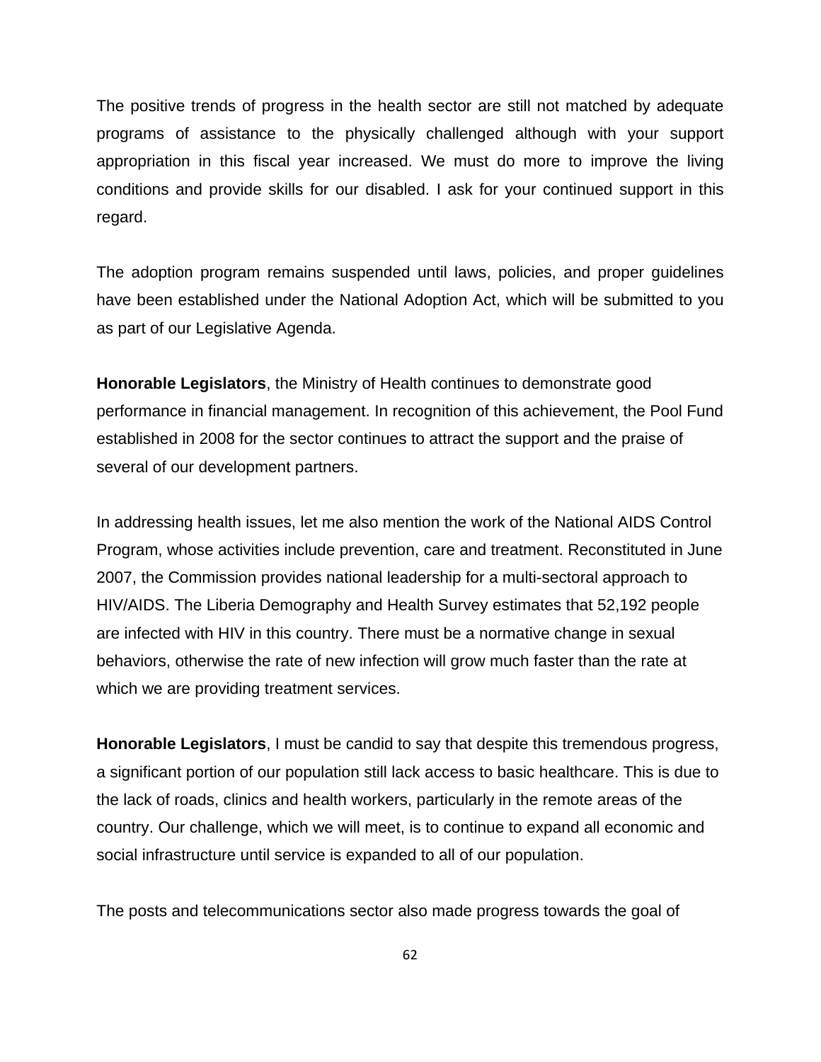The positive trends of progress in the health sector are still not matched by adequate programs of assistance to the physically challenged although with your support appropriation in this fiscal year increased. We must do more to improve the living conditions and provide skills for our disabled. I ask for your continued support in this regard.

The adoption program remains suspended until laws, policies, and proper guidelines have been established under the National Adoption Act, which will be submitted to you as part of our Legislative Agenda.

**Honorable Legislators**, the Ministry of Health continues to demonstrate good performance in financial management. In recognition of this achievement, the Pool Fund established in 2008 for the sector continues to attract the support and the praise of several of our development partners.

In addressing health issues, let me also mention the work of the National AIDS Control Program, whose activities include prevention, care and treatment. Reconstituted in June 2007, the Commission provides national leadership for a multi-sectoral approach to HIV/AIDS. The Liberia Demography and Health Survey estimates that 52,192 people are infected with HIV in this country. There must be a normative change in sexual behaviors, otherwise the rate of new infection will grow much faster than the rate at which we are providing treatment services.

**Honorable Legislators**, I must be candid to say that despite this tremendous progress, a significant portion of our population still lack access to basic healthcare. This is due to the lack of roads, clinics and health workers, particularly in the remote areas of the country. Our challenge, which we will meet, is to continue to expand all economic and social infrastructure until service is expanded to all of our population.

The posts and telecommunications sector also made progress towards the goal of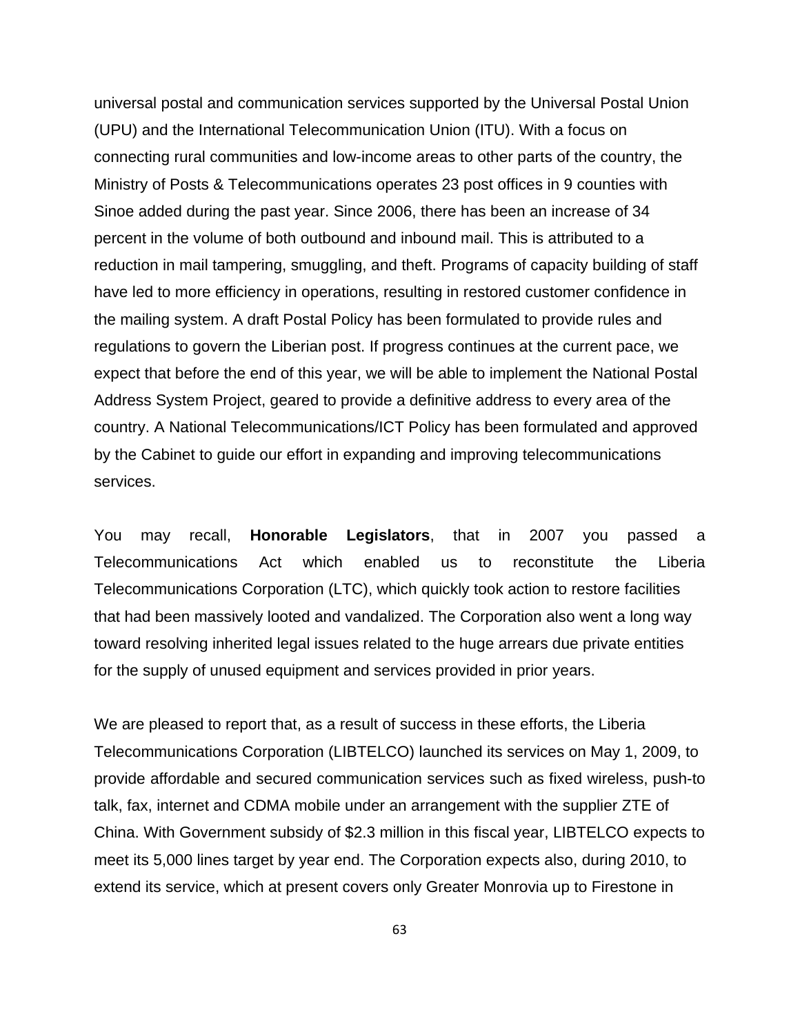universal postal and communication services supported by the Universal Postal Union (UPU) and the International Telecommunication Union (ITU). With a focus on connecting rural communities and low-income areas to other parts of the country, the Ministry of Posts & Telecommunications operates 23 post offices in 9 counties with Sinoe added during the past year. Since 2006, there has been an increase of 34 percent in the volume of both outbound and inbound mail. This is attributed to a reduction in mail tampering, smuggling, and theft. Programs of capacity building of staff have led to more efficiency in operations, resulting in restored customer confidence in the mailing system. A draft Postal Policy has been formulated to provide rules and regulations to govern the Liberian post. If progress continues at the current pace, we expect that before the end of this year, we will be able to implement the National Postal Address System Project, geared to provide a definitive address to every area of the country. A National Telecommunications/ICT Policy has been formulated and approved by the Cabinet to guide our effort in expanding and improving telecommunications services.

You may recall, **Honorable Legislators**, that in 2007 you passed a Telecommunications Act which enabled us to reconstitute the Liberia Telecommunications Corporation (LTC), which quickly took action to restore facilities that had been massively looted and vandalized. The Corporation also went a long way toward resolving inherited legal issues related to the huge arrears due private entities for the supply of unused equipment and services provided in prior years.

We are pleased to report that, as a result of success in these efforts, the Liberia Telecommunications Corporation (LIBTELCO) launched its services on May 1, 2009, to provide affordable and secured communication services such as fixed wireless, push-to talk, fax, internet and CDMA mobile under an arrangement with the supplier ZTE of China. With Government subsidy of $2.3 million in this fiscal year, LIBTELCO expects to meet its 5,000 lines target by year end. The Corporation expects also, during 2010, to extend its service, which at present covers only Greater Monrovia up to Firestone in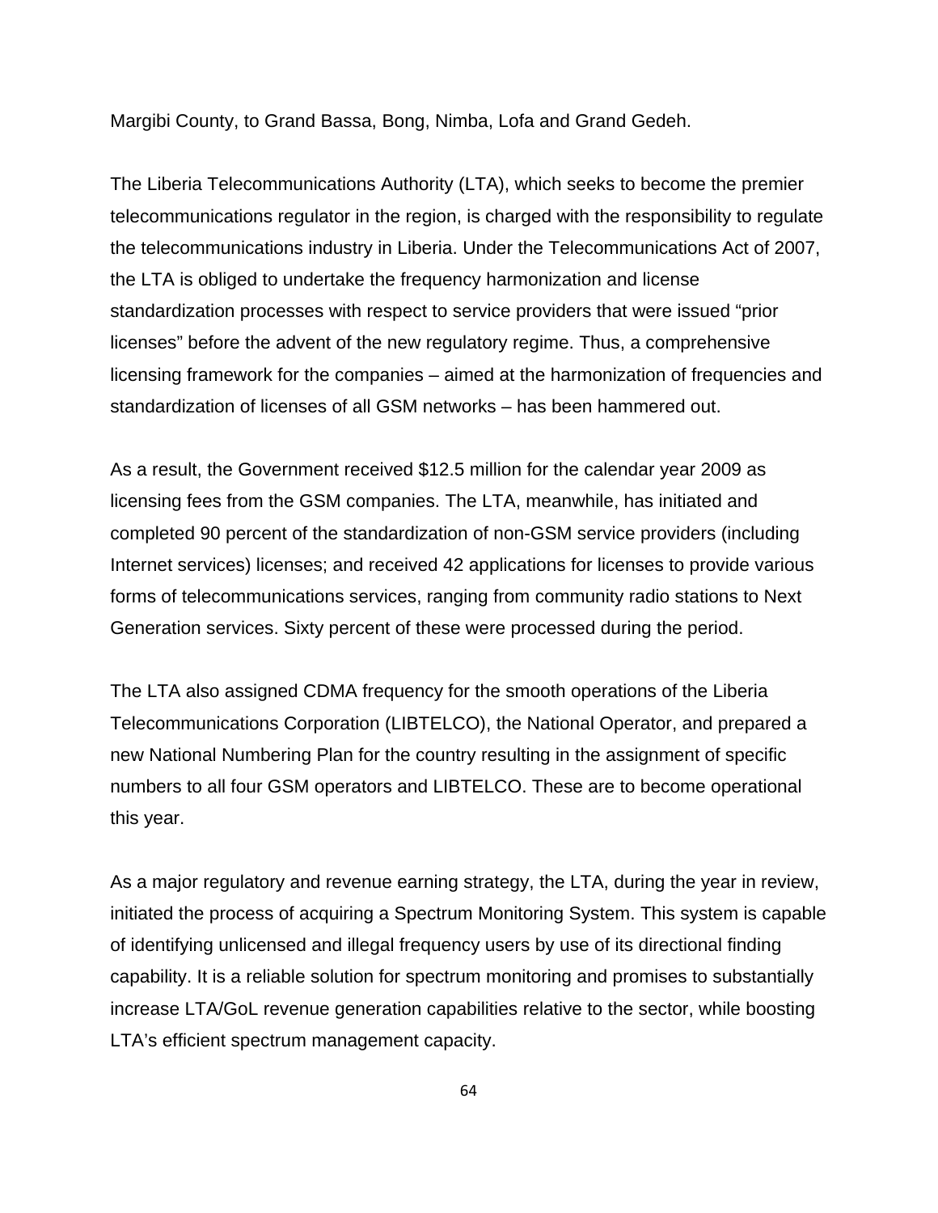Margibi County, to Grand Bassa, Bong, Nimba, Lofa and Grand Gedeh.

The Liberia Telecommunications Authority (LTA), which seeks to become the premier telecommunications regulator in the region, is charged with the responsibility to regulate the telecommunications industry in Liberia. Under the Telecommunications Act of 2007, the LTA is obliged to undertake the frequency harmonization and license standardization processes with respect to service providers that were issued "prior licenses" before the advent of the new regulatory regime. Thus, a comprehensive licensing framework for the companies – aimed at the harmonization of frequencies and standardization of licenses of all GSM networks – has been hammered out.

As a result, the Government received $12.5 million for the calendar year 2009 as licensing fees from the GSM companies. The LTA, meanwhile, has initiated and completed 90 percent of the standardization of non-GSM service providers (including Internet services) licenses; and received 42 applications for licenses to provide various forms of telecommunications services, ranging from community radio stations to Next Generation services. Sixty percent of these were processed during the period.

The LTA also assigned CDMA frequency for the smooth operations of the Liberia Telecommunications Corporation (LIBTELCO), the National Operator, and prepared a new National Numbering Plan for the country resulting in the assignment of specific numbers to all four GSM operators and LIBTELCO. These are to become operational this year.

As a major regulatory and revenue earning strategy, the LTA, during the year in review, initiated the process of acquiring a Spectrum Monitoring System. This system is capable of identifying unlicensed and illegal frequency users by use of its directional finding capability. It is a reliable solution for spectrum monitoring and promises to substantially increase LTA/GoL revenue generation capabilities relative to the sector, while boosting LTA's efficient spectrum management capacity.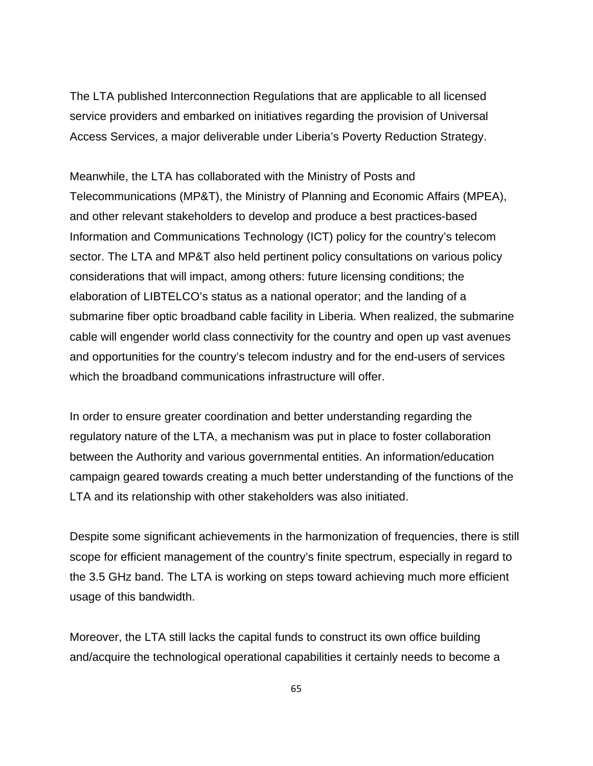The LTA published Interconnection Regulations that are applicable to all licensed service providers and embarked on initiatives regarding the provision of Universal Access Services, a major deliverable under Liberia's Poverty Reduction Strategy.

Meanwhile, the LTA has collaborated with the Ministry of Posts and Telecommunications (MP&T), the Ministry of Planning and Economic Affairs (MPEA), and other relevant stakeholders to develop and produce a best practices-based Information and Communications Technology (ICT) policy for the country's telecom sector. The LTA and MP&T also held pertinent policy consultations on various policy considerations that will impact, among others: future licensing conditions; the elaboration of LIBTELCO's status as a national operator; and the landing of a submarine fiber optic broadband cable facility in Liberia. When realized, the submarine cable will engender world class connectivity for the country and open up vast avenues and opportunities for the country's telecom industry and for the end-users of services which the broadband communications infrastructure will offer.

In order to ensure greater coordination and better understanding regarding the regulatory nature of the LTA, a mechanism was put in place to foster collaboration between the Authority and various governmental entities. An information/education campaign geared towards creating a much better understanding of the functions of the LTA and its relationship with other stakeholders was also initiated.

Despite some significant achievements in the harmonization of frequencies, there is still scope for efficient management of the country's finite spectrum, especially in regard to the 3.5 GHz band. The LTA is working on steps toward achieving much more efficient usage of this bandwidth.

Moreover, the LTA still lacks the capital funds to construct its own office building and/acquire the technological operational capabilities it certainly needs to become a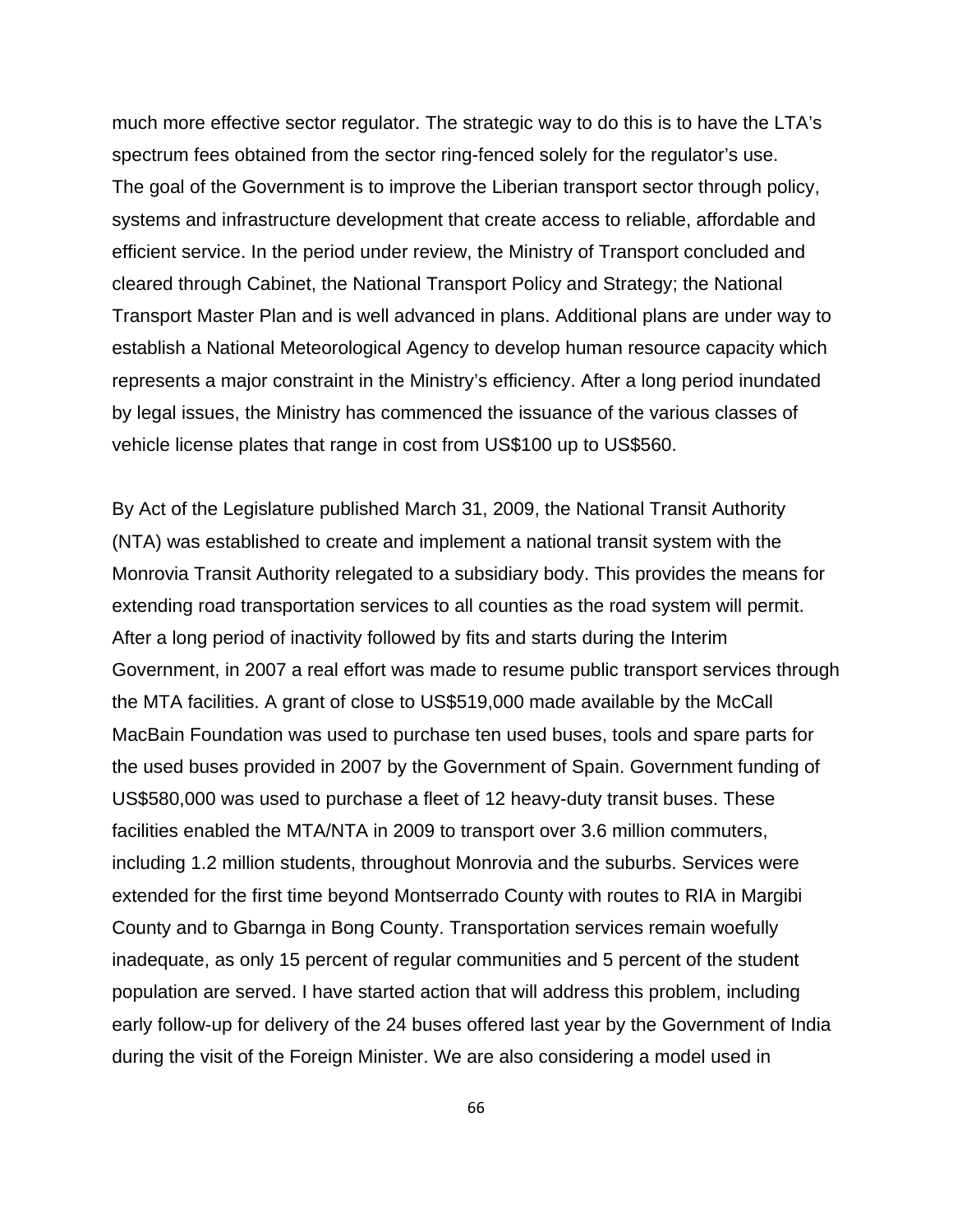much more effective sector regulator. The strategic way to do this is to have the LTA's spectrum fees obtained from the sector ring-fenced solely for the regulator's use. The goal of the Government is to improve the Liberian transport sector through policy, systems and infrastructure development that create access to reliable, affordable and efficient service. In the period under review, the Ministry of Transport concluded and cleared through Cabinet, the National Transport Policy and Strategy; the National Transport Master Plan and is well advanced in plans. Additional plans are under way to establish a National Meteorological Agency to develop human resource capacity which represents a major constraint in the Ministry's efficiency. After a long period inundated by legal issues, the Ministry has commenced the issuance of the various classes of vehicle license plates that range in cost from US$100 up to US$560.

By Act of the Legislature published March 31, 2009, the National Transit Authority (NTA) was established to create and implement a national transit system with the Monrovia Transit Authority relegated to a subsidiary body. This provides the means for extending road transportation services to all counties as the road system will permit. After a long period of inactivity followed by fits and starts during the Interim Government, in 2007 a real effort was made to resume public transport services through the MTA facilities. A grant of close to US$519,000 made available by the McCall MacBain Foundation was used to purchase ten used buses, tools and spare parts for the used buses provided in 2007 by the Government of Spain. Government funding of US$580,000 was used to purchase a fleet of 12 heavy-duty transit buses. These facilities enabled the MTA/NTA in 2009 to transport over 3.6 million commuters, including 1.2 million students, throughout Monrovia and the suburbs. Services were extended for the first time beyond Montserrado County with routes to RIA in Margibi County and to Gbarnga in Bong County. Transportation services remain woefully inadequate, as only 15 percent of regular communities and 5 percent of the student population are served. I have started action that will address this problem, including early follow-up for delivery of the 24 buses offered last year by the Government of India during the visit of the Foreign Minister. We are also considering a model used in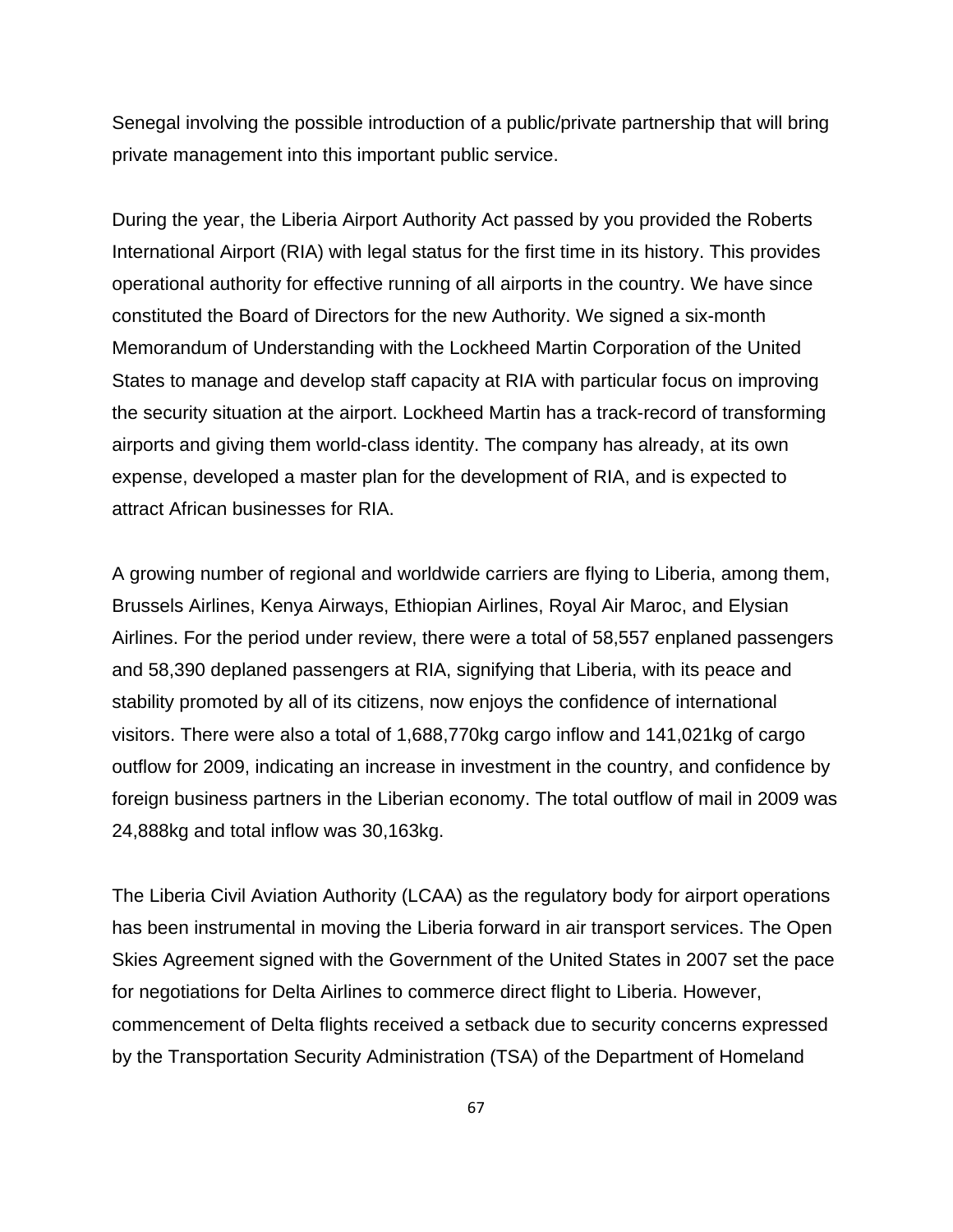Senegal involving the possible introduction of a public/private partnership that will bring private management into this important public service.

During the year, the Liberia Airport Authority Act passed by you provided the Roberts International Airport (RIA) with legal status for the first time in its history. This provides operational authority for effective running of all airports in the country. We have since constituted the Board of Directors for the new Authority. We signed a six-month Memorandum of Understanding with the Lockheed Martin Corporation of the United States to manage and develop staff capacity at RIA with particular focus on improving the security situation at the airport. Lockheed Martin has a track-record of transforming airports and giving them world-class identity. The company has already, at its own expense, developed a master plan for the development of RIA, and is expected to attract African businesses for RIA.

A growing number of regional and worldwide carriers are flying to Liberia, among them, Brussels Airlines, Kenya Airways, Ethiopian Airlines, Royal Air Maroc, and Elysian Airlines. For the period under review, there were a total of 58,557 enplaned passengers and 58,390 deplaned passengers at RIA, signifying that Liberia, with its peace and stability promoted by all of its citizens, now enjoys the confidence of international visitors. There were also a total of 1,688,770kg cargo inflow and 141,021kg of cargo outflow for 2009, indicating an increase in investment in the country, and confidence by foreign business partners in the Liberian economy. The total outflow of mail in 2009 was 24,888kg and total inflow was 30,163kg.

The Liberia Civil Aviation Authority (LCAA) as the regulatory body for airport operations has been instrumental in moving the Liberia forward in air transport services. The Open Skies Agreement signed with the Government of the United States in 2007 set the pace for negotiations for Delta Airlines to commerce direct flight to Liberia. However, commencement of Delta flights received a setback due to security concerns expressed by the Transportation Security Administration (TSA) of the Department of Homeland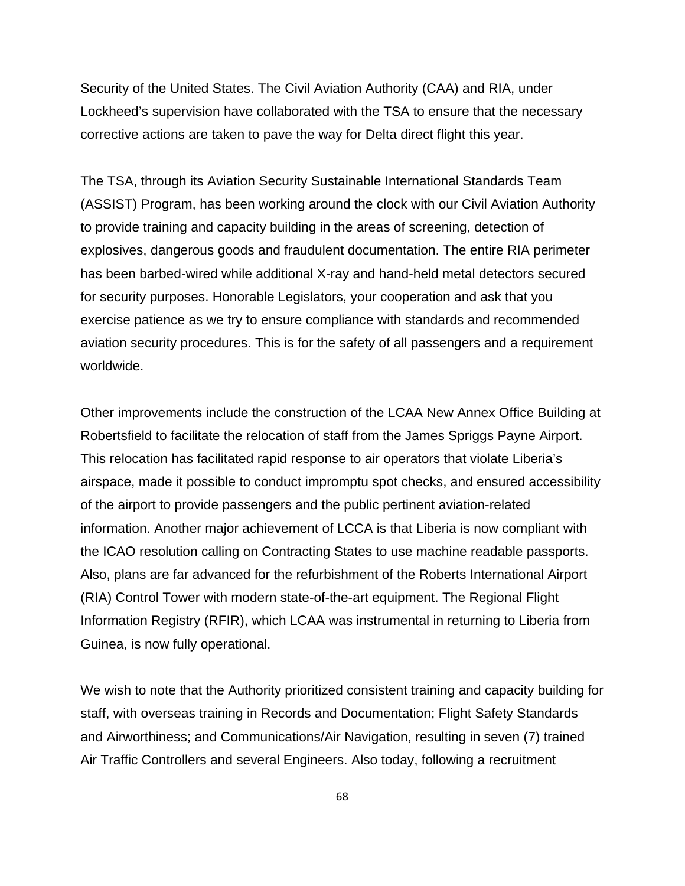Security of the United States. The Civil Aviation Authority (CAA) and RIA, under Lockheed's supervision have collaborated with the TSA to ensure that the necessary corrective actions are taken to pave the way for Delta direct flight this year.

The TSA, through its Aviation Security Sustainable International Standards Team (ASSIST) Program, has been working around the clock with our Civil Aviation Authority to provide training and capacity building in the areas of screening, detection of explosives, dangerous goods and fraudulent documentation. The entire RIA perimeter has been barbed-wired while additional X-ray and hand-held metal detectors secured for security purposes. Honorable Legislators, your cooperation and ask that you exercise patience as we try to ensure compliance with standards and recommended aviation security procedures. This is for the safety of all passengers and a requirement worldwide.

Other improvements include the construction of the LCAA New Annex Office Building at Robertsfield to facilitate the relocation of staff from the James Spriggs Payne Airport. This relocation has facilitated rapid response to air operators that violate Liberia's airspace, made it possible to conduct impromptu spot checks, and ensured accessibility of the airport to provide passengers and the public pertinent aviation-related information. Another major achievement of LCCA is that Liberia is now compliant with the ICAO resolution calling on Contracting States to use machine readable passports. Also, plans are far advanced for the refurbishment of the Roberts International Airport (RIA) Control Tower with modern state-of-the-art equipment. The Regional Flight Information Registry (RFIR), which LCAA was instrumental in returning to Liberia from Guinea, is now fully operational.

We wish to note that the Authority prioritized consistent training and capacity building for staff, with overseas training in Records and Documentation; Flight Safety Standards and Airworthiness; and Communications/Air Navigation, resulting in seven (7) trained Air Traffic Controllers and several Engineers. Also today, following a recruitment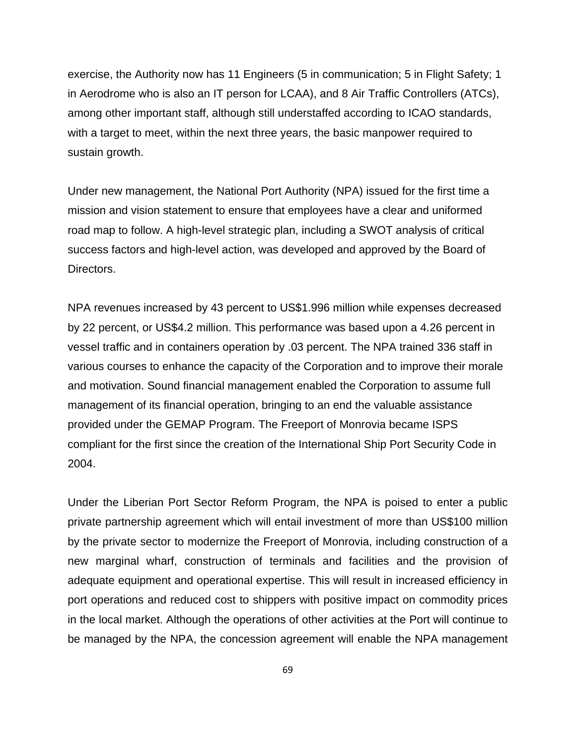exercise, the Authority now has 11 Engineers (5 in communication; 5 in Flight Safety; 1 in Aerodrome who is also an IT person for LCAA), and 8 Air Traffic Controllers (ATCs), among other important staff, although still understaffed according to ICAO standards, with a target to meet, within the next three years, the basic manpower required to sustain growth.

Under new management, the National Port Authority (NPA) issued for the first time a mission and vision statement to ensure that employees have a clear and uniformed road map to follow. A high-level strategic plan, including a SWOT analysis of critical success factors and high-level action, was developed and approved by the Board of Directors.

NPA revenues increased by 43 percent to US$1.996 million while expenses decreased by 22 percent, or US$4.2 million. This performance was based upon a 4.26 percent in vessel traffic and in containers operation by .03 percent. The NPA trained 336 staff in various courses to enhance the capacity of the Corporation and to improve their morale and motivation. Sound financial management enabled the Corporation to assume full management of its financial operation, bringing to an end the valuable assistance provided under the GEMAP Program. The Freeport of Monrovia became ISPS compliant for the first since the creation of the International Ship Port Security Code in 2004.

Under the Liberian Port Sector Reform Program, the NPA is poised to enter a public private partnership agreement which will entail investment of more than US$100 million by the private sector to modernize the Freeport of Monrovia, including construction of a new marginal wharf, construction of terminals and facilities and the provision of adequate equipment and operational expertise. This will result in increased efficiency in port operations and reduced cost to shippers with positive impact on commodity prices in the local market. Although the operations of other activities at the Port will continue to be managed by the NPA, the concession agreement will enable the NPA management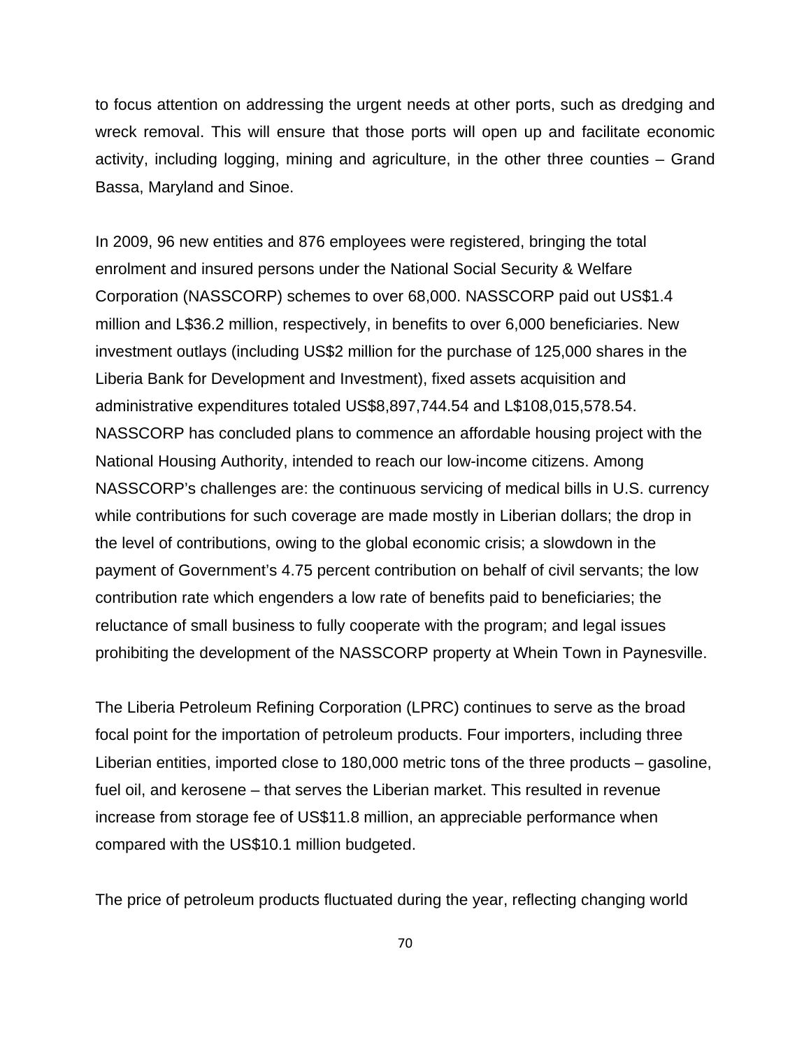to focus attention on addressing the urgent needs at other ports, such as dredging and wreck removal. This will ensure that those ports will open up and facilitate economic activity, including logging, mining and agriculture, in the other three counties – Grand Bassa, Maryland and Sinoe.

In 2009, 96 new entities and 876 employees were registered, bringing the total enrolment and insured persons under the National Social Security & Welfare Corporation (NASSCORP) schemes to over 68,000. NASSCORP paid out US$1.4 million and L$36.2 million, respectively, in benefits to over 6,000 beneficiaries. New investment outlays (including US$2 million for the purchase of 125,000 shares in the Liberia Bank for Development and Investment), fixed assets acquisition and administrative expenditures totaled US$8,897,744.54 and L$108,015,578.54. NASSCORP has concluded plans to commence an affordable housing project with the National Housing Authority, intended to reach our low-income citizens. Among NASSCORP's challenges are: the continuous servicing of medical bills in U.S. currency while contributions for such coverage are made mostly in Liberian dollars; the drop in the level of contributions, owing to the global economic crisis; a slowdown in the payment of Government's 4.75 percent contribution on behalf of civil servants; the low contribution rate which engenders a low rate of benefits paid to beneficiaries; the reluctance of small business to fully cooperate with the program; and legal issues prohibiting the development of the NASSCORP property at Whein Town in Paynesville.

The Liberia Petroleum Refining Corporation (LPRC) continues to serve as the broad focal point for the importation of petroleum products. Four importers, including three Liberian entities, imported close to 180,000 metric tons of the three products – gasoline, fuel oil, and kerosene – that serves the Liberian market. This resulted in revenue increase from storage fee of US$11.8 million, an appreciable performance when compared with the US$10.1 million budgeted.

The price of petroleum products fluctuated during the year, reflecting changing world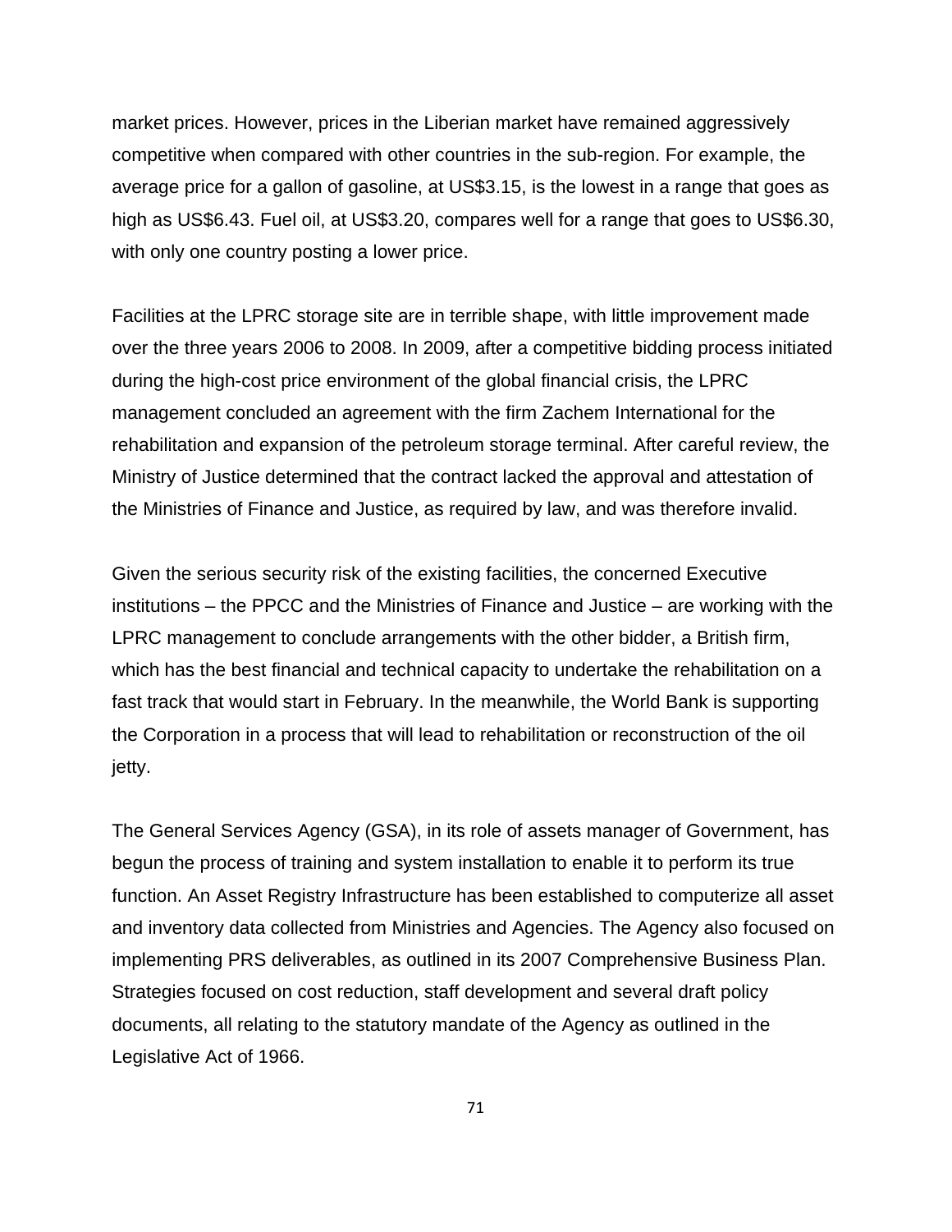market prices. However, prices in the Liberian market have remained aggressively competitive when compared with other countries in the sub-region. For example, the average price for a gallon of gasoline, at US$3.15, is the lowest in a range that goes as high as US$6.43. Fuel oil, at US$3.20, compares well for a range that goes to US$6.30, with only one country posting a lower price.

Facilities at the LPRC storage site are in terrible shape, with little improvement made over the three years 2006 to 2008. In 2009, after a competitive bidding process initiated during the high-cost price environment of the global financial crisis, the LPRC management concluded an agreement with the firm Zachem International for the rehabilitation and expansion of the petroleum storage terminal. After careful review, the Ministry of Justice determined that the contract lacked the approval and attestation of the Ministries of Finance and Justice, as required by law, and was therefore invalid.

Given the serious security risk of the existing facilities, the concerned Executive institutions – the PPCC and the Ministries of Finance and Justice – are working with the LPRC management to conclude arrangements with the other bidder, a British firm, which has the best financial and technical capacity to undertake the rehabilitation on a fast track that would start in February. In the meanwhile, the World Bank is supporting the Corporation in a process that will lead to rehabilitation or reconstruction of the oil jetty.

The General Services Agency (GSA), in its role of assets manager of Government, has begun the process of training and system installation to enable it to perform its true function. An Asset Registry Infrastructure has been established to computerize all asset and inventory data collected from Ministries and Agencies. The Agency also focused on implementing PRS deliverables, as outlined in its 2007 Comprehensive Business Plan. Strategies focused on cost reduction, staff development and several draft policy documents, all relating to the statutory mandate of the Agency as outlined in the Legislative Act of 1966.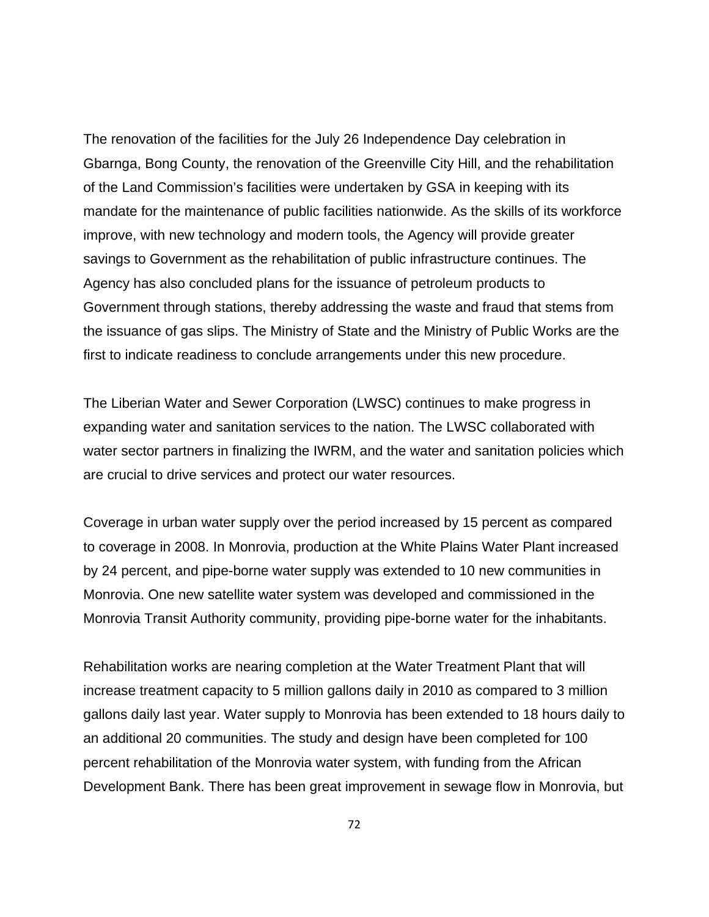The renovation of the facilities for the July 26 Independence Day celebration in Gbarnga, Bong County, the renovation of the Greenville City Hill, and the rehabilitation of the Land Commission's facilities were undertaken by GSA in keeping with its mandate for the maintenance of public facilities nationwide. As the skills of its workforce improve, with new technology and modern tools, the Agency will provide greater savings to Government as the rehabilitation of public infrastructure continues. The Agency has also concluded plans for the issuance of petroleum products to Government through stations, thereby addressing the waste and fraud that stems from the issuance of gas slips. The Ministry of State and the Ministry of Public Works are the first to indicate readiness to conclude arrangements under this new procedure.

The Liberian Water and Sewer Corporation (LWSC) continues to make progress in expanding water and sanitation services to the nation. The LWSC collaborated with water sector partners in finalizing the IWRM, and the water and sanitation policies which are crucial to drive services and protect our water resources.

Coverage in urban water supply over the period increased by 15 percent as compared to coverage in 2008. In Monrovia, production at the White Plains Water Plant increased by 24 percent, and pipe-borne water supply was extended to 10 new communities in Monrovia. One new satellite water system was developed and commissioned in the Monrovia Transit Authority community, providing pipe-borne water for the inhabitants.

Rehabilitation works are nearing completion at the Water Treatment Plant that will increase treatment capacity to 5 million gallons daily in 2010 as compared to 3 million gallons daily last year. Water supply to Monrovia has been extended to 18 hours daily to an additional 20 communities. The study and design have been completed for 100 percent rehabilitation of the Monrovia water system, with funding from the African Development Bank. There has been great improvement in sewage flow in Monrovia, but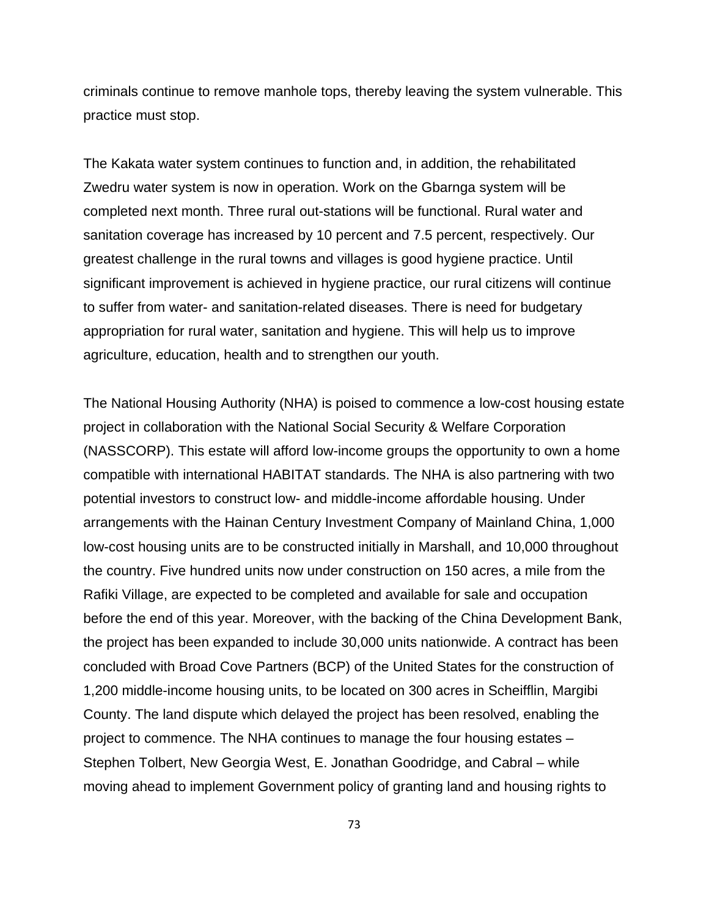criminals continue to remove manhole tops, thereby leaving the system vulnerable. This practice must stop.

The Kakata water system continues to function and, in addition, the rehabilitated Zwedru water system is now in operation. Work on the Gbarnga system will be completed next month. Three rural out-stations will be functional. Rural water and sanitation coverage has increased by 10 percent and 7.5 percent, respectively. Our greatest challenge in the rural towns and villages is good hygiene practice. Until significant improvement is achieved in hygiene practice, our rural citizens will continue to suffer from water- and sanitation-related diseases. There is need for budgetary appropriation for rural water, sanitation and hygiene. This will help us to improve agriculture, education, health and to strengthen our youth.

The National Housing Authority (NHA) is poised to commence a low-cost housing estate project in collaboration with the National Social Security & Welfare Corporation (NASSCORP). This estate will afford low-income groups the opportunity to own a home compatible with international HABITAT standards. The NHA is also partnering with two potential investors to construct low- and middle-income affordable housing. Under arrangements with the Hainan Century Investment Company of Mainland China, 1,000 low-cost housing units are to be constructed initially in Marshall, and 10,000 throughout the country. Five hundred units now under construction on 150 acres, a mile from the Rafiki Village, are expected to be completed and available for sale and occupation before the end of this year. Moreover, with the backing of the China Development Bank, the project has been expanded to include 30,000 units nationwide. A contract has been concluded with Broad Cove Partners (BCP) of the United States for the construction of 1,200 middle-income housing units, to be located on 300 acres in Scheifflin, Margibi County. The land dispute which delayed the project has been resolved, enabling the project to commence. The NHA continues to manage the four housing estates – Stephen Tolbert, New Georgia West, E. Jonathan Goodridge, and Cabral – while moving ahead to implement Government policy of granting land and housing rights to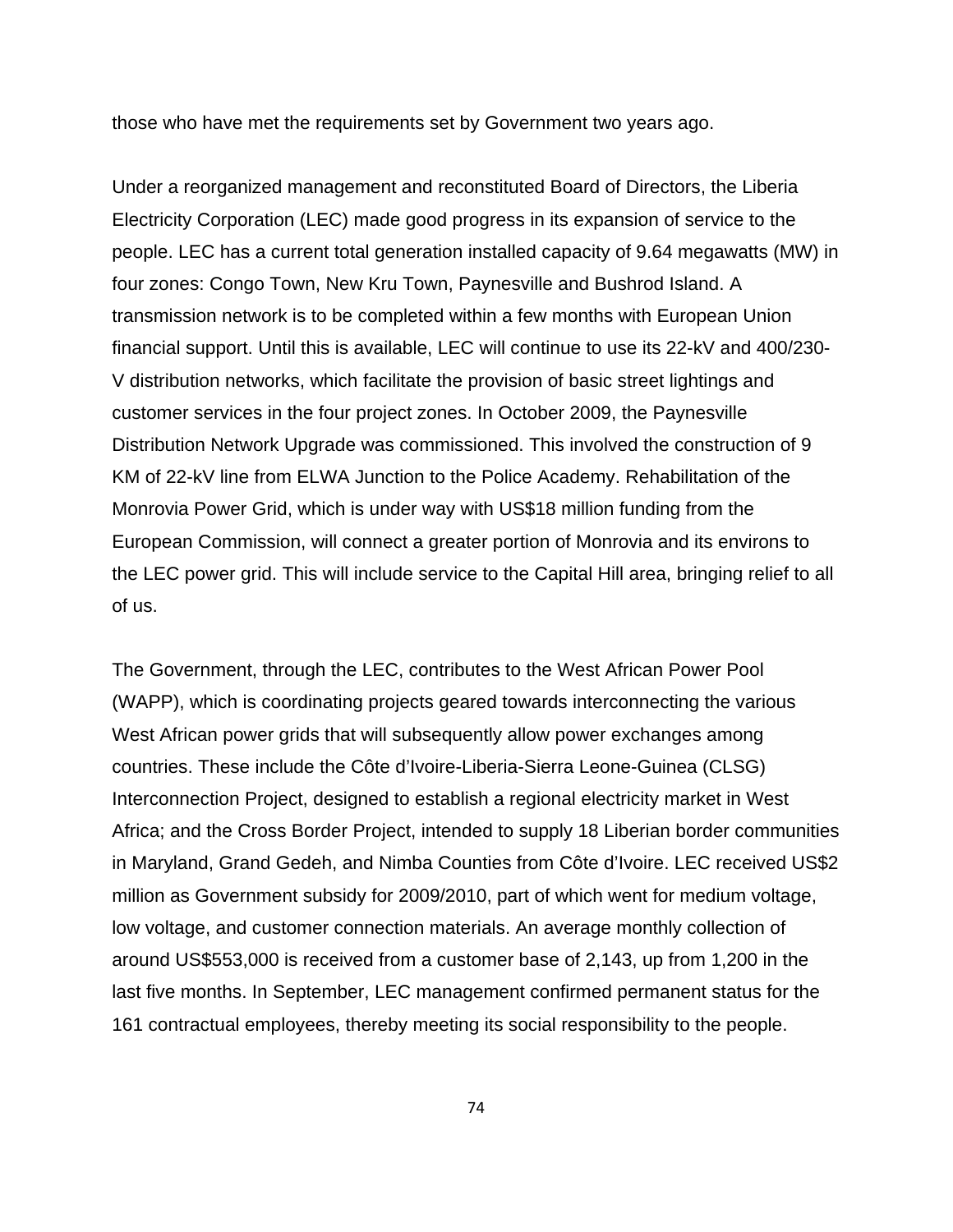those who have met the requirements set by Government two years ago.

Under a reorganized management and reconstituted Board of Directors, the Liberia Electricity Corporation (LEC) made good progress in its expansion of service to the people. LEC has a current total generation installed capacity of 9.64 megawatts (MW) in four zones: Congo Town, New Kru Town, Paynesville and Bushrod Island. A transmission network is to be completed within a few months with European Union financial support. Until this is available, LEC will continue to use its 22-kV and 400/230-V distribution networks, which facilitate the provision of basic street lightings and customer services in the four project zones. In October 2009, the Paynesville Distribution Network Upgrade was commissioned. This involved the construction of 9 KM of 22-kV line from ELWA Junction to the Police Academy. Rehabilitation of the Monrovia Power Grid, which is under way with US$18 million funding from the European Commission, will connect a greater portion of Monrovia and its environs to the LEC power grid. This will include service to the Capital Hill area, bringing relief to all of us.

The Government, through the LEC, contributes to the West African Power Pool (WAPP), which is coordinating projects geared towards interconnecting the various West African power grids that will subsequently allow power exchanges among countries. These include the Côte d'Ivoire-Liberia-Sierra Leone-Guinea (CLSG) Interconnection Project, designed to establish a regional electricity market in West Africa; and the Cross Border Project, intended to supply 18 Liberian border communities in Maryland, Grand Gedeh, and Nimba Counties from Côte d'Ivoire. LEC received US$2 million as Government subsidy for 2009/2010, part of which went for medium voltage, low voltage, and customer connection materials. An average monthly collection of around US$553,000 is received from a customer base of 2,143, up from 1,200 in the last five months. In September, LEC management confirmed permanent status for the 161 contractual employees, thereby meeting its social responsibility to the people.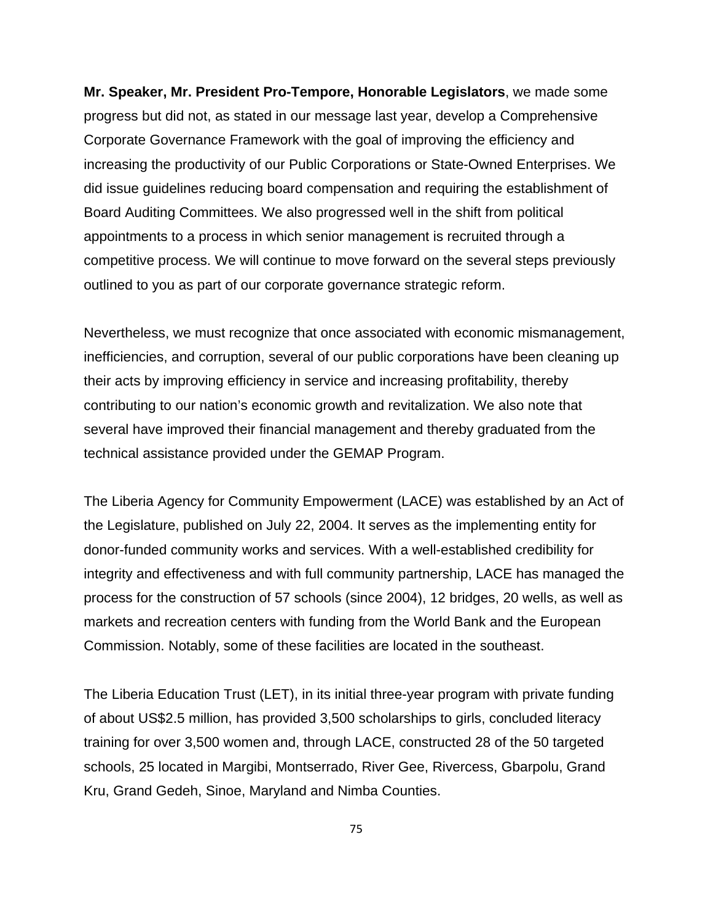**Mr. Speaker, Mr. President Pro-Tempore, Honorable Legislators**, we made some progress but did not, as stated in our message last year, develop a Comprehensive Corporate Governance Framework with the goal of improving the efficiency and increasing the productivity of our Public Corporations or State-Owned Enterprises. We did issue guidelines reducing board compensation and requiring the establishment of Board Auditing Committees. We also progressed well in the shift from political appointments to a process in which senior management is recruited through a competitive process. We will continue to move forward on the several steps previously outlined to you as part of our corporate governance strategic reform.

Nevertheless, we must recognize that once associated with economic mismanagement, inefficiencies, and corruption, several of our public corporations have been cleaning up their acts by improving efficiency in service and increasing profitability, thereby contributing to our nation's economic growth and revitalization. We also note that several have improved their financial management and thereby graduated from the technical assistance provided under the GEMAP Program.

The Liberia Agency for Community Empowerment (LACE) was established by an Act of the Legislature, published on July 22, 2004. It serves as the implementing entity for donor-funded community works and services. With a well-established credibility for integrity and effectiveness and with full community partnership, LACE has managed the process for the construction of 57 schools (since 2004), 12 bridges, 20 wells, as well as markets and recreation centers with funding from the World Bank and the European Commission. Notably, some of these facilities are located in the southeast.

The Liberia Education Trust (LET), in its initial three-year program with private funding of about US$2.5 million, has provided 3,500 scholarships to girls, concluded literacy training for over 3,500 women and, through LACE, constructed 28 of the 50 targeted schools, 25 located in Margibi, Montserrado, River Gee, Rivercess, Gbarpolu, Grand Kru, Grand Gedeh, Sinoe, Maryland and Nimba Counties.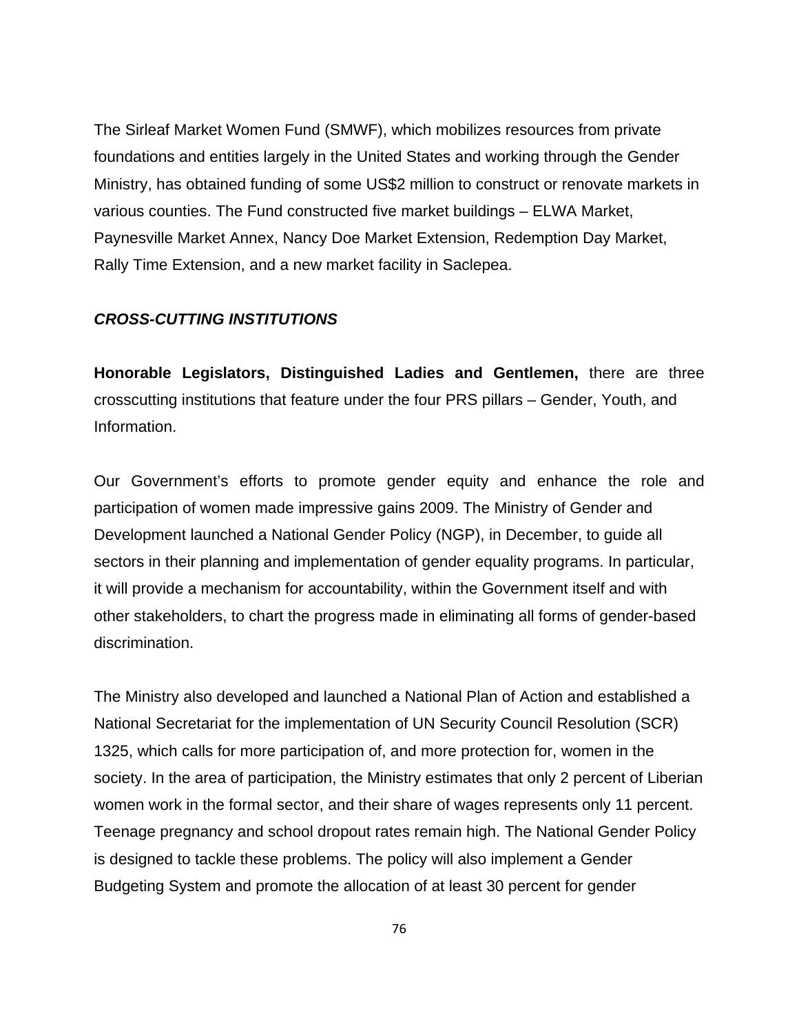The Sirleaf Market Women Fund (SMWF), which mobilizes resources from private foundations and entities largely in the United States and working through the Gender Ministry, has obtained funding of some US$2 million to construct or renovate markets in various counties. The Fund constructed five market buildings – ELWA Market, Paynesville Market Annex, Nancy Doe Market Extension, Redemption Day Market, Rally Time Extension, and a new market facility in Saclepea.

***CROSS-CUTTING INSTITUTIONS***

**Honorable Legislators, Distinguished Ladies and Gentlemen,** there are three crosscutting institutions that feature under the four PRS pillars – Gender, Youth, and Information.

Our Government's efforts to promote gender equity and enhance the role and participation of women made impressive gains 2009. The Ministry of Gender and Development launched a National Gender Policy (NGP), in December, to guide all sectors in their planning and implementation of gender equality programs. In particular, it will provide a mechanism for accountability, within the Government itself and with other stakeholders, to chart the progress made in eliminating all forms of gender-based discrimination.

The Ministry also developed and launched a National Plan of Action and established a National Secretariat for the implementation of UN Security Council Resolution (SCR) 1325, which calls for more participation of, and more protection for, women in the society. In the area of participation, the Ministry estimates that only 2 percent of Liberian women work in the formal sector, and their share of wages represents only 11 percent. Teenage pregnancy and school dropout rates remain high. The National Gender Policy is designed to tackle these problems. The policy will also implement a Gender Budgeting System and promote the allocation of at least 30 percent for gender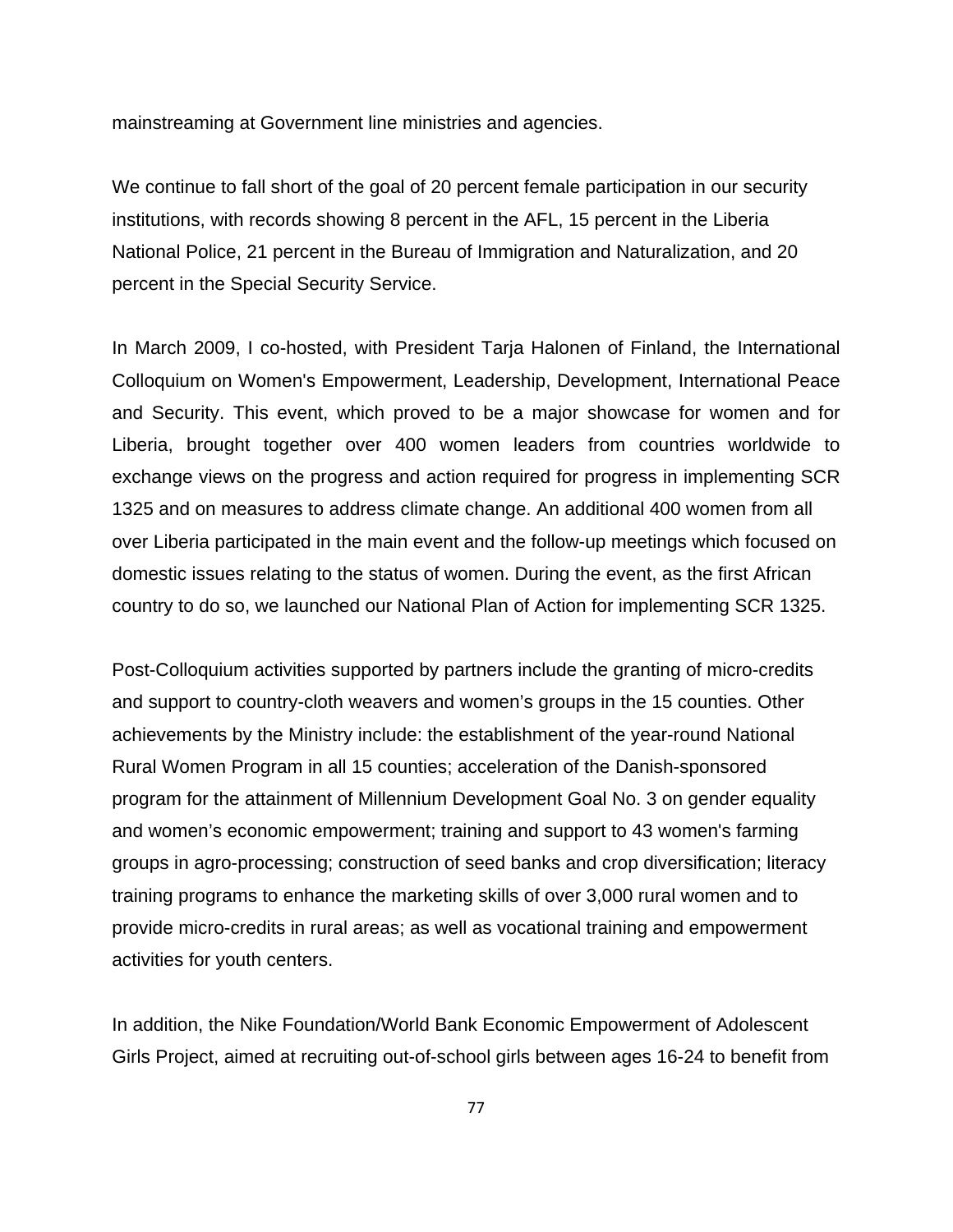mainstreaming at Government line ministries and agencies.

We continue to fall short of the goal of 20 percent female participation in our security institutions, with records showing 8 percent in the AFL, 15 percent in the Liberia National Police, 21 percent in the Bureau of Immigration and Naturalization, and 20 percent in the Special Security Service.

In March 2009, I co-hosted, with President Tarja Halonen of Finland, the International Colloquium on Women's Empowerment, Leadership, Development, International Peace and Security. This event, which proved to be a major showcase for women and for Liberia, brought together over 400 women leaders from countries worldwide to exchange views on the progress and action required for progress in implementing SCR 1325 and on measures to address climate change. An additional 400 women from all over Liberia participated in the main event and the follow-up meetings which focused on domestic issues relating to the status of women. During the event, as the first African country to do so, we launched our National Plan of Action for implementing SCR 1325.

Post-Colloquium activities supported by partners include the granting of micro-credits and support to country-cloth weavers and women's groups in the 15 counties. Other achievements by the Ministry include: the establishment of the year-round National Rural Women Program in all 15 counties; acceleration of the Danish-sponsored program for the attainment of Millennium Development Goal No. 3 on gender equality and women's economic empowerment; training and support to 43 women's farming groups in agro-processing; construction of seed banks and crop diversification; literacy training programs to enhance the marketing skills of over 3,000 rural women and to provide micro-credits in rural areas; as well as vocational training and empowerment activities for youth centers.

In addition, the Nike Foundation/World Bank Economic Empowerment of Adolescent Girls Project, aimed at recruiting out-of-school girls between ages 16-24 to benefit from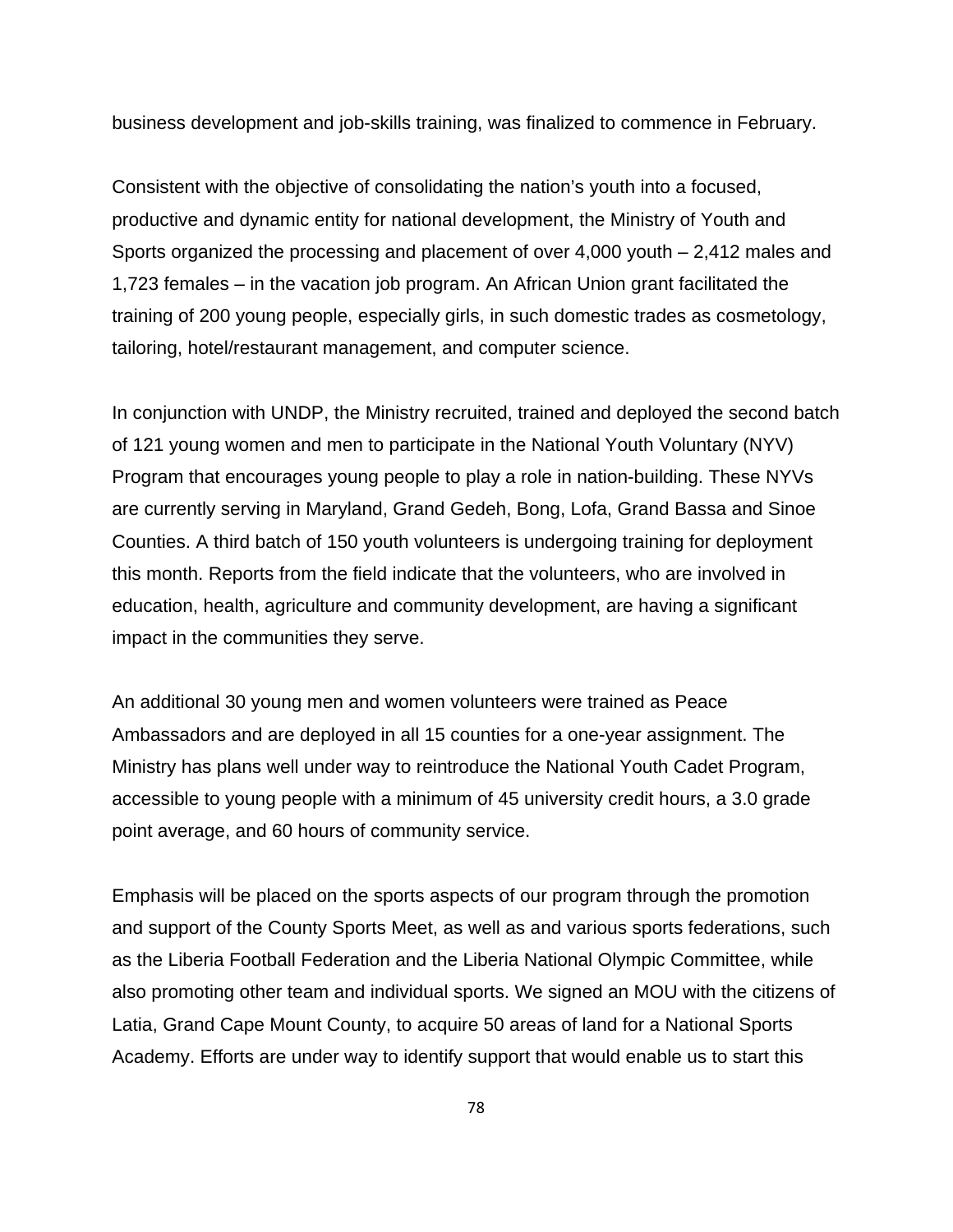business development and job-skills training, was finalized to commence in February.

Consistent with the objective of consolidating the nation's youth into a focused, productive and dynamic entity for national development, the Ministry of Youth and Sports organized the processing and placement of over 4,000 youth – 2,412 males and 1,723 females – in the vacation job program. An African Union grant facilitated the training of 200 young people, especially girls, in such domestic trades as cosmetology, tailoring, hotel/restaurant management, and computer science.

In conjunction with UNDP, the Ministry recruited, trained and deployed the second batch of 121 young women and men to participate in the National Youth Voluntary (NYV) Program that encourages young people to play a role in nation-building. These NYVs are currently serving in Maryland, Grand Gedeh, Bong, Lofa, Grand Bassa and Sinoe Counties. A third batch of 150 youth volunteers is undergoing training for deployment this month. Reports from the field indicate that the volunteers, who are involved in education, health, agriculture and community development, are having a significant impact in the communities they serve.

An additional 30 young men and women volunteers were trained as Peace Ambassadors and are deployed in all 15 counties for a one-year assignment. The Ministry has plans well under way to reintroduce the National Youth Cadet Program, accessible to young people with a minimum of 45 university credit hours, a 3.0 grade point average, and 60 hours of community service.

Emphasis will be placed on the sports aspects of our program through the promotion and support of the County Sports Meet, as well as and various sports federations, such as the Liberia Football Federation and the Liberia National Olympic Committee, while also promoting other team and individual sports. We signed an MOU with the citizens of Latia, Grand Cape Mount County, to acquire 50 areas of land for a National Sports Academy. Efforts are under way to identify support that would enable us to start this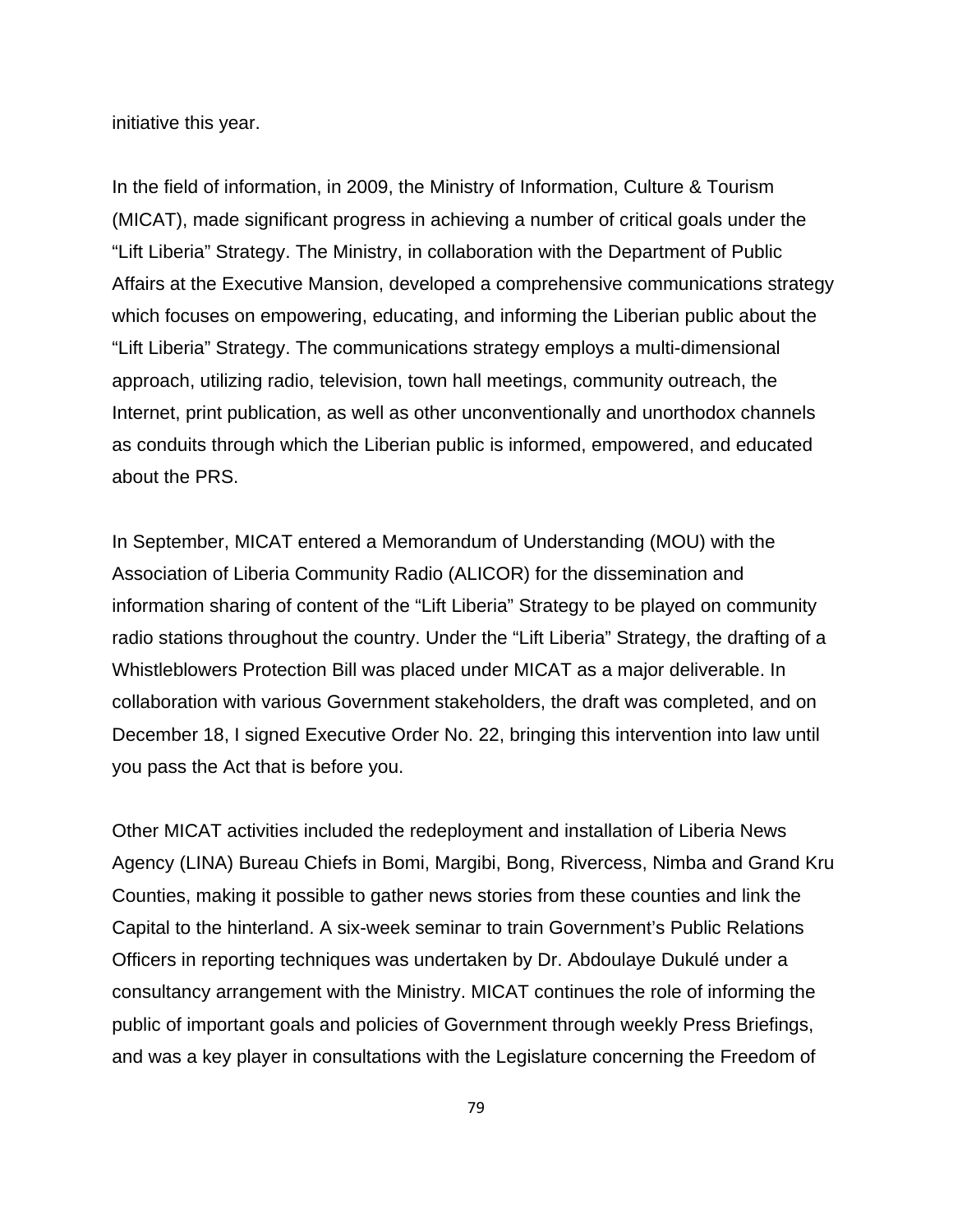initiative this year.

In the field of information, in 2009, the Ministry of Information, Culture & Tourism (MICAT), made significant progress in achieving a number of critical goals under the “Lift Liberia” Strategy. The Ministry, in collaboration with the Department of Public Affairs at the Executive Mansion, developed a comprehensive communications strategy which focuses on empowering, educating, and informing the Liberian public about the “Lift Liberia” Strategy. The communications strategy employs a multi-dimensional approach, utilizing radio, television, town hall meetings, community outreach, the Internet, print publication, as well as other unconventionally and unorthodox channels as conduits through which the Liberian public is informed, empowered, and educated about the PRS.

In September, MICAT entered a Memorandum of Understanding (MOU) with the Association of Liberia Community Radio (ALICOR) for the dissemination and information sharing of content of the “Lift Liberia” Strategy to be played on community radio stations throughout the country. Under the “Lift Liberia” Strategy, the drafting of a Whistleblowers Protection Bill was placed under MICAT as a major deliverable. In collaboration with various Government stakeholders, the draft was completed, and on December 18, I signed Executive Order No. 22, bringing this intervention into law until you pass the Act that is before you.

Other MICAT activities included the redeployment and installation of Liberia News Agency (LINA) Bureau Chiefs in Bomi, Margibi, Bong, Rivercess, Nimba and Grand Kru Counties, making it possible to gather news stories from these counties and link the Capital to the hinterland. A six-week seminar to train Government’s Public Relations Officers in reporting techniques was undertaken by Dr. Abdoulaye Dukulé under a consultancy arrangement with the Ministry. MICAT continues the role of informing the public of important goals and policies of Government through weekly Press Briefings, and was a key player in consultations with the Legislature concerning the Freedom of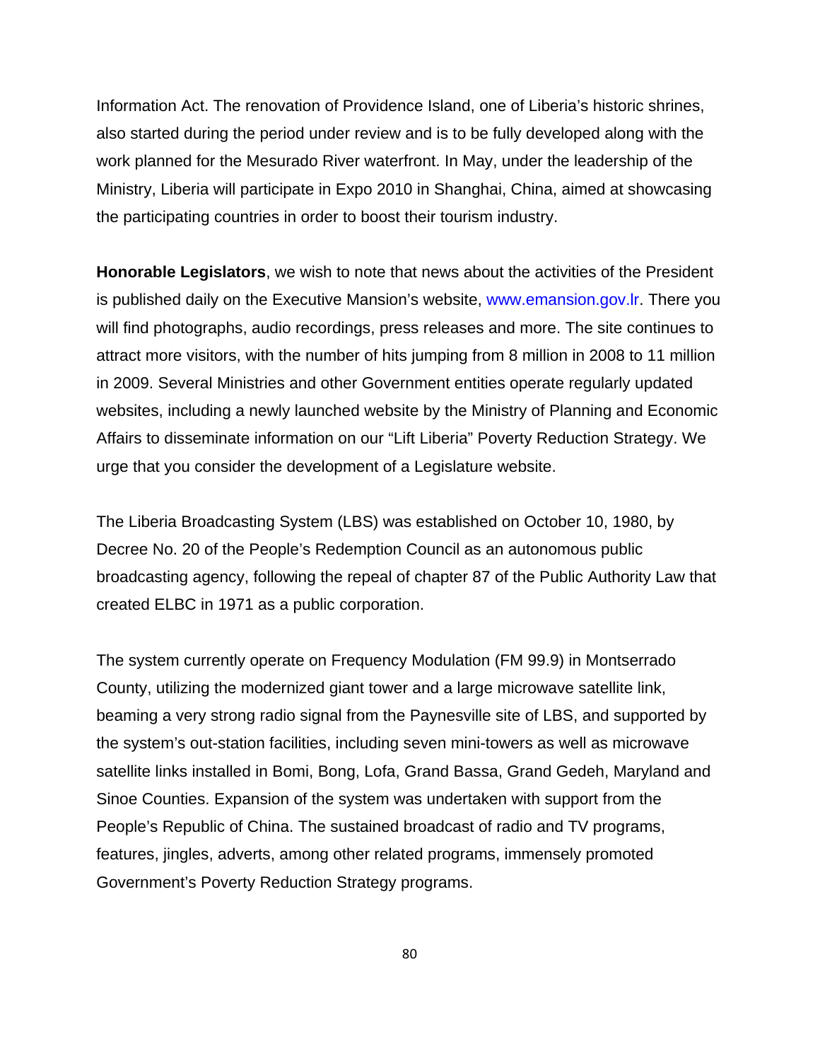Information Act. The renovation of Providence Island, one of Liberia's historic shrines, also started during the period under review and is to be fully developed along with the work planned for the Mesurado River waterfront. In May, under the leadership of the Ministry, Liberia will participate in Expo 2010 in Shanghai, China, aimed at showcasing the participating countries in order to boost their tourism industry.

**Honorable Legislators**, we wish to note that news about the activities of the President is published daily on the Executive Mansion's website, www.emansion.gov.lr. There you will find photographs, audio recordings, press releases and more. The site continues to attract more visitors, with the number of hits jumping from 8 million in 2008 to 11 million in 2009. Several Ministries and other Government entities operate regularly updated websites, including a newly launched website by the Ministry of Planning and Economic Affairs to disseminate information on our "Lift Liberia" Poverty Reduction Strategy. We urge that you consider the development of a Legislature website.

The Liberia Broadcasting System (LBS) was established on October 10, 1980, by Decree No. 20 of the People's Redemption Council as an autonomous public broadcasting agency, following the repeal of chapter 87 of the Public Authority Law that created ELBC in 1971 as a public corporation.

The system currently operate on Frequency Modulation (FM 99.9) in Montserrado County, utilizing the modernized giant tower and a large microwave satellite link, beaming a very strong radio signal from the Paynesville site of LBS, and supported by the system's out-station facilities, including seven mini-towers as well as microwave satellite links installed in Bomi, Bong, Lofa, Grand Bassa, Grand Gedeh, Maryland and Sinoe Counties. Expansion of the system was undertaken with support from the People's Republic of China. The sustained broadcast of radio and TV programs, features, jingles, adverts, among other related programs, immensely promoted Government's Poverty Reduction Strategy programs.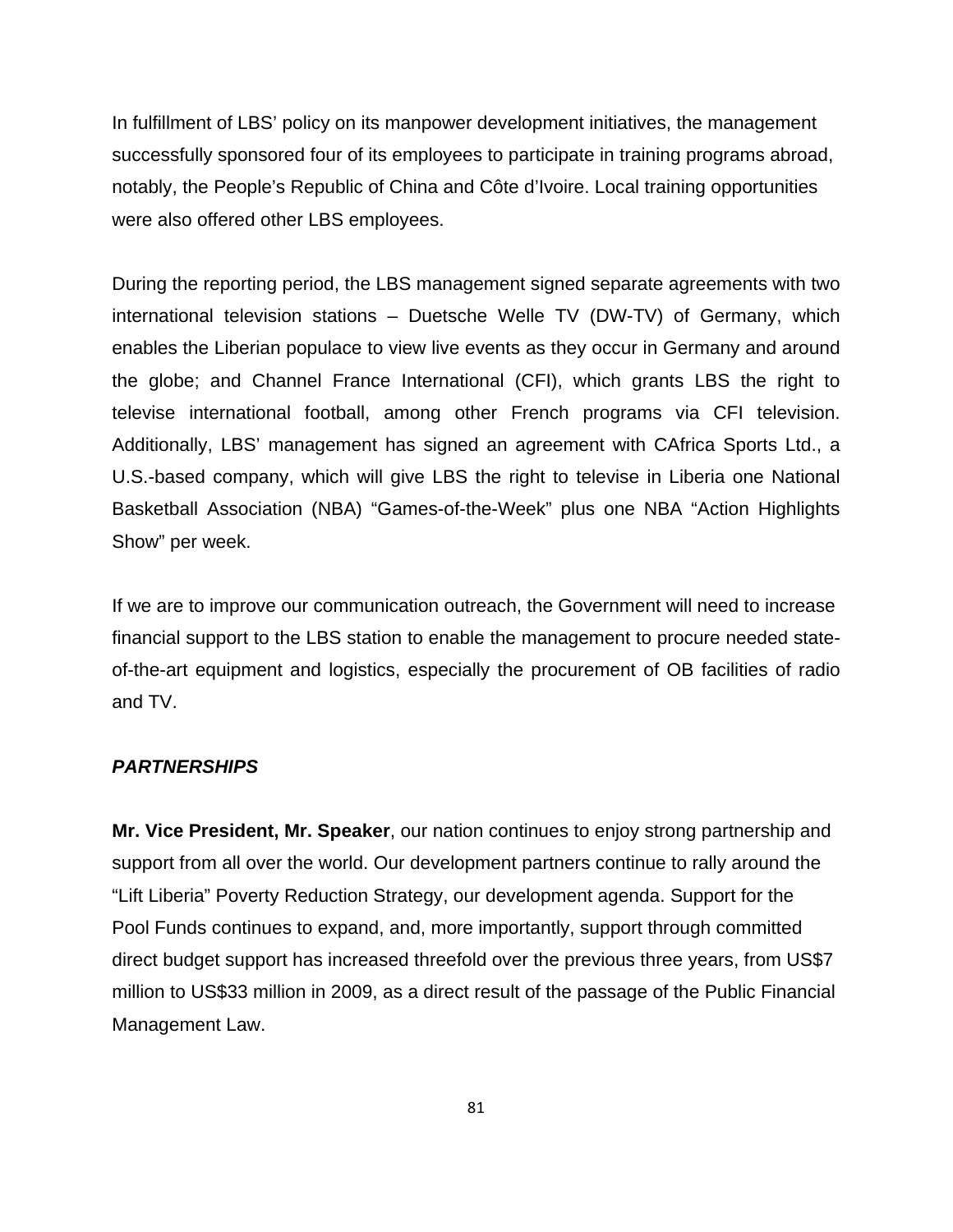In fulfillment of LBS' policy on its manpower development initiatives, the management successfully sponsored four of its employees to participate in training programs abroad, notably, the People's Republic of China and Côte d'Ivoire. Local training opportunities were also offered other LBS employees.

During the reporting period, the LBS management signed separate agreements with two international television stations – Duetsche Welle TV (DW-TV) of Germany, which enables the Liberian populace to view live events as they occur in Germany and around the globe; and Channel France International (CFI), which grants LBS the right to televise international football, among other French programs via CFI television. Additionally, LBS' management has signed an agreement with CAfrica Sports Ltd., a U.S.-based company, which will give LBS the right to televise in Liberia one National Basketball Association (NBA) "Games-of-the-Week" plus one NBA "Action Highlights Show" per week.

If we are to improve our communication outreach, the Government will need to increase financial support to the LBS station to enable the management to procure needed state-of-the-art equipment and logistics, especially the procurement of OB facilities of radio and TV.

***PARTNERSHIPS***

**Mr. Vice President, Mr. Speaker**, our nation continues to enjoy strong partnership and support from all over the world. Our development partners continue to rally around the "Lift Liberia" Poverty Reduction Strategy, our development agenda. Support for the Pool Funds continues to expand, and, more importantly, support through committed direct budget support has increased threefold over the previous three years, from US$7 million to US$33 million in 2009, as a direct result of the passage of the Public Financial Management Law.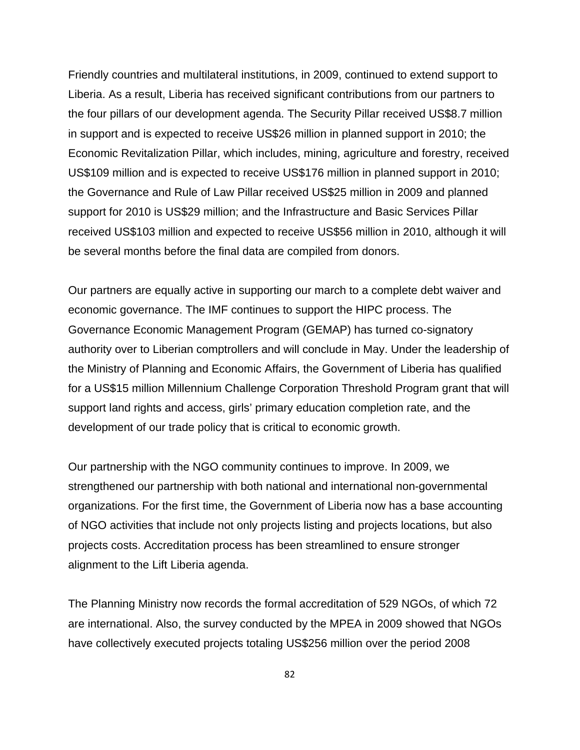Friendly countries and multilateral institutions, in 2009, continued to extend support to Liberia. As a result, Liberia has received significant contributions from our partners to the four pillars of our development agenda. The Security Pillar received US$8.7 million in support and is expected to receive US$26 million in planned support in 2010; the Economic Revitalization Pillar, which includes, mining, agriculture and forestry, received US$109 million and is expected to receive US$176 million in planned support in 2010; the Governance and Rule of Law Pillar received US$25 million in 2009 and planned support for 2010 is US$29 million; and the Infrastructure and Basic Services Pillar received US$103 million and expected to receive US$56 million in 2010, although it will be several months before the final data are compiled from donors.

Our partners are equally active in supporting our march to a complete debt waiver and economic governance. The IMF continues to support the HIPC process. The Governance Economic Management Program (GEMAP) has turned co-signatory authority over to Liberian comptrollers and will conclude in May. Under the leadership of the Ministry of Planning and Economic Affairs, the Government of Liberia has qualified for a US$15 million Millennium Challenge Corporation Threshold Program grant that will support land rights and access, girls' primary education completion rate, and the development of our trade policy that is critical to economic growth.

Our partnership with the NGO community continues to improve. In 2009, we strengthened our partnership with both national and international non-governmental organizations. For the first time, the Government of Liberia now has a base accounting of NGO activities that include not only projects listing and projects locations, but also projects costs. Accreditation process has been streamlined to ensure stronger alignment to the Lift Liberia agenda.

The Planning Ministry now records the formal accreditation of 529 NGOs, of which 72 are international. Also, the survey conducted by the MPEA in 2009 showed that NGOs have collectively executed projects totaling US$256 million over the period 2008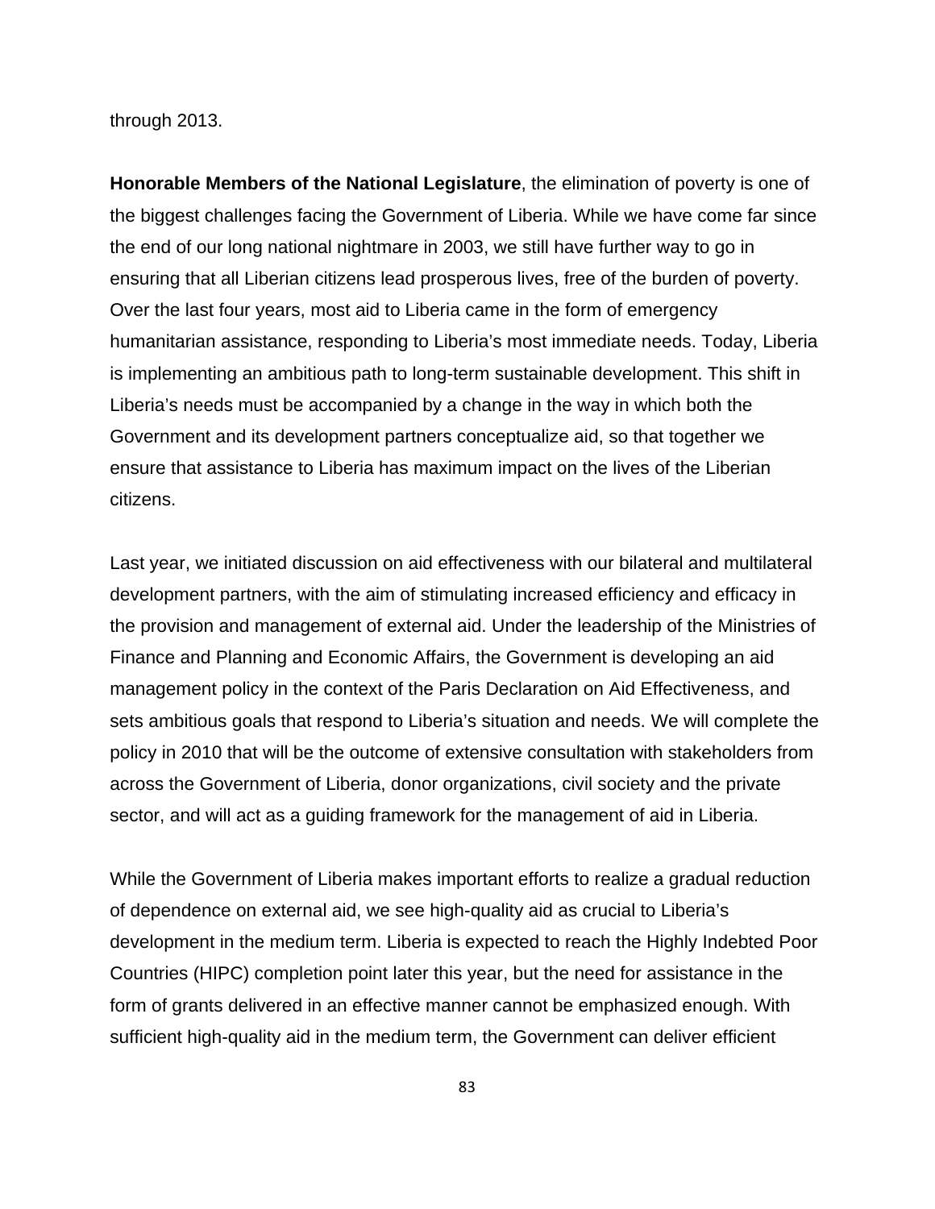through 2013.

**Honorable Members of the National Legislature**, the elimination of poverty is one of the biggest challenges facing the Government of Liberia. While we have come far since the end of our long national nightmare in 2003, we still have further way to go in ensuring that all Liberian citizens lead prosperous lives, free of the burden of poverty. Over the last four years, most aid to Liberia came in the form of emergency humanitarian assistance, responding to Liberia's most immediate needs. Today, Liberia is implementing an ambitious path to long-term sustainable development. This shift in Liberia's needs must be accompanied by a change in the way in which both the Government and its development partners conceptualize aid, so that together we ensure that assistance to Liberia has maximum impact on the lives of the Liberian citizens.

Last year, we initiated discussion on aid effectiveness with our bilateral and multilateral development partners, with the aim of stimulating increased efficiency and efficacy in the provision and management of external aid. Under the leadership of the Ministries of Finance and Planning and Economic Affairs, the Government is developing an aid management policy in the context of the Paris Declaration on Aid Effectiveness, and sets ambitious goals that respond to Liberia's situation and needs. We will complete the policy in 2010 that will be the outcome of extensive consultation with stakeholders from across the Government of Liberia, donor organizations, civil society and the private sector, and will act as a guiding framework for the management of aid in Liberia.

While the Government of Liberia makes important efforts to realize a gradual reduction of dependence on external aid, we see high-quality aid as crucial to Liberia's development in the medium term. Liberia is expected to reach the Highly Indebted Poor Countries (HIPC) completion point later this year, but the need for assistance in the form of grants delivered in an effective manner cannot be emphasized enough. With sufficient high-quality aid in the medium term, the Government can deliver efficient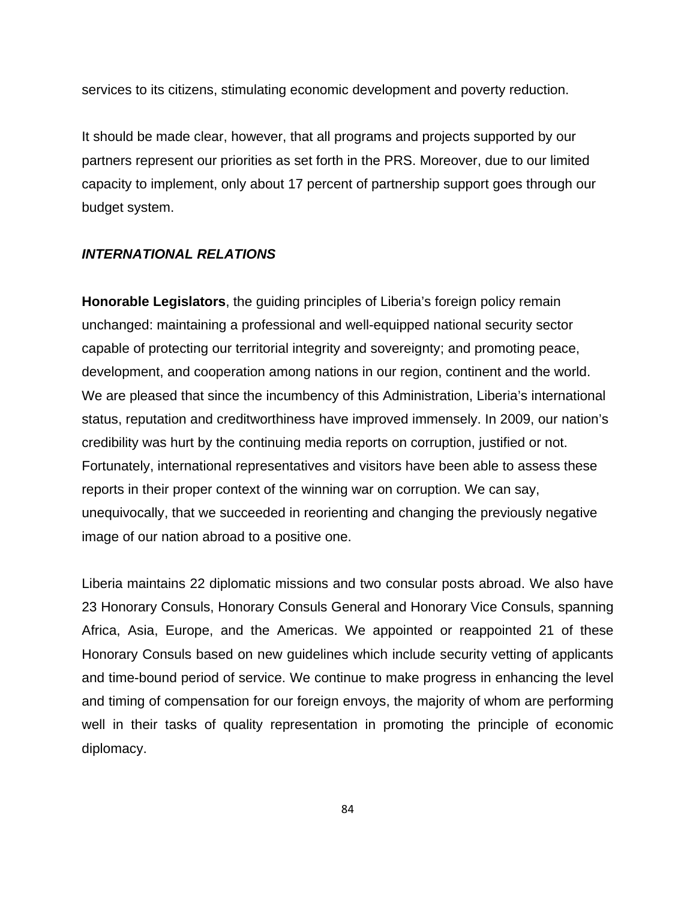services to its citizens, stimulating economic development and poverty reduction.

It should be made clear, however, that all programs and projects supported by our partners represent our priorities as set forth in the PRS. Moreover, due to our limited capacity to implement, only about 17 percent of partnership support goes through our budget system.

## *INTERNATIONAL RELATIONS*

**Honorable Legislators**, the guiding principles of Liberia's foreign policy remain unchanged: maintaining a professional and well-equipped national security sector capable of protecting our territorial integrity and sovereignty; and promoting peace, development, and cooperation among nations in our region, continent and the world. We are pleased that since the incumbency of this Administration, Liberia's international status, reputation and creditworthiness have improved immensely. In 2009, our nation's credibility was hurt by the continuing media reports on corruption, justified or not. Fortunately, international representatives and visitors have been able to assess these reports in their proper context of the winning war on corruption. We can say, unequivocally, that we succeeded in reorienting and changing the previously negative image of our nation abroad to a positive one.

Liberia maintains 22 diplomatic missions and two consular posts abroad. We also have 23 Honorary Consuls, Honorary Consuls General and Honorary Vice Consuls, spanning Africa, Asia, Europe, and the Americas. We appointed or reappointed 21 of these Honorary Consuls based on new guidelines which include security vetting of applicants and time-bound period of service. We continue to make progress in enhancing the level and timing of compensation for our foreign envoys, the majority of whom are performing well in their tasks of quality representation in promoting the principle of economic diplomacy.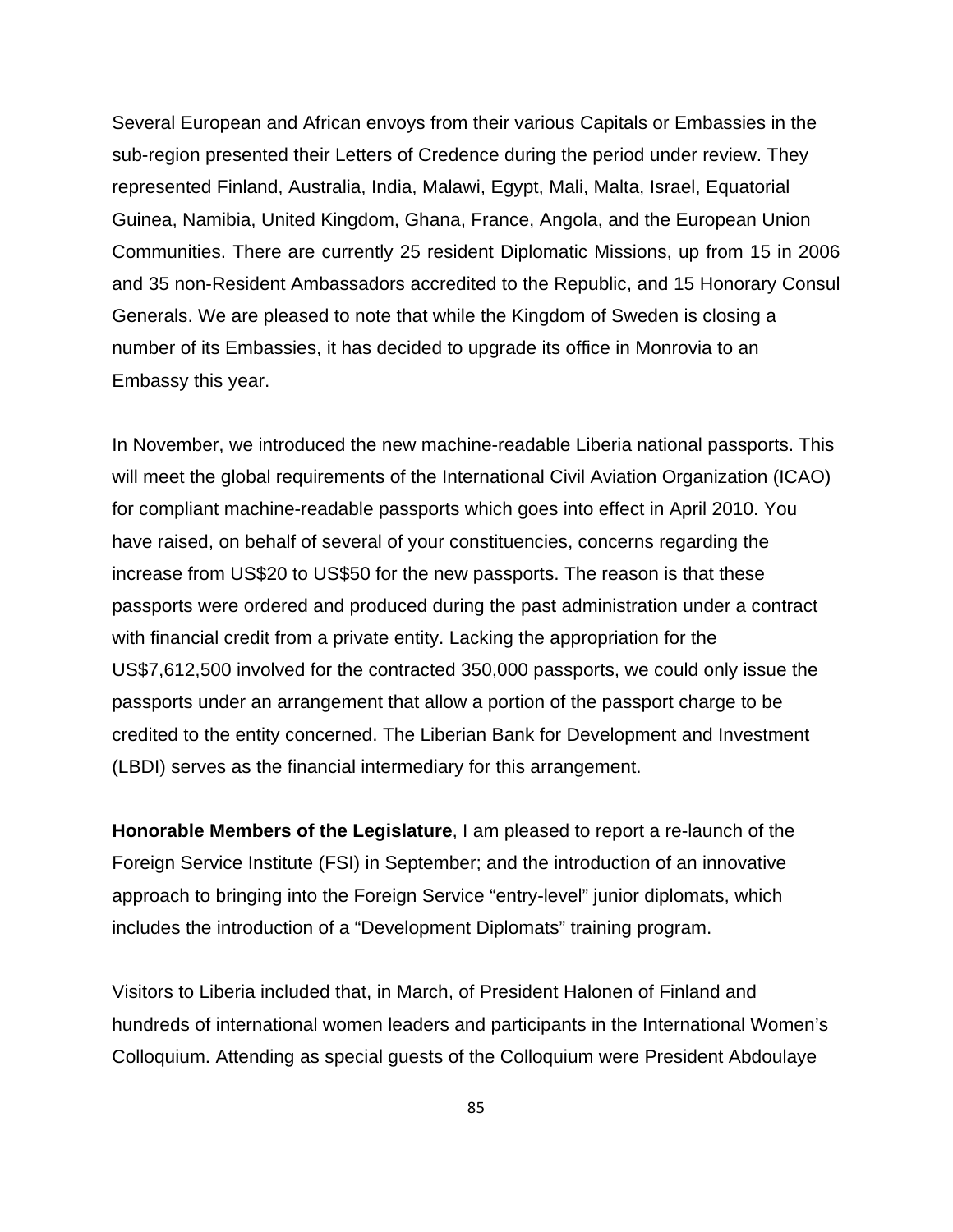Several European and African envoys from their various Capitals or Embassies in the sub-region presented their Letters of Credence during the period under review. They represented Finland, Australia, India, Malawi, Egypt, Mali, Malta, Israel, Equatorial Guinea, Namibia, United Kingdom, Ghana, France, Angola, and the European Union Communities. There are currently 25 resident Diplomatic Missions, up from 15 in 2006 and 35 non-Resident Ambassadors accredited to the Republic, and 15 Honorary Consul Generals. We are pleased to note that while the Kingdom of Sweden is closing a number of its Embassies, it has decided to upgrade its office in Monrovia to an Embassy this year.

In November, we introduced the new machine-readable Liberia national passports. This will meet the global requirements of the International Civil Aviation Organization (ICAO) for compliant machine-readable passports which goes into effect in April 2010. You have raised, on behalf of several of your constituencies, concerns regarding the increase from US$20 to US$50 for the new passports. The reason is that these passports were ordered and produced during the past administration under a contract with financial credit from a private entity. Lacking the appropriation for the US$7,612,500 involved for the contracted 350,000 passports, we could only issue the passports under an arrangement that allow a portion of the passport charge to be credited to the entity concerned. The Liberian Bank for Development and Investment (LBDI) serves as the financial intermediary for this arrangement.

**Honorable Members of the Legislature**, I am pleased to report a re-launch of the Foreign Service Institute (FSI) in September; and the introduction of an innovative approach to bringing into the Foreign Service "entry-level" junior diplomats, which includes the introduction of a "Development Diplomats" training program.

Visitors to Liberia included that, in March, of President Halonen of Finland and hundreds of international women leaders and participants in the International Women's Colloquium. Attending as special guests of the Colloquium were President Abdoulaye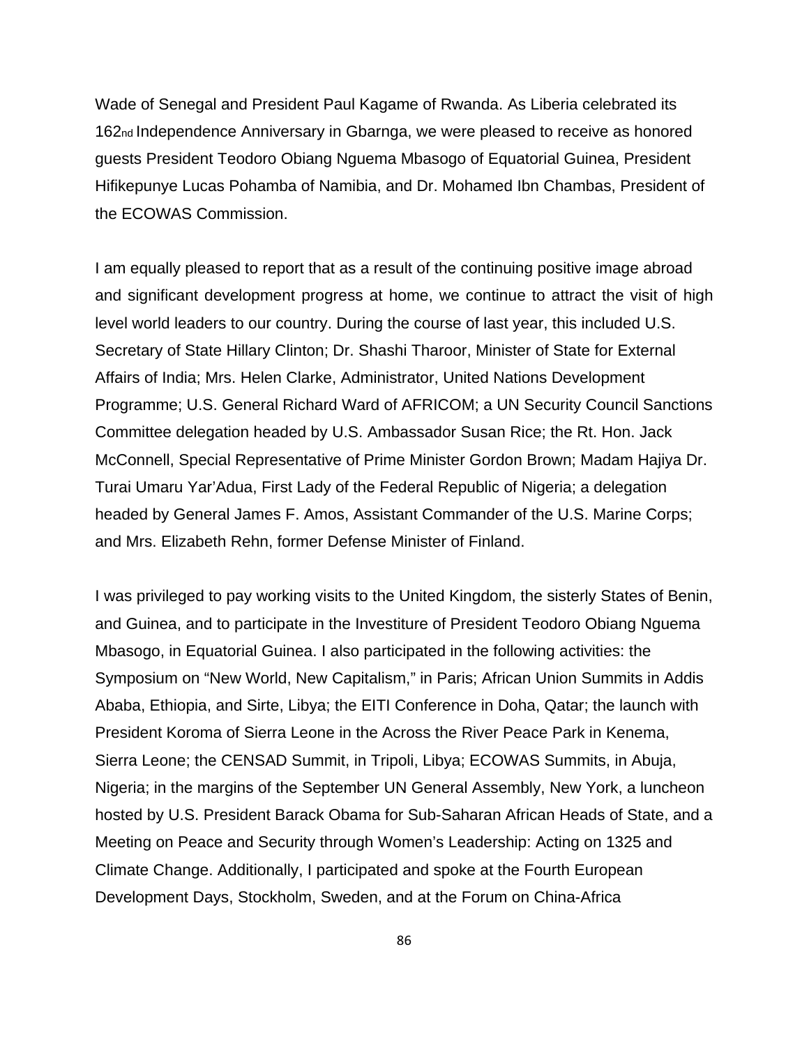Wade of Senegal and President Paul Kagame of Rwanda. As Liberia celebrated its 162nd Independence Anniversary in Gbarnga, we were pleased to receive as honored guests President Teodoro Obiang Nguema Mbasogo of Equatorial Guinea, President Hifikepunye Lucas Pohamba of Namibia, and Dr. Mohamed Ibn Chambas, President of the ECOWAS Commission.

I am equally pleased to report that as a result of the continuing positive image abroad and significant development progress at home, we continue to attract the visit of high level world leaders to our country. During the course of last year, this included U.S. Secretary of State Hillary Clinton; Dr. Shashi Tharoor, Minister of State for External Affairs of India; Mrs. Helen Clarke, Administrator, United Nations Development Programme; U.S. General Richard Ward of AFRICOM; a UN Security Council Sanctions Committee delegation headed by U.S. Ambassador Susan Rice; the Rt. Hon. Jack McConnell, Special Representative of Prime Minister Gordon Brown; Madam Hajiya Dr. Turai Umaru Yar'Adua, First Lady of the Federal Republic of Nigeria; a delegation headed by General James F. Amos, Assistant Commander of the U.S. Marine Corps; and Mrs. Elizabeth Rehn, former Defense Minister of Finland.

I was privileged to pay working visits to the United Kingdom, the sisterly States of Benin, and Guinea, and to participate in the Investiture of President Teodoro Obiang Nguema Mbasogo, in Equatorial Guinea. I also participated in the following activities: the Symposium on "New World, New Capitalism," in Paris; African Union Summits in Addis Ababa, Ethiopia, and Sirte, Libya; the EITI Conference in Doha, Qatar; the launch with President Koroma of Sierra Leone in the Across the River Peace Park in Kenema, Sierra Leone; the CENSAD Summit, in Tripoli, Libya; ECOWAS Summits, in Abuja, Nigeria; in the margins of the September UN General Assembly, New York, a luncheon hosted by U.S. President Barack Obama for Sub-Saharan African Heads of State, and a Meeting on Peace and Security through Women's Leadership: Acting on 1325 and Climate Change. Additionally, I participated and spoke at the Fourth European Development Days, Stockholm, Sweden, and at the Forum on China-Africa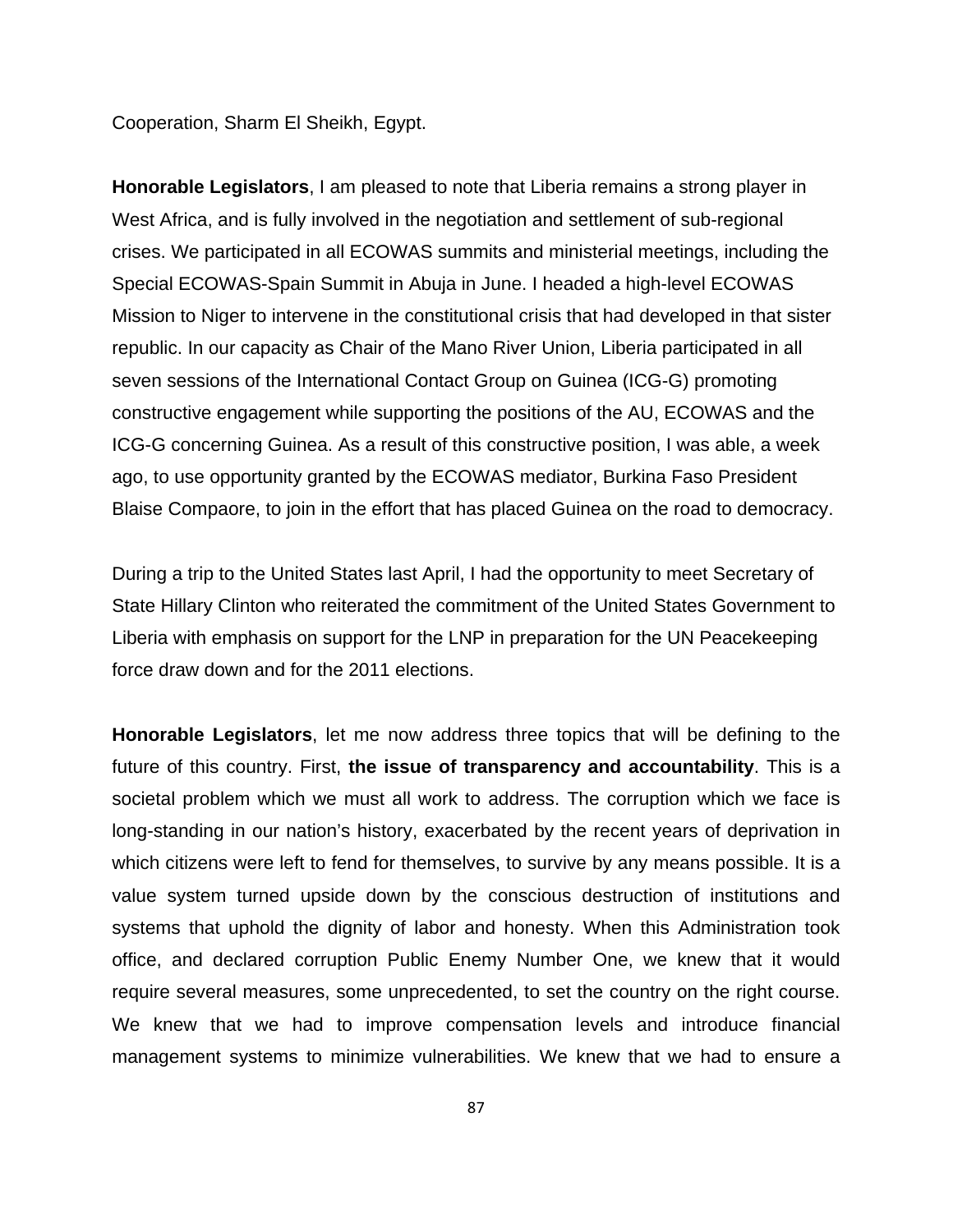Cooperation, Sharm El Sheikh, Egypt.

**Honorable Legislators**, I am pleased to note that Liberia remains a strong player in West Africa, and is fully involved in the negotiation and settlement of sub-regional crises. We participated in all ECOWAS summits and ministerial meetings, including the Special ECOWAS-Spain Summit in Abuja in June. I headed a high-level ECOWAS Mission to Niger to intervene in the constitutional crisis that had developed in that sister republic. In our capacity as Chair of the Mano River Union, Liberia participated in all seven sessions of the International Contact Group on Guinea (ICG-G) promoting constructive engagement while supporting the positions of the AU, ECOWAS and the ICG-G concerning Guinea. As a result of this constructive position, I was able, a week ago, to use opportunity granted by the ECOWAS mediator, Burkina Faso President Blaise Compaore, to join in the effort that has placed Guinea on the road to democracy.

During a trip to the United States last April, I had the opportunity to meet Secretary of State Hillary Clinton who reiterated the commitment of the United States Government to Liberia with emphasis on support for the LNP in preparation for the UN Peacekeeping force draw down and for the 2011 elections.

**Honorable Legislators**, let me now address three topics that will be defining to the future of this country. First, **the issue of transparency and accountability**. This is a societal problem which we must all work to address. The corruption which we face is long-standing in our nation's history, exacerbated by the recent years of deprivation in which citizens were left to fend for themselves, to survive by any means possible. It is a value system turned upside down by the conscious destruction of institutions and systems that uphold the dignity of labor and honesty. When this Administration took office, and declared corruption Public Enemy Number One, we knew that it would require several measures, some unprecedented, to set the country on the right course. We knew that we had to improve compensation levels and introduce financial management systems to minimize vulnerabilities. We knew that we had to ensure a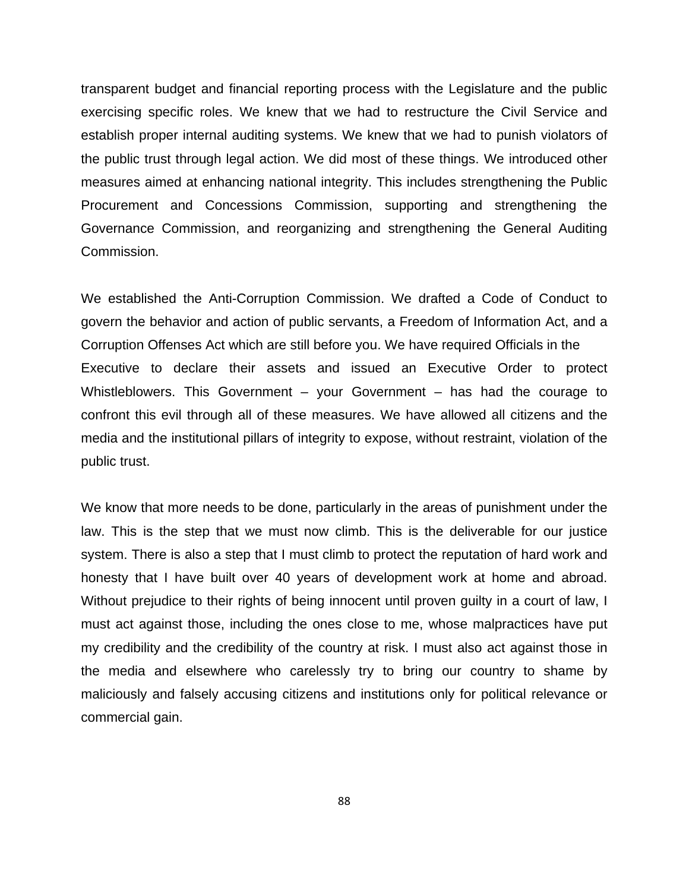transparent budget and financial reporting process with the Legislature and the public exercising specific roles. We knew that we had to restructure the Civil Service and establish proper internal auditing systems. We knew that we had to punish violators of the public trust through legal action. We did most of these things. We introduced other measures aimed at enhancing national integrity. This includes strengthening the Public Procurement and Concessions Commission, supporting and strengthening the Governance Commission, and reorganizing and strengthening the General Auditing Commission.

We established the Anti-Corruption Commission. We drafted a Code of Conduct to govern the behavior and action of public servants, a Freedom of Information Act, and a Corruption Offenses Act which are still before you. We have required Officials in the Executive to declare their assets and issued an Executive Order to protect Whistleblowers. This Government – your Government – has had the courage to confront this evil through all of these measures. We have allowed all citizens and the media and the institutional pillars of integrity to expose, without restraint, violation of the public trust.

We know that more needs to be done, particularly in the areas of punishment under the law. This is the step that we must now climb. This is the deliverable for our justice system. There is also a step that I must climb to protect the reputation of hard work and honesty that I have built over 40 years of development work at home and abroad. Without prejudice to their rights of being innocent until proven guilty in a court of law, I must act against those, including the ones close to me, whose malpractices have put my credibility and the credibility of the country at risk. I must also act against those in the media and elsewhere who carelessly try to bring our country to shame by maliciously and falsely accusing citizens and institutions only for political relevance or commercial gain.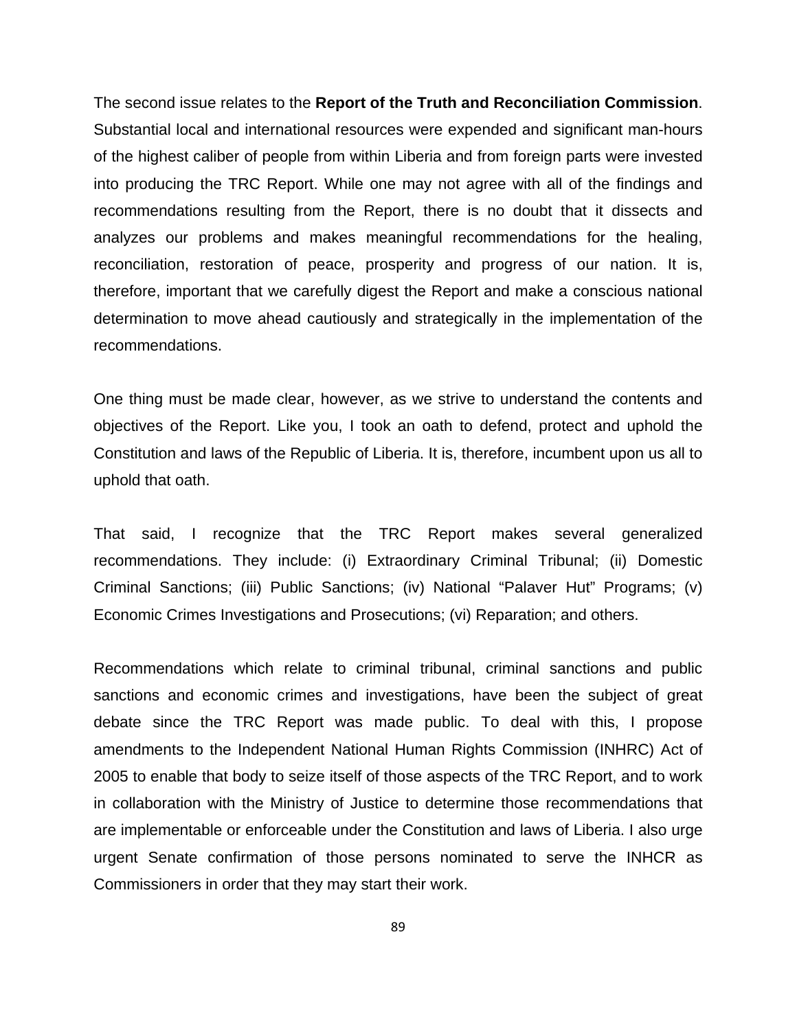The second issue relates to the **Report of the Truth and Reconciliation Commission**. Substantial local and international resources were expended and significant man-hours of the highest caliber of people from within Liberia and from foreign parts were invested into producing the TRC Report. While one may not agree with all of the findings and recommendations resulting from the Report, there is no doubt that it dissects and analyzes our problems and makes meaningful recommendations for the healing, reconciliation, restoration of peace, prosperity and progress of our nation. It is, therefore, important that we carefully digest the Report and make a conscious national determination to move ahead cautiously and strategically in the implementation of the recommendations.

One thing must be made clear, however, as we strive to understand the contents and objectives of the Report. Like you, I took an oath to defend, protect and uphold the Constitution and laws of the Republic of Liberia. It is, therefore, incumbent upon us all to uphold that oath.

That said, I recognize that the TRC Report makes several generalized recommendations. They include: (i) Extraordinary Criminal Tribunal; (ii) Domestic Criminal Sanctions; (iii) Public Sanctions; (iv) National "Palaver Hut" Programs; (v) Economic Crimes Investigations and Prosecutions; (vi) Reparation; and others.

Recommendations which relate to criminal tribunal, criminal sanctions and public sanctions and economic crimes and investigations, have been the subject of great debate since the TRC Report was made public. To deal with this, I propose amendments to the Independent National Human Rights Commission (INHRC) Act of 2005 to enable that body to seize itself of those aspects of the TRC Report, and to work in collaboration with the Ministry of Justice to determine those recommendations that are implementable or enforceable under the Constitution and laws of Liberia. I also urge urgent Senate confirmation of those persons nominated to serve the INHCR as Commissioners in order that they may start their work.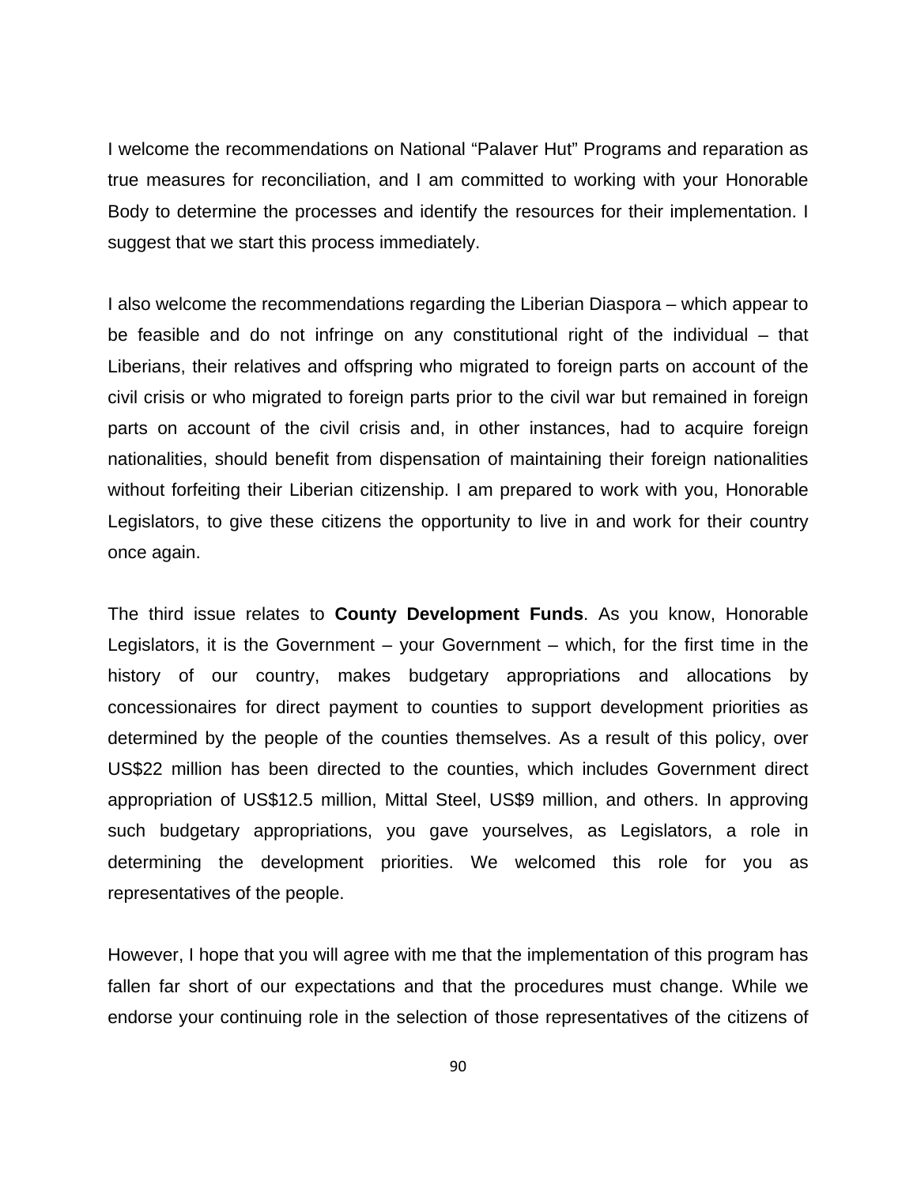I welcome the recommendations on National “Palaver Hut” Programs and reparation as true measures for reconciliation, and I am committed to working with your Honorable Body to determine the processes and identify the resources for their implementation. I suggest that we start this process immediately.

I also welcome the recommendations regarding the Liberian Diaspora – which appear to be feasible and do not infringe on any constitutional right of the individual – that Liberians, their relatives and offspring who migrated to foreign parts on account of the civil crisis or who migrated to foreign parts prior to the civil war but remained in foreign parts on account of the civil crisis and, in other instances, had to acquire foreign nationalities, should benefit from dispensation of maintaining their foreign nationalities without forfeiting their Liberian citizenship. I am prepared to work with you, Honorable Legislators, to give these citizens the opportunity to live in and work for their country once again.

The third issue relates to **County Development Funds**. As you know, Honorable Legislators, it is the Government – your Government – which, for the first time in the history of our country, makes budgetary appropriations and allocations by concessionaires for direct payment to counties to support development priorities as determined by the people of the counties themselves. As a result of this policy, over US$22 million has been directed to the counties, which includes Government direct appropriation of US$12.5 million, Mittal Steel, US$9 million, and others. In approving such budgetary appropriations, you gave yourselves, as Legislators, a role in determining the development priorities. We welcomed this role for you as representatives of the people.

However, I hope that you will agree with me that the implementation of this program has fallen far short of our expectations and that the procedures must change. While we endorse your continuing role in the selection of those representatives of the citizens of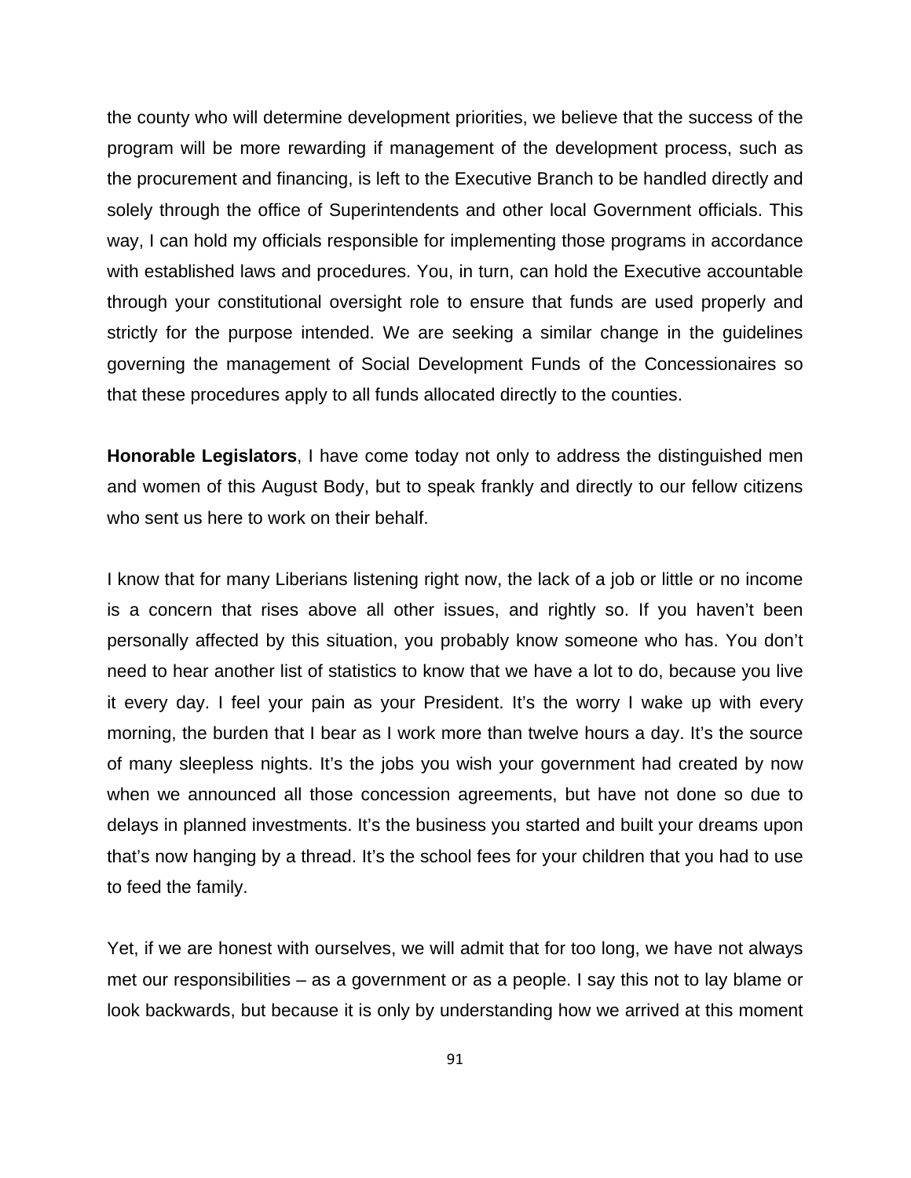the county who will determine development priorities, we believe that the success of the program will be more rewarding if management of the development process, such as the procurement and financing, is left to the Executive Branch to be handled directly and solely through the office of Superintendents and other local Government officials. This way, I can hold my officials responsible for implementing those programs in accordance with established laws and procedures. You, in turn, can hold the Executive accountable through your constitutional oversight role to ensure that funds are used properly and strictly for the purpose intended. We are seeking a similar change in the guidelines governing the management of Social Development Funds of the Concessionaires so that these procedures apply to all funds allocated directly to the counties.

**Honorable Legislators**, I have come today not only to address the distinguished men and women of this August Body, but to speak frankly and directly to our fellow citizens who sent us here to work on their behalf.

I know that for many Liberians listening right now, the lack of a job or little or no income is a concern that rises above all other issues, and rightly so. If you haven't been personally affected by this situation, you probably know someone who has. You don't need to hear another list of statistics to know that we have a lot to do, because you live it every day. I feel your pain as your President. It's the worry I wake up with every morning, the burden that I bear as I work more than twelve hours a day. It's the source of many sleepless nights. It's the jobs you wish your government had created by now when we announced all those concession agreements, but have not done so due to delays in planned investments. It's the business you started and built your dreams upon that's now hanging by a thread. It's the school fees for your children that you had to use to feed the family.

Yet, if we are honest with ourselves, we will admit that for too long, we have not always met our responsibilities – as a government or as a people. I say this not to lay blame or look backwards, but because it is only by understanding how we arrived at this moment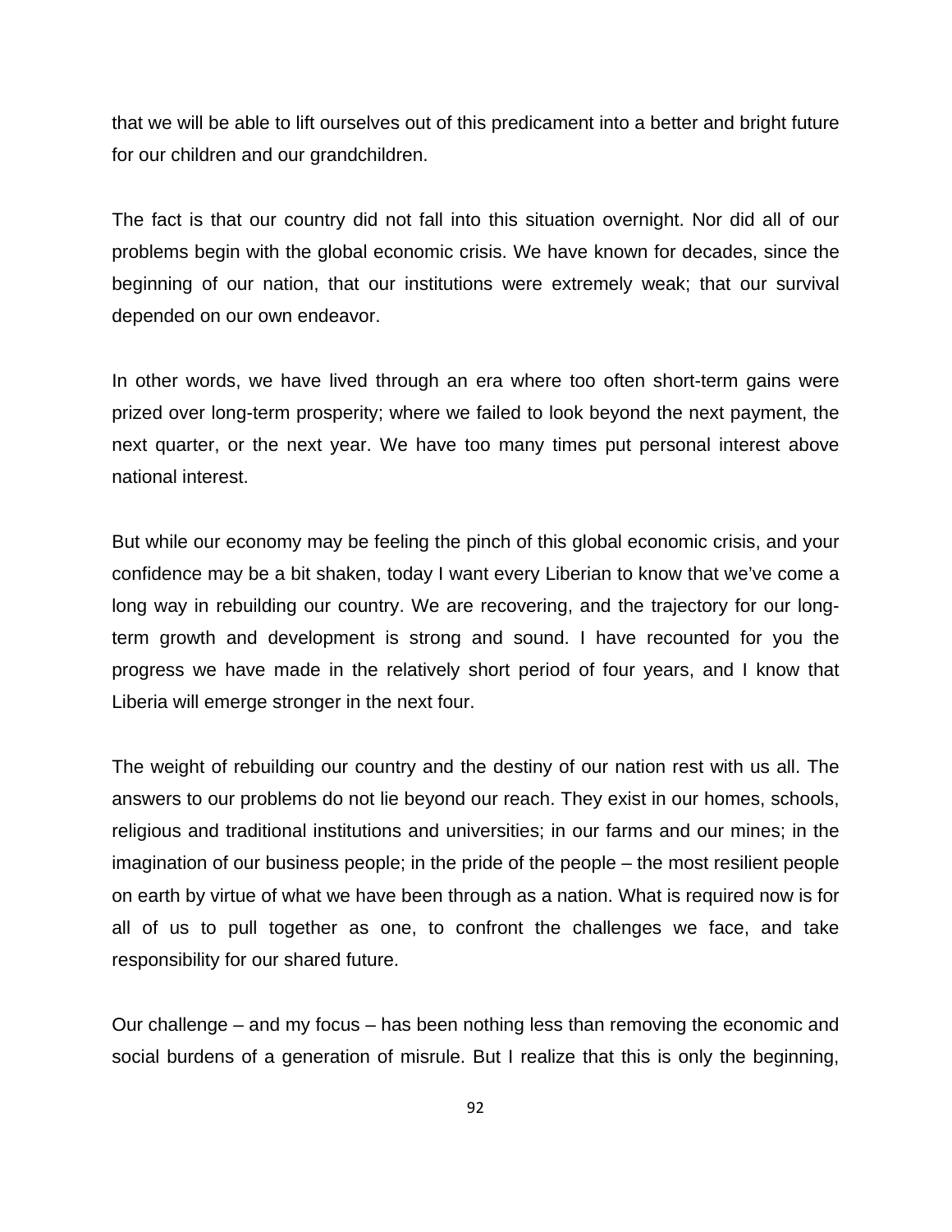that we will be able to lift ourselves out of this predicament into a better and bright future for our children and our grandchildren.

The fact is that our country did not fall into this situation overnight. Nor did all of our problems begin with the global economic crisis. We have known for decades, since the beginning of our nation, that our institutions were extremely weak; that our survival depended on our own endeavor.

In other words, we have lived through an era where too often short-term gains were prized over long-term prosperity; where we failed to look beyond the next payment, the next quarter, or the next year. We have too many times put personal interest above national interest.

But while our economy may be feeling the pinch of this global economic crisis, and your confidence may be a bit shaken, today I want every Liberian to know that we've come a long way in rebuilding our country. We are recovering, and the trajectory for our long-term growth and development is strong and sound. I have recounted for you the progress we have made in the relatively short period of four years, and I know that Liberia will emerge stronger in the next four.

The weight of rebuilding our country and the destiny of our nation rest with us all. The answers to our problems do not lie beyond our reach. They exist in our homes, schools, religious and traditional institutions and universities; in our farms and our mines; in the imagination of our business people; in the pride of the people – the most resilient people on earth by virtue of what we have been through as a nation. What is required now is for all of us to pull together as one, to confront the challenges we face, and take responsibility for our shared future.

Our challenge – and my focus – has been nothing less than removing the economic and social burdens of a generation of misrule. But I realize that this is only the beginning,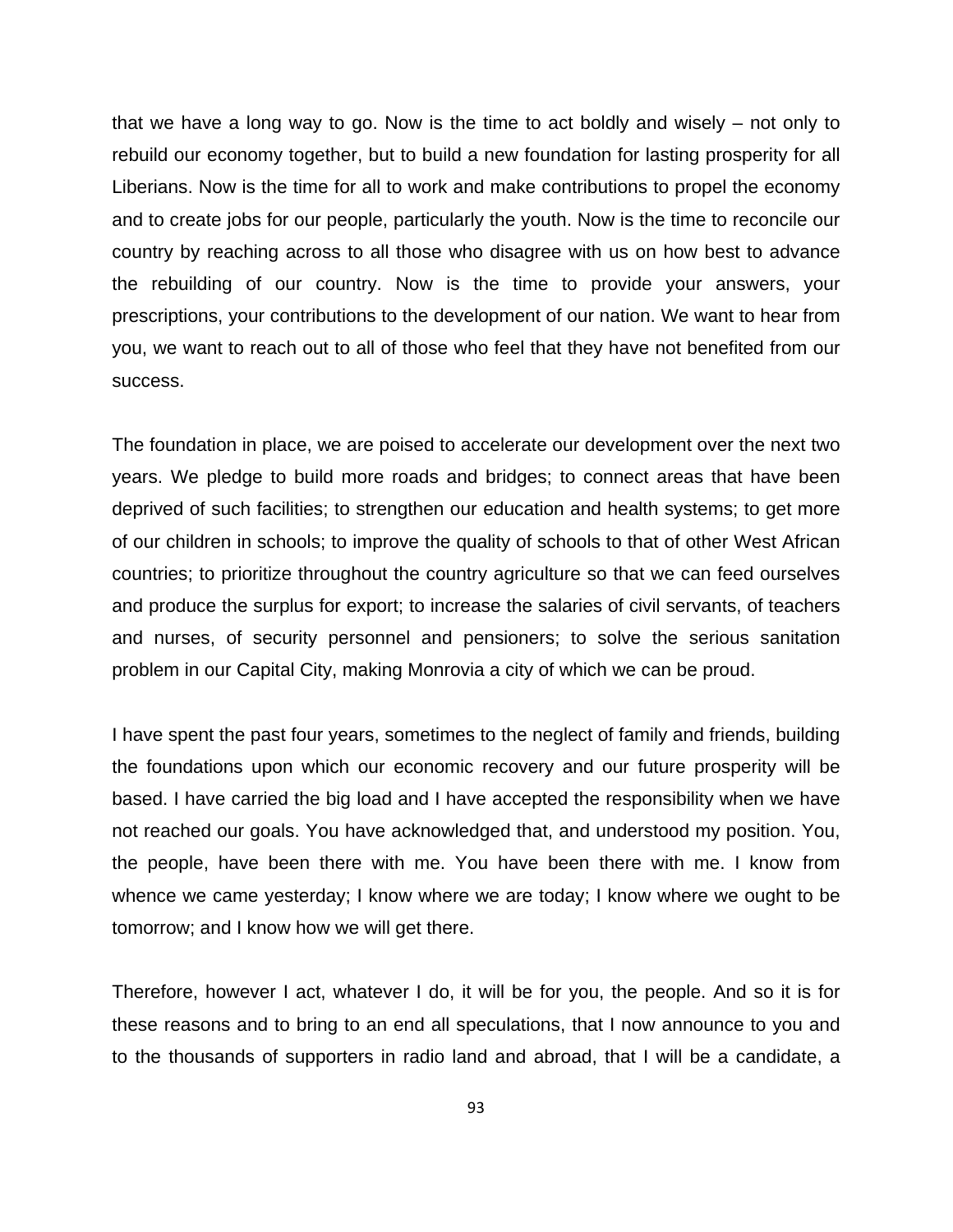that we have a long way to go. Now is the time to act boldly and wisely – not only to rebuild our economy together, but to build a new foundation for lasting prosperity for all Liberians. Now is the time for all to work and make contributions to propel the economy and to create jobs for our people, particularly the youth. Now is the time to reconcile our country by reaching across to all those who disagree with us on how best to advance the rebuilding of our country. Now is the time to provide your answers, your prescriptions, your contributions to the development of our nation. We want to hear from you, we want to reach out to all of those who feel that they have not benefited from our success.

The foundation in place, we are poised to accelerate our development over the next two years. We pledge to build more roads and bridges; to connect areas that have been deprived of such facilities; to strengthen our education and health systems; to get more of our children in schools; to improve the quality of schools to that of other West African countries; to prioritize throughout the country agriculture so that we can feed ourselves and produce the surplus for export; to increase the salaries of civil servants, of teachers and nurses, of security personnel and pensioners; to solve the serious sanitation problem in our Capital City, making Monrovia a city of which we can be proud.

I have spent the past four years, sometimes to the neglect of family and friends, building the foundations upon which our economic recovery and our future prosperity will be based. I have carried the big load and I have accepted the responsibility when we have not reached our goals. You have acknowledged that, and understood my position. You, the people, have been there with me. You have been there with me. I know from whence we came yesterday; I know where we are today; I know where we ought to be tomorrow; and I know how we will get there.

Therefore, however I act, whatever I do, it will be for you, the people. And so it is for these reasons and to bring to an end all speculations, that I now announce to you and to the thousands of supporters in radio land and abroad, that I will be a candidate, a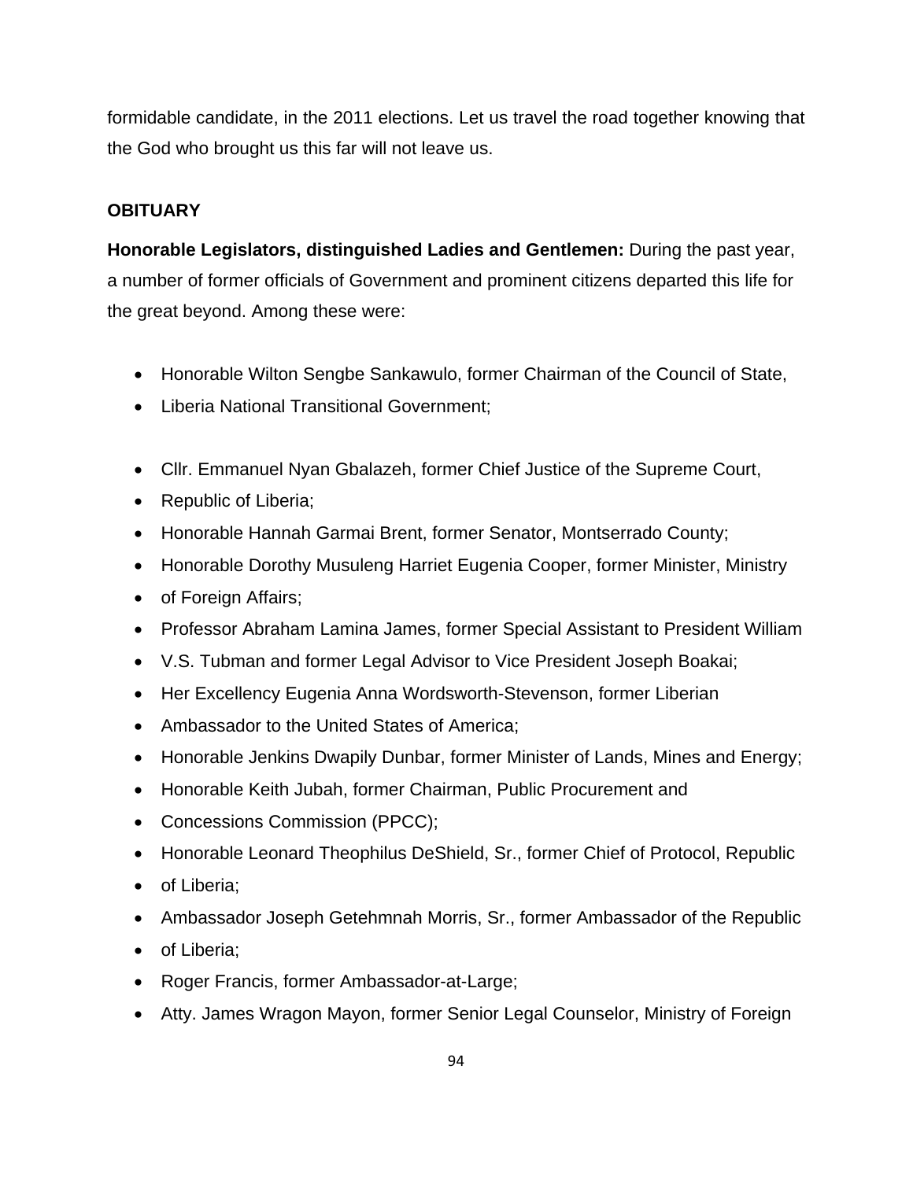formidable candidate, in the 2011 elections. Let us travel the road together knowing that the God who brought us this far will not leave us.

**OBITUARY**

**Honorable Legislators, distinguished Ladies and Gentlemen:** During the past year, a number of former officials of Government and prominent citizens departed this life for the great beyond. Among these were:

- Honorable Wilton Sengbe Sankawulo, former Chairman of the Council of State,
- Liberia National Transitional Government;

- Cllr. Emmanuel Nyan Gbalazeh, former Chief Justice of the Supreme Court,
- Republic of Liberia;
- Honorable Hannah Garmai Brent, former Senator, Montserrado County;
- Honorable Dorothy Musuleng Harriet Eugenia Cooper, former Minister, Ministry
- of Foreign Affairs;
- Professor Abraham Lamina James, former Special Assistant to President William
- V.S. Tubman and former Legal Advisor to Vice President Joseph Boakai;
- Her Excellency Eugenia Anna Wordsworth-Stevenson, former Liberian
- Ambassador to the United States of America;
- Honorable Jenkins Dwapily Dunbar, former Minister of Lands, Mines and Energy;
- Honorable Keith Jubah, former Chairman, Public Procurement and
- Concessions Commission (PPCC);
- Honorable Leonard Theophilus DeShield, Sr., former Chief of Protocol, Republic
- of Liberia;
- Ambassador Joseph Getehmnah Morris, Sr., former Ambassador of the Republic
- of Liberia;
- Roger Francis, former Ambassador-at-Large;
- Atty. James Wragon Mayon, former Senior Legal Counselor, Ministry of Foreign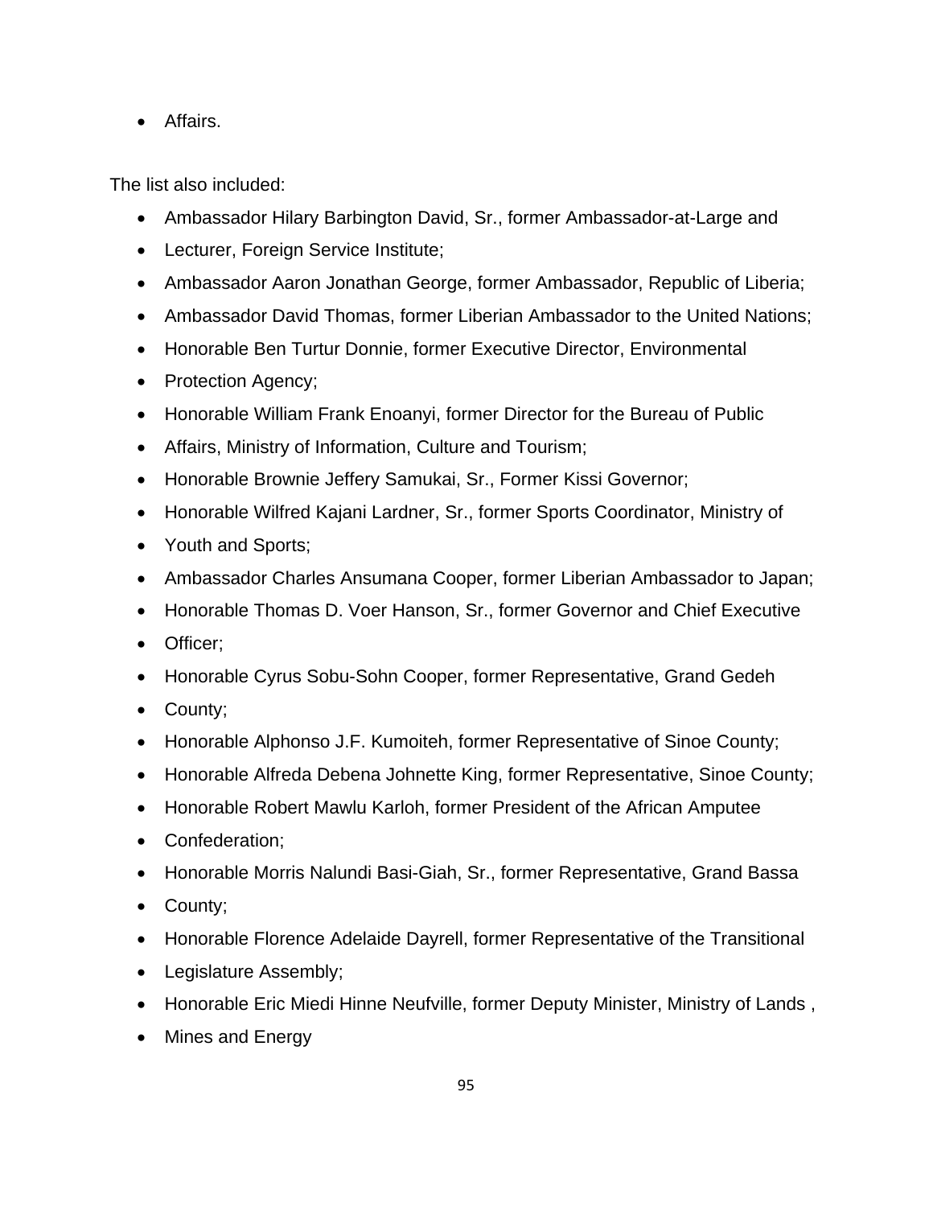- Affairs.

The list also included:

- Ambassador Hilary Barbington David, Sr., former Ambassador-at-Large and
- Lecturer, Foreign Service Institute;
- Ambassador Aaron Jonathan George, former Ambassador, Republic of Liberia;
- Ambassador David Thomas, former Liberian Ambassador to the United Nations;
- Honorable Ben Turtur Donnie, former Executive Director, Environmental
- Protection Agency;
- Honorable William Frank Enoanyi, former Director for the Bureau of Public
- Affairs, Ministry of Information, Culture and Tourism;
- Honorable Brownie Jeffery Samukai, Sr., Former Kissi Governor;
- Honorable Wilfred Kajani Lardner, Sr., former Sports Coordinator, Ministry of
- Youth and Sports;
- Ambassador Charles Ansumana Cooper, former Liberian Ambassador to Japan;
- Honorable Thomas D. Voer Hanson, Sr., former Governor and Chief Executive
- Officer;
- Honorable Cyrus Sobu-Sohn Cooper, former Representative, Grand Gedeh
- County;
- Honorable Alphonso J.F. Kumoiteh, former Representative of Sinoe County;
- Honorable Alfreda Debena Johnette King, former Representative, Sinoe County;
- Honorable Robert Mawlu Karloh, former President of the African Amputee
- Confederation;
- Honorable Morris Nalundi Basi-Giah, Sr., former Representative, Grand Bassa
- County;
- Honorable Florence Adelaide Dayrell, former Representative of the Transitional
- Legislature Assembly;
- Honorable Eric Miedi Hinne Neufville, former Deputy Minister, Ministry of Lands ,
- Mines and Energy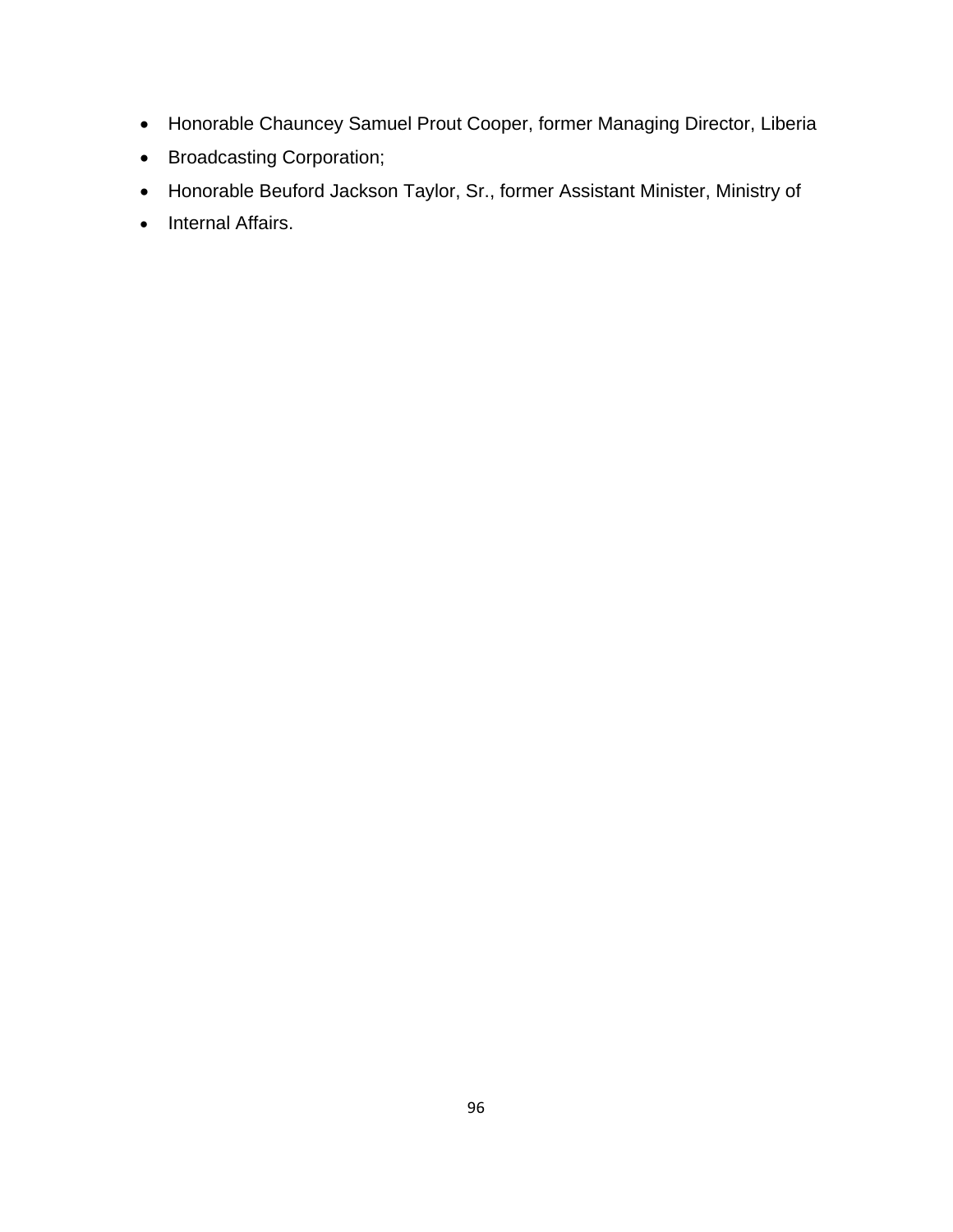- Honorable Chauncey Samuel Prout Cooper, former Managing Director, Liberia
- Broadcasting Corporation;
- Honorable Beuford Jackson Taylor, Sr., former Assistant Minister, Ministry of
- Internal Affairs.